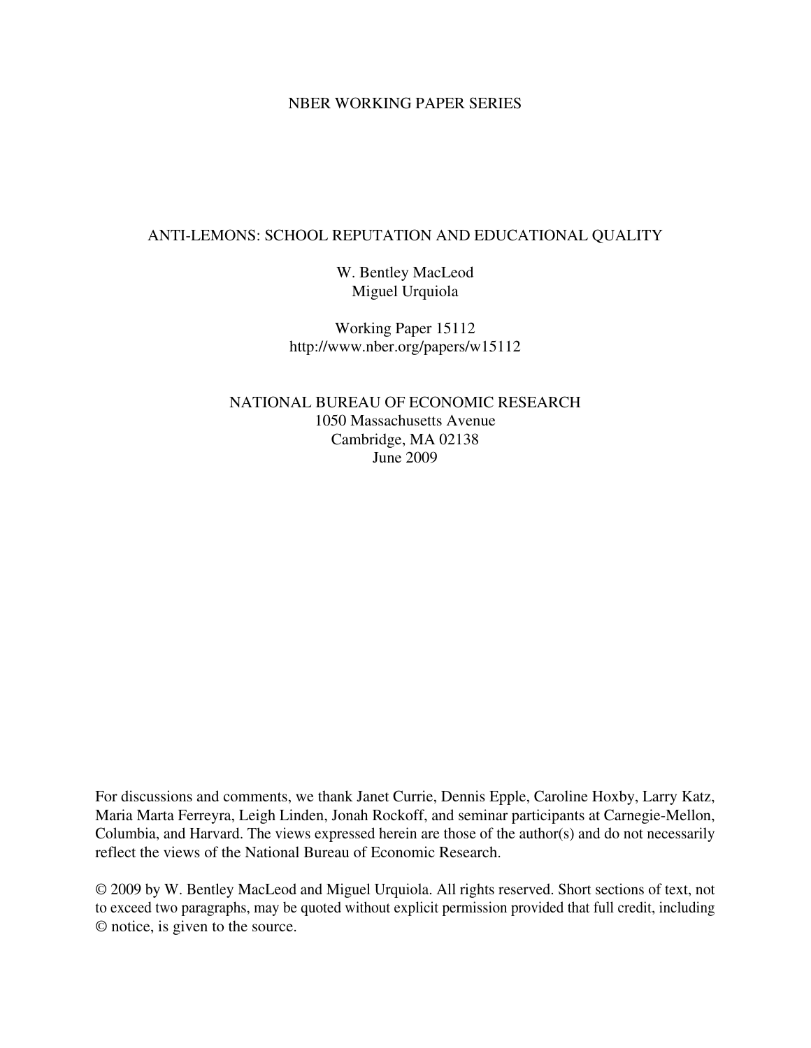NBER WORKING PAPER SERIES

# ANTI-LEMONS: SCHOOL REPUTATION AND EDUCATIONAL QUALITY

W. Bentley MacLeod
Miguel Urquiola

Working Paper 15112
http://www.nber.org/papers/w15112

NATIONAL BUREAU OF ECONOMIC RESEARCH
1050 Massachusetts Avenue
Cambridge, MA 02138
June 2009

For discussions and comments, we thank Janet Currie, Dennis Epple, Caroline Hoxby, Larry Katz, Maria Marta Ferreyra, Leigh Linden, Jonah Rockoff, and seminar participants at Carnegie-Mellon, Columbia, and Harvard. The views expressed herein are those of the author(s) and do not necessarily reflect the views of the National Bureau of Economic Research.

© 2009 by W. Bentley MacLeod and Miguel Urquiola. All rights reserved. Short sections of text, not to exceed two paragraphs, may be quoted without explicit permission provided that full credit, including © notice, is given to the source.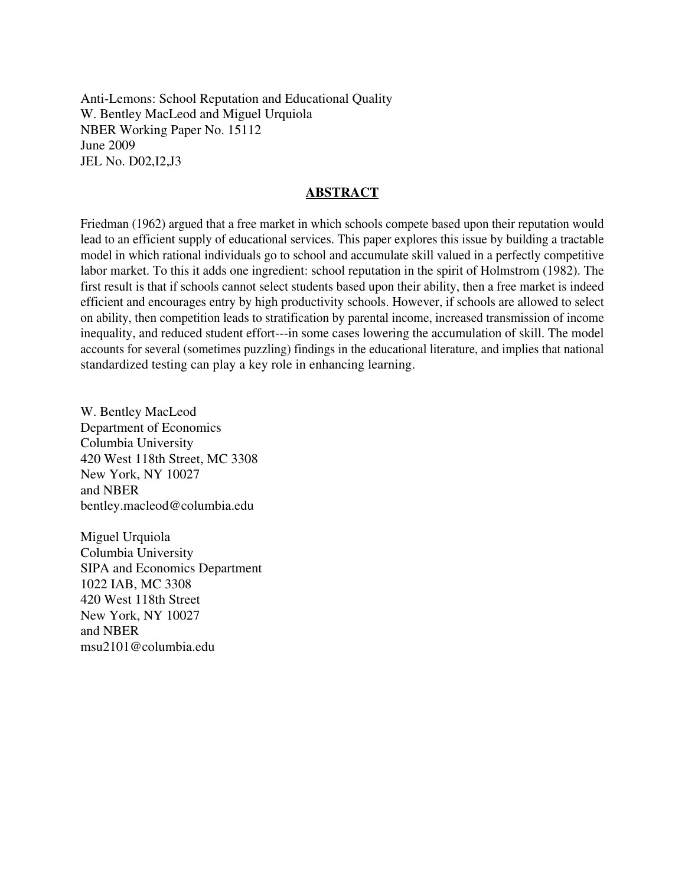Anti-Lemons: School Reputation and Educational Quality
W. Bentley MacLeod and Miguel Urquiola
NBER Working Paper No. 15112
June 2009
JEL No. D02,I2,J3

## ABSTRACT

Friedman (1962) argued that a free market in which schools compete based upon their reputation would lead to an efficient supply of educational services. This paper explores this issue by building a tractable model in which rational individuals go to school and accumulate skill valued in a perfectly competitive labor market. To this it adds one ingredient: school reputation in the spirit of Holmstrom (1982). The first result is that if schools cannot select students based upon their ability, then a free market is indeed efficient and encourages entry by high productivity schools. However, if schools are allowed to select on ability, then competition leads to stratification by parental income, increased transmission of income inequality, and reduced student effort---in some cases lowering the accumulation of skill. The model accounts for several (sometimes puzzling) findings in the educational literature, and implies that national standardized testing can play a key role in enhancing learning.

W. Bentley MacLeod
Department of Economics
Columbia University
420 West 118th Street, MC 3308
New York, NY 10027
and NBER
bentley.macleod@columbia.edu

Miguel Urquiola
Columbia University
SIPA and Economics Department
1022 IAB, MC 3308
420 West 118th Street
New York, NY 10027
and NBER
msu2101@columbia.edu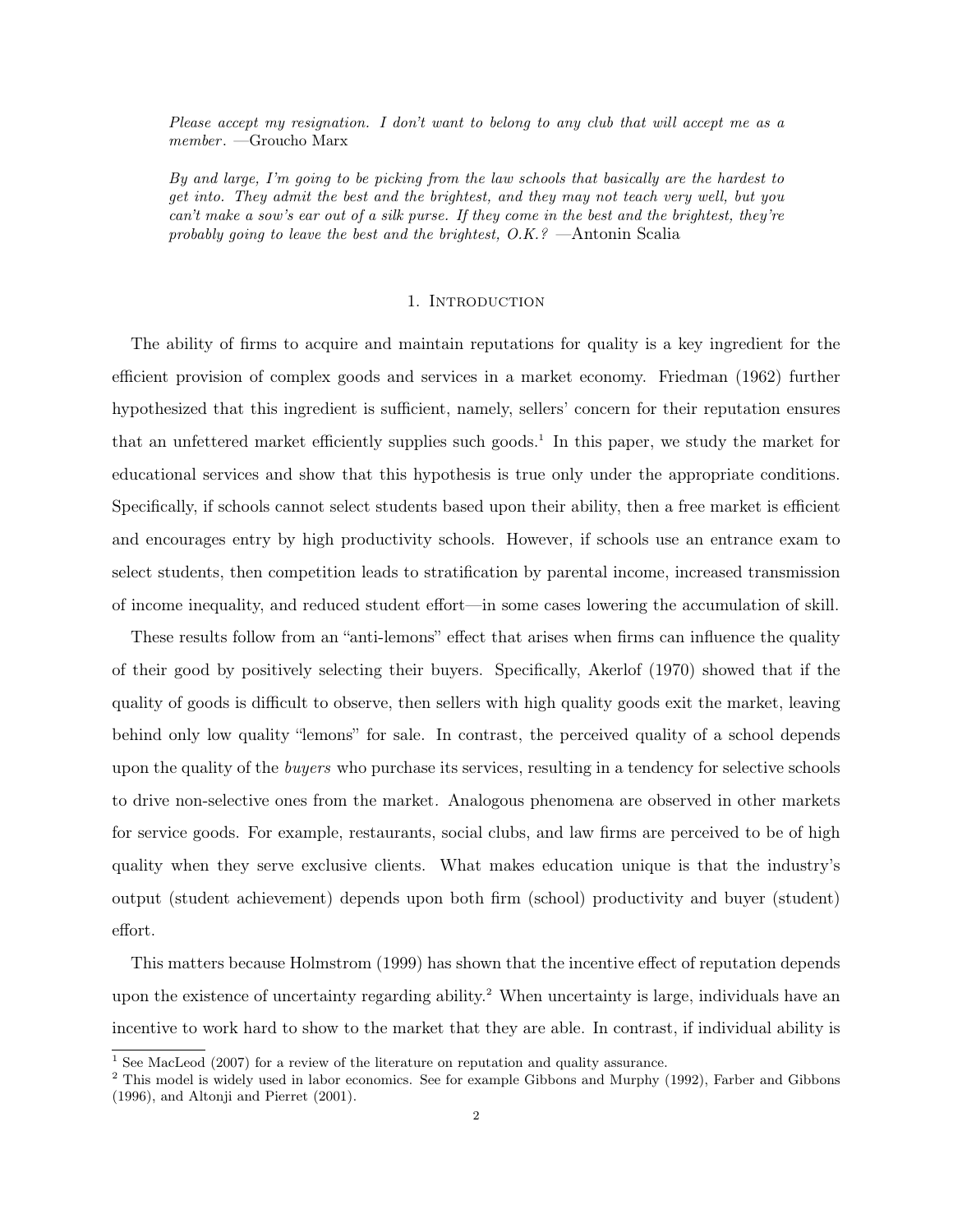*Please accept my resignation. I don't want to belong to any club that will accept me as a member*. —Groucho Marx

*By and large, I'm going to be picking from the law schools that basically are the hardest to get into. They admit the best and the brightest, and they may not teach very well, but you can't make a sow's ear out of a silk purse. If they come in the best and the brightest, they're probably going to leave the best and the brightest, O.K.?* —Antonin Scalia

# 1. Introduction

The ability of firms to acquire and maintain reputations for quality is a key ingredient for the efficient provision of complex goods and services in a market economy. Friedman (1962) further hypothesized that this ingredient is sufficient, namely, sellers' concern for their reputation ensures that an unfettered market efficiently supplies such goods.[1] In this paper, we study the market for educational services and show that this hypothesis is true only under the appropriate conditions. Specifically, if schools cannot select students based upon their ability, then a free market is efficient and encourages entry by high productivity schools. However, if schools use an entrance exam to select students, then competition leads to stratification by parental income, increased transmission of income inequality, and reduced student effort—in some cases lowering the accumulation of skill.

These results follow from an "anti-lemons" effect that arises when firms can influence the quality of their good by positively selecting their buyers. Specifically, Akerlof (1970) showed that if the quality of goods is difficult to observe, then sellers with high quality goods exit the market, leaving behind only low quality "lemons" for sale. In contrast, the perceived quality of a school depends upon the quality of the *buyers* who purchase its services, resulting in a tendency for selective schools to drive non-selective ones from the market. Analogous phenomena are observed in other markets for service goods. For example, restaurants, social clubs, and law firms are perceived to be of high quality when they serve exclusive clients. What makes education unique is that the industry's output (student achievement) depends upon both firm (school) productivity and buyer (student) effort.

This matters because Holmstrom (1999) has shown that the incentive effect of reputation depends upon the existence of uncertainty regarding ability.[2] When uncertainty is large, individuals have an incentive to work hard to show to the market that they are able. In contrast, if individual ability is

[1] See MacLeod (2007) for a review of the literature on reputation and quality assurance.

[2] This model is widely used in labor economics. See for example Gibbons and Murphy (1992), Farber and Gibbons (1996), and Altonji and Pierret (2001).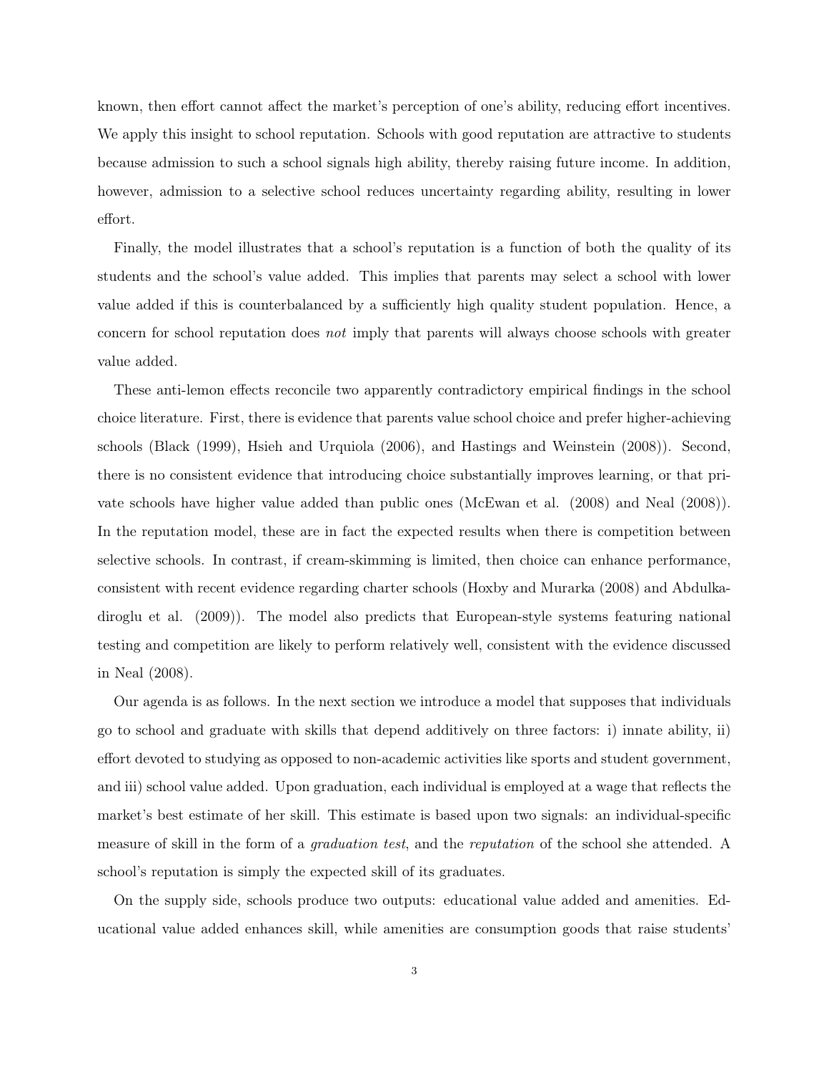known, then effort cannot affect the market's perception of one's ability, reducing effort incentives. We apply this insight to school reputation. Schools with good reputation are attractive to students because admission to such a school signals high ability, thereby raising future income. In addition, however, admission to a selective school reduces uncertainty regarding ability, resulting in lower effort.

Finally, the model illustrates that a school's reputation is a function of both the quality of its students and the school's value added. This implies that parents may select a school with lower value added if this is counterbalanced by a sufficiently high quality student population. Hence, a concern for school reputation does *not* imply that parents will always choose schools with greater value added.

These anti-lemon effects reconcile two apparently contradictory empirical findings in the school choice literature. First, there is evidence that parents value school choice and prefer higher-achieving schools (Black (1999), Hsieh and Urquiola (2006), and Hastings and Weinstein (2008)). Second, there is no consistent evidence that introducing choice substantially improves learning, or that private schools have higher value added than public ones (McEwan et al. (2008) and Neal (2008)). In the reputation model, these are in fact the expected results when there is competition between selective schools. In contrast, if cream-skimming is limited, then choice can enhance performance, consistent with recent evidence regarding charter schools (Hoxby and Murarka (2008) and Abdulkadiroglu et al. (2009)). The model also predicts that European-style systems featuring national testing and competition are likely to perform relatively well, consistent with the evidence discussed in Neal (2008).

Our agenda is as follows. In the next section we introduce a model that supposes that individuals go to school and graduate with skills that depend additively on three factors: i) innate ability, ii) effort devoted to studying as opposed to non-academic activities like sports and student government, and iii) school value added. Upon graduation, each individual is employed at a wage that reflects the market's best estimate of her skill. This estimate is based upon two signals: an individual-specific measure of skill in the form of a *graduation test*, and the *reputation* of the school she attended. A school's reputation is simply the expected skill of its graduates.

On the supply side, schools produce two outputs: educational value added and amenities. Educational value added enhances skill, while amenities are consumption goods that raise students'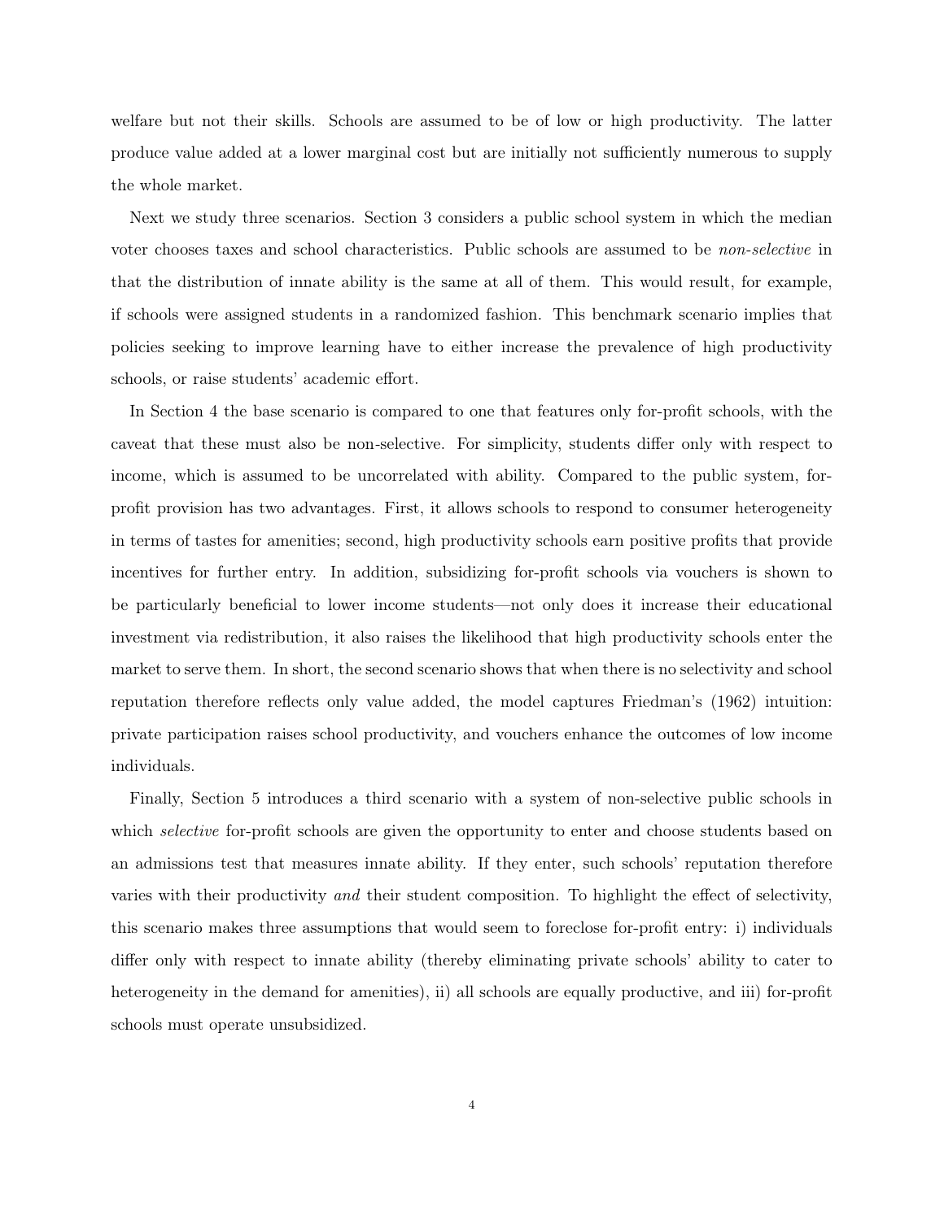welfare but not their skills. Schools are assumed to be of low or high productivity. The latter produce value added at a lower marginal cost but are initially not sufficiently numerous to supply the whole market.

Next we study three scenarios. Section 3 considers a public school system in which the median voter chooses taxes and school characteristics. Public schools are assumed to be *non-selective* in that the distribution of innate ability is the same at all of them. This would result, for example, if schools were assigned students in a randomized fashion. This benchmark scenario implies that policies seeking to improve learning have to either increase the prevalence of high productivity schools, or raise students' academic effort.

In Section 4 the base scenario is compared to one that features only for-profit schools, with the caveat that these must also be non-selective. For simplicity, students differ only with respect to income, which is assumed to be uncorrelated with ability. Compared to the public system, for-profit provision has two advantages. First, it allows schools to respond to consumer heterogeneity in terms of tastes for amenities; second, high productivity schools earn positive profits that provide incentives for further entry. In addition, subsidizing for-profit schools via vouchers is shown to be particularly beneficial to lower income students—not only does it increase their educational investment via redistribution, it also raises the likelihood that high productivity schools enter the market to serve them. In short, the second scenario shows that when there is no selectivity and school reputation therefore reflects only value added, the model captures Friedman's (1962) intuition: private participation raises school productivity, and vouchers enhance the outcomes of low income individuals.

Finally, Section 5 introduces a third scenario with a system of non-selective public schools in which *selective* for-profit schools are given the opportunity to enter and choose students based on an admissions test that measures innate ability. If they enter, such schools' reputation therefore varies with their productivity *and* their student composition. To highlight the effect of selectivity, this scenario makes three assumptions that would seem to foreclose for-profit entry: i) individuals differ only with respect to innate ability (thereby eliminating private schools' ability to cater to heterogeneity in the demand for amenities), ii) all schools are equally productive, and iii) for-profit schools must operate unsubsidized.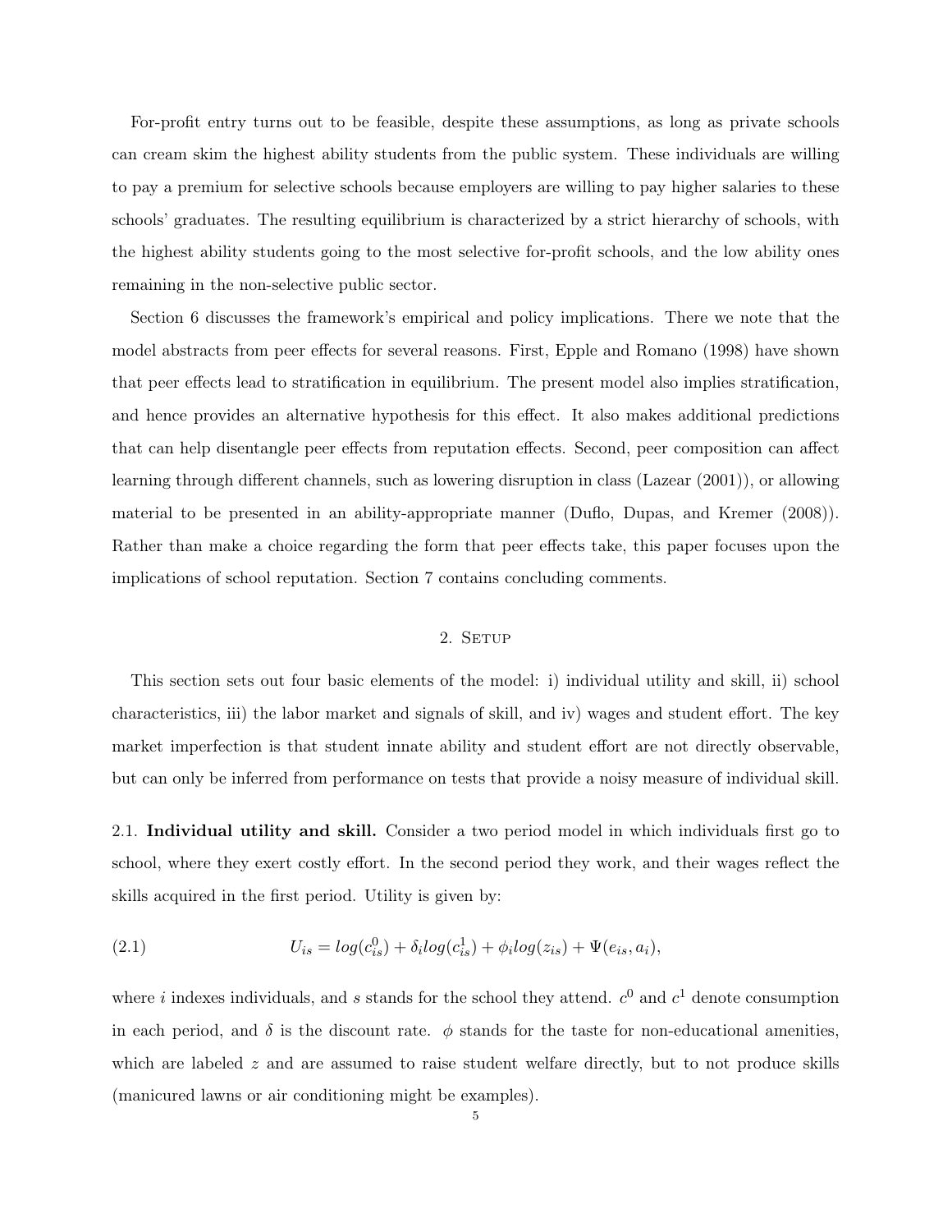For-profit entry turns out to be feasible, despite these assumptions, as long as private schools can cream skim the highest ability students from the public system. These individuals are willing to pay a premium for selective schools because employers are willing to pay higher salaries to these schools' graduates. The resulting equilibrium is characterized by a strict hierarchy of schools, with the highest ability students going to the most selective for-profit schools, and the low ability ones remaining in the non-selective public sector.

Section 6 discusses the framework's empirical and policy implications. There we note that the model abstracts from peer effects for several reasons. First, Epple and Romano (1998) have shown that peer effects lead to stratification in equilibrium. The present model also implies stratification, and hence provides an alternative hypothesis for this effect. It also makes additional predictions that can help disentangle peer effects from reputation effects. Second, peer composition can affect learning through different channels, such as lowering disruption in class (Lazear (2001)), or allowing material to be presented in an ability-appropriate manner (Duflo, Dupas, and Kremer (2008)). Rather than make a choice regarding the form that peer effects take, this paper focuses upon the implications of school reputation. Section 7 contains concluding comments.

## 2. Setup

This section sets out four basic elements of the model: i) individual utility and skill, ii) school characteristics, iii) the labor market and signals of skill, and iv) wages and student effort. The key market imperfection is that student innate ability and student effort are not directly observable, but can only be inferred from performance on tests that provide a noisy measure of individual skill.

2.1. **Individual utility and skill.** Consider a two period model in which individuals first go to school, where they exert costly effort. In the second period they work, and their wages reflect the skills acquired in the first period. Utility is given by:

$$U_{is} = log(c_{is}^0) + \delta_i log(c_{is}^1) + \phi_i log(z_{is}) + \Psi(e_{is}, a_i), \tag{2.1}$$

where $i$ indexes individuals, and $s$ stands for the school they attend. $c^0$ and $c^1$ denote consumption in each period, and $\delta$ is the discount rate. $\phi$ stands for the taste for non-educational amenities, which are labeled $z$ and are assumed to raise student welfare directly, but to not produce skills (manicured lawns or air conditioning might be examples).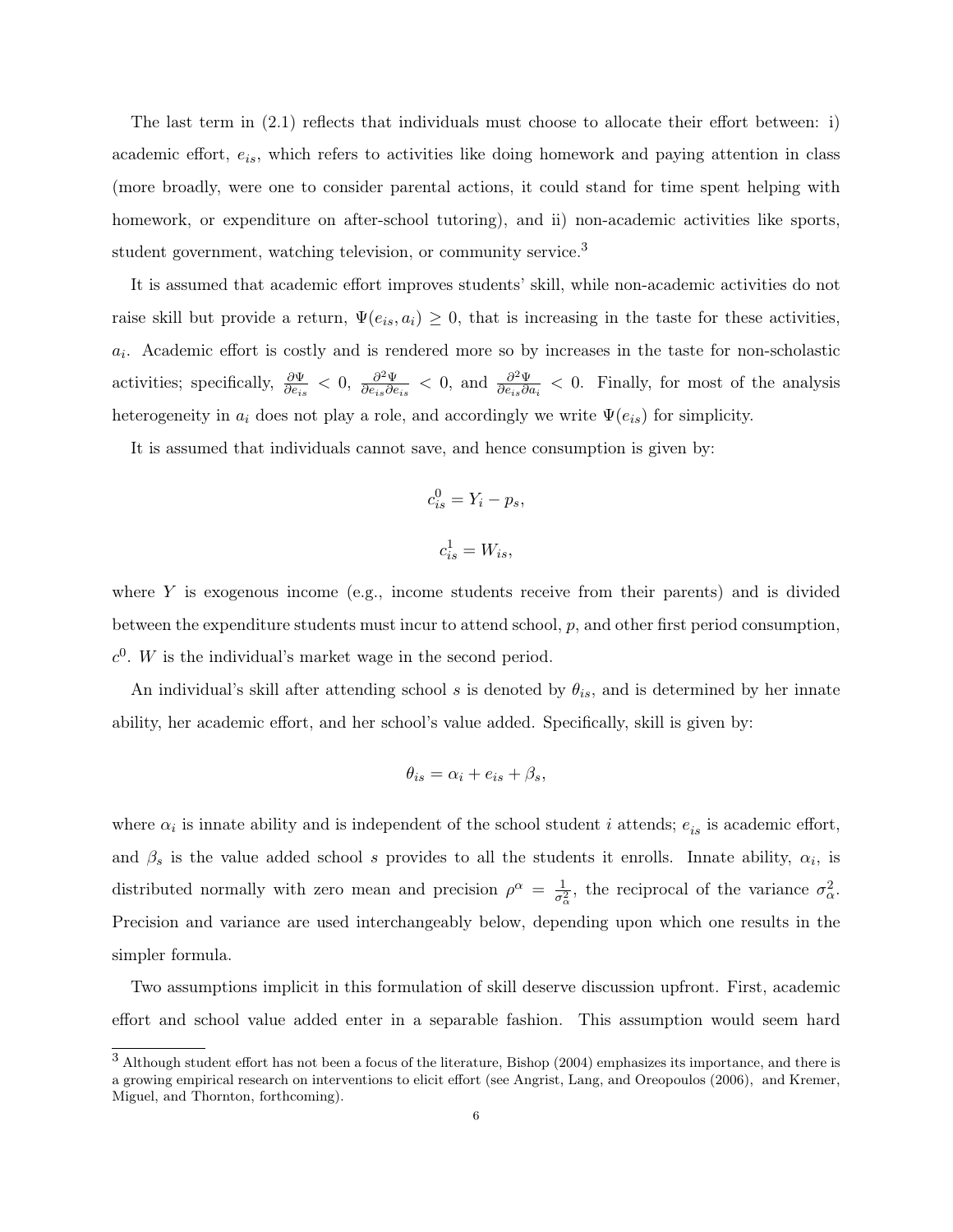The last term in (2.1) reflects that individuals must choose to allocate their effort between: i) academic effort, $e_{is}$, which refers to activities like doing homework and paying attention in class (more broadly, were one to consider parental actions, it could stand for time spent helping with homework, or expenditure on after-school tutoring), and ii) non-academic activities like sports, student government, watching television, or community service.[3]

It is assumed that academic effort improves students' skill, while non-academic activities do not raise skill but provide a return, $\Psi(e_{is}, a_i) \geq 0$, that is increasing in the taste for these activities, $a_i$. Academic effort is costly and is rendered more so by increases in the taste for non-scholastic activities; specifically, $\frac{\partial \Psi}{\partial e_{is}} < 0$, $\frac{\partial^2 \Psi}{\partial e_{is} \partial e_{is}} < 0$, and $\frac{\partial^2 \Psi}{\partial e_{is} \partial a_i} < 0$. Finally, for most of the analysis heterogeneity in $a_i$ does not play a role, and accordingly we write $\Psi(e_{is})$ for simplicity.

It is assumed that individuals cannot save, and hence consumption is given by:

$$c_{is}^0 = Y_i - p_s,$$

$$c_{is}^1 = W_{is},$$

where $Y$ is exogenous income (e.g., income students receive from their parents) and is divided between the expenditure students must incur to attend school, $p$, and other first period consumption, $c^0$. $W$ is the individual's market wage in the second period.

An individual's skill after attending school $s$ is denoted by $\theta_{is}$, and is determined by her innate ability, her academic effort, and her school's value added. Specifically, skill is given by:

$$\theta_{is} = \alpha_i + e_{is} + \beta_s,$$

where $\alpha_i$ is innate ability and is independent of the school student $i$ attends; $e_{is}$ is academic effort, and $\beta_s$ is the value added school $s$ provides to all the students it enrolls. Innate ability, $\alpha_i$, is distributed normally with zero mean and precision $\rho^\alpha = \frac{1}{\sigma_\alpha^2}$, the reciprocal of the variance $\sigma_\alpha^2$. Precision and variance are used interchangeably below, depending upon which one results in the simpler formula.

Two assumptions implicit in this formulation of skill deserve discussion upfront. First, academic effort and school value added enter in a separable fashion. This assumption would seem hard

[3] Although student effort has not been a focus of the literature, Bishop (2004) emphasizes its importance, and there is a growing empirical research on interventions to elicit effort (see Angrist, Lang, and Oreopoulos (2006), and Kremer, Miguel, and Thornton, forthcoming).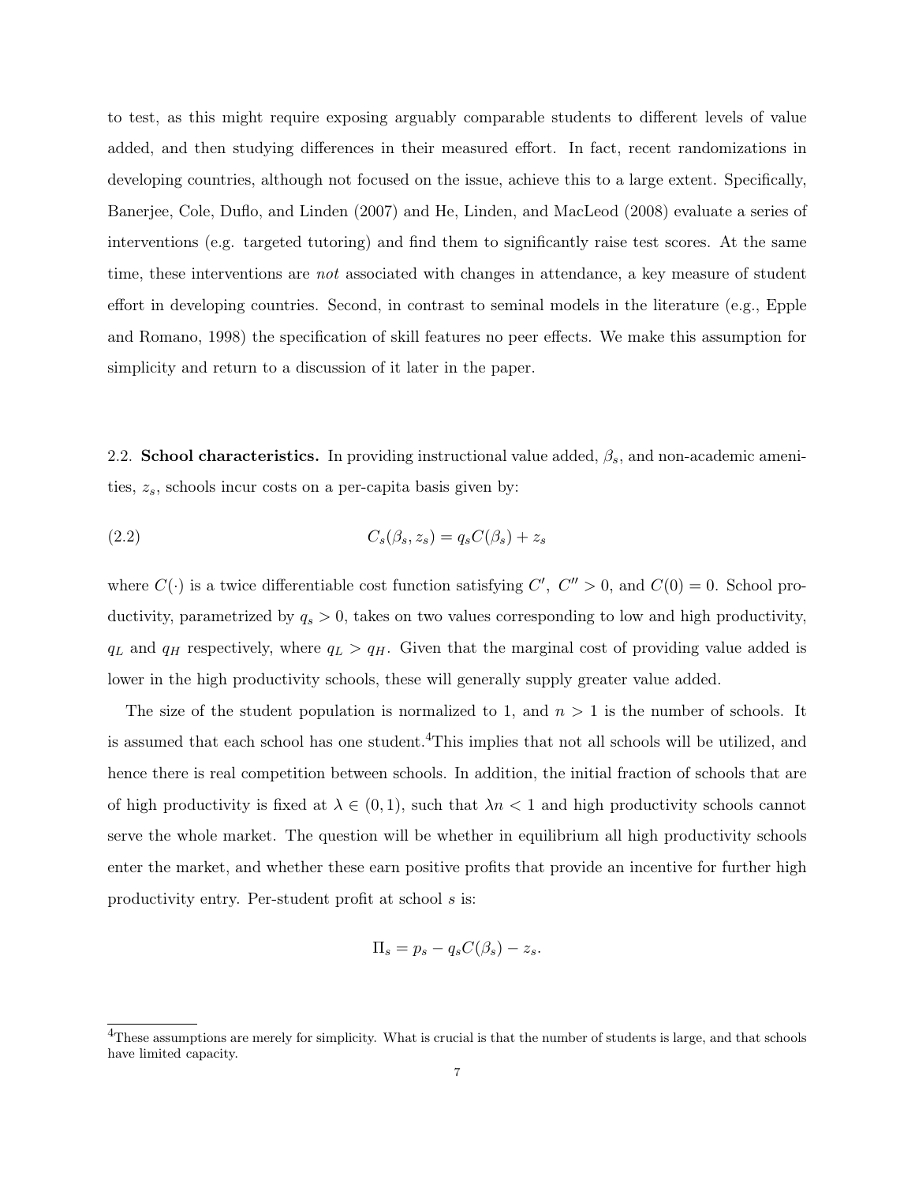to test, as this might require exposing arguably comparable students to different levels of value added, and then studying differences in their measured effort. In fact, recent randomizations in developing countries, although not focused on the issue, achieve this to a large extent. Specifically, Banerjee, Cole, Duflo, and Linden (2007) and He, Linden, and MacLeod (2008) evaluate a series of interventions (e.g. targeted tutoring) and find them to significantly raise test scores. At the same time, these interventions are *not* associated with changes in attendance, a key measure of student effort in developing countries. Second, in contrast to seminal models in the literature (e.g., Epple and Romano, 1998) the specification of skill features no peer effects. We make this assumption for simplicity and return to a discussion of it later in the paper.

2.2. **School characteristics.** In providing instructional value added, $\beta_s$, and non-academic amenities, $z_s$, schools incur costs on a per-capita basis given by:

$$C_s(\beta_s, z_s) = q_s C(\beta_s) + z_s \tag{2.2}$$

where $C(\cdot)$ is a twice differentiable cost function satisfying $C',\ C'' > 0$, and $C(0) = 0$. School productivity, parametrized by $q_s > 0$, takes on two values corresponding to low and high productivity, $q_L$ and $q_H$ respectively, where $q_L > q_H$. Given that the marginal cost of providing value added is lower in the high productivity schools, these will generally supply greater value added.

The size of the student population is normalized to 1, and $n > 1$ is the number of schools. It is assumed that each school has one student.[4]This implies that not all schools will be utilized, and hence there is real competition between schools. In addition, the initial fraction of schools that are of high productivity is fixed at $\lambda \in (0, 1)$, such that $\lambda n < 1$ and high productivity schools cannot serve the whole market. The question will be whether in equilibrium all high productivity schools enter the market, and whether these earn positive profits that provide an incentive for further high productivity entry. Per-student profit at school $s$ is:

$$\Pi_s = p_s - q_s C(\beta_s) - z_s.$$

[4]These assumptions are merely for simplicity. What is crucial is that the number of students is large, and that schools have limited capacity.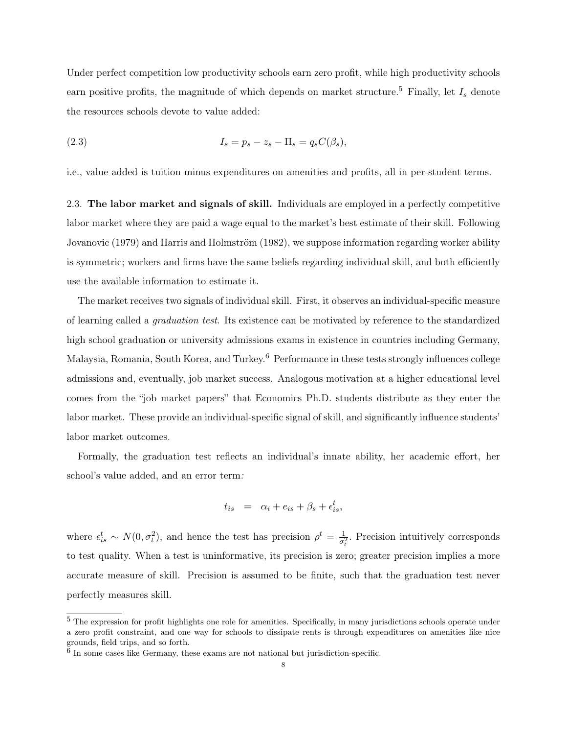Under perfect competition low productivity schools earn zero profit, while high productivity schools earn positive profits, the magnitude of which depends on market structure.[5] Finally, let $I_s$ denote the resources schools devote to value added:

$$I_s = p_s - z_s - \Pi_s = q_s C(\beta_s), \tag{2.3}$$

i.e., value added is tuition minus expenditures on amenities and profits, all in per-student terms.

2.3. **The labor market and signals of skill.** Individuals are employed in a perfectly competitive labor market where they are paid a wage equal to the market's best estimate of their skill. Following Jovanovic (1979) and Harris and Holmström (1982), we suppose information regarding worker ability is symmetric; workers and firms have the same beliefs regarding individual skill, and both efficiently use the available information to estimate it.

The market receives two signals of individual skill. First, it observes an individual-specific measure of learning called a *graduation test*. Its existence can be motivated by reference to the standardized high school graduation or university admissions exams in existence in countries including Germany, Malaysia, Romania, South Korea, and Turkey.[6] Performance in these tests strongly influences college admissions and, eventually, job market success. Analogous motivation at a higher educational level comes from the "job market papers" that Economics Ph.D. students distribute as they enter the labor market. These provide an individual-specific signal of skill, and significantly influence students' labor market outcomes.

Formally, the graduation test reflects an individual's innate ability, her academic effort, her school's value added, and an error term:

$$t_{is} = \alpha_i + e_{is} + \beta_s + \epsilon^t_{is},$$

where $\epsilon^t_{is} \sim N(0, \sigma^2_t)$, and hence the test has precision $\rho^t = \frac{1}{\sigma^2_t}$. Precision intuitively corresponds to test quality. When a test is uninformative, its precision is zero; greater precision implies a more accurate measure of skill. Precision is assumed to be finite, such that the graduation test never perfectly measures skill.

[5] The expression for profit highlights one role for amenities. Specifically, in many jurisdictions schools operate under a zero profit constraint, and one way for schools to dissipate rents is through expenditures on amenities like nice grounds, field trips, and so forth.

[6] In some cases like Germany, these exams are not national but jurisdiction-specific.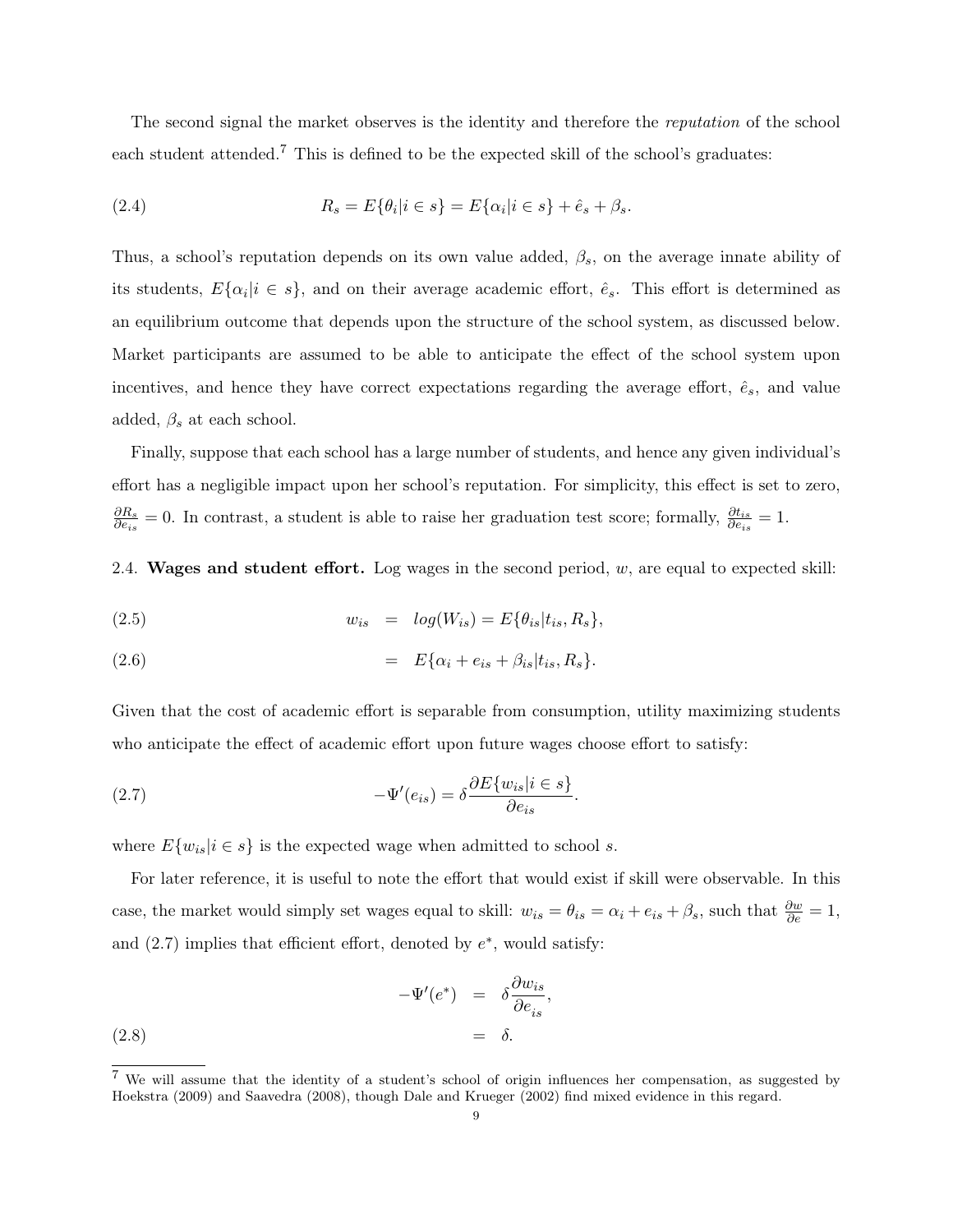The second signal the market observes is the identity and therefore the *reputation* of the school each student attended.[7] This is defined to be the expected skill of the school's graduates:

$$R_s = E\{\theta_i | i \in s\} = E\{\alpha_i | i \in s\} + \hat{e}_s + \beta_s. \tag{2.4}$$

Thus, a school's reputation depends on its own value added, $\beta_s$, on the average innate ability of its students, $E\{\alpha_i | i \in s\}$, and on their average academic effort, $\hat{e}_s$. This effort is determined as an equilibrium outcome that depends upon the structure of the school system, as discussed below. Market participants are assumed to be able to anticipate the effect of the school system upon incentives, and hence they have correct expectations regarding the average effort, $\hat{e}_s$, and value added, $\beta_s$ at each school.

Finally, suppose that each school has a large number of students, and hence any given individual's effort has a negligible impact upon her school's reputation. For simplicity, this effect is set to zero, $\frac{\partial R_s}{\partial e_{is}} = 0$. In contrast, a student is able to raise her graduation test score; formally, $\frac{\partial t_{is}}{\partial e_{is}} = 1$.

2.4. **Wages and student effort.** Log wages in the second period, $w$, are equal to expected skill:

$$w_{is} = log(W_{is}) = E\{\theta_{is} | t_{is}, R_s\}, \tag{2.5}$$

$$= E\{\alpha_i + e_{is} + \beta_{is} | t_{is}, R_s\}. \tag{2.6}$$

Given that the cost of academic effort is separable from consumption, utility maximizing students who anticipate the effect of academic effort upon future wages choose effort to satisfy:

$$-\Psi'(e_{is}) = \delta \frac{\partial E\{w_{is} | i \in s\}}{\partial e_{is}}. \tag{2.7}$$

where $E\{w_{is} | i \in s\}$ is the expected wage when admitted to school $s$.

For later reference, it is useful to note the effort that would exist if skill were observable. In this case, the market would simply set wages equal to skill: $w_{is} = \theta_{is} = \alpha_i + e_{is} + \beta_s$, such that $\frac{\partial w}{\partial e} = 1$, and (2.7) implies that efficient effort, denoted by $e^*$, would satisfy:

$$\begin{aligned} -\Psi'(e^*) &= \delta \frac{\partial w_{is}}{\partial e_{is}}, \\ &= \delta. \end{aligned} \tag{2.8}$$

[7] We will assume that the identity of a student's school of origin influences her compensation, as suggested by Hoekstra (2009) and Saavedra (2008), though Dale and Krueger (2002) find mixed evidence in this regard.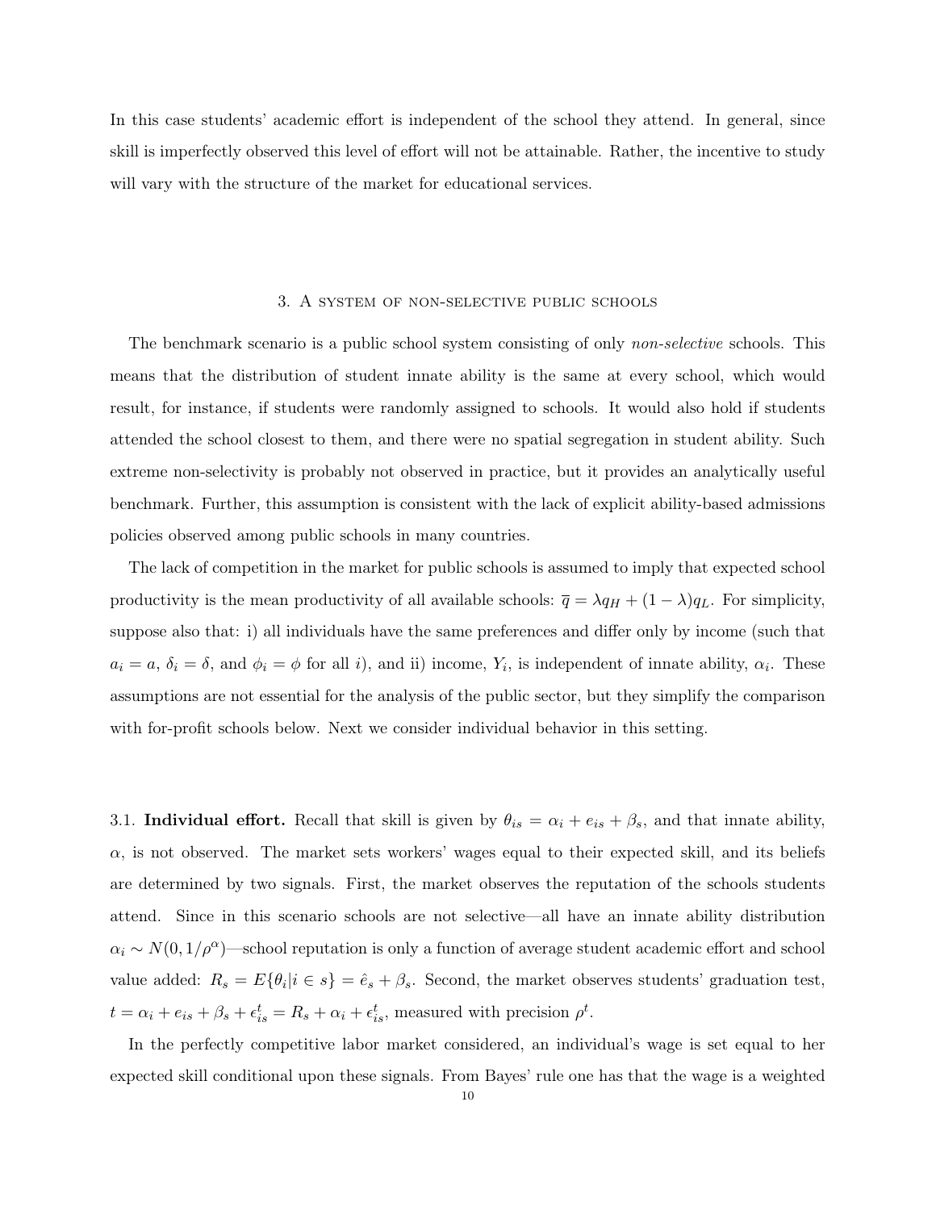In this case students' academic effort is independent of the school they attend. In general, since skill is imperfectly observed this level of effort will not be attainable. Rather, the incentive to study will vary with the structure of the market for educational services.

## 3. A system of non-selective public schools

The benchmark scenario is a public school system consisting of only *non-selective* schools. This means that the distribution of student innate ability is the same at every school, which would result, for instance, if students were randomly assigned to schools. It would also hold if students attended the school closest to them, and there were no spatial segregation in student ability. Such extreme non-selectivity is probably not observed in practice, but it provides an analytically useful benchmark. Further, this assumption is consistent with the lack of explicit ability-based admissions policies observed among public schools in many countries.

The lack of competition in the market for public schools is assumed to imply that expected school productivity is the mean productivity of all available schools: $\overline{q} = \lambda q_H + (1 - \lambda) q_L$. For simplicity, suppose also that: i) all individuals have the same preferences and differ only by income (such that $a_i = a$, $\delta_i = \delta$, and $\phi_i = \phi$ for all $i$), and ii) income, $Y_i$, is independent of innate ability, $\alpha_i$. These assumptions are not essential for the analysis of the public sector, but they simplify the comparison with for-profit schools below. Next we consider individual behavior in this setting.

3.1. **Individual effort.** Recall that skill is given by $\theta_{is} = \alpha_i + e_{is} + \beta_s$, and that innate ability, $\alpha$, is not observed. The market sets workers' wages equal to their expected skill, and its beliefs are determined by two signals. First, the market observes the reputation of the schools students attend. Since in this scenario schools are not selective—all have an innate ability distribution $\alpha_i \sim N(0, 1/\rho^{\alpha})$—school reputation is only a function of average student academic effort and school value added: $R_s = E\{\theta_i | i \in s\} = \hat{e}_s + \beta_s$. Second, the market observes students' graduation test, $t = \alpha_i + e_{is} + \beta_s + \epsilon_{is}^t = R_s + \alpha_i + \epsilon_{is}^t$, measured with precision $\rho^t$.

In the perfectly competitive labor market considered, an individual's wage is set equal to her expected skill conditional upon these signals. From Bayes' rule one has that the wage is a weighted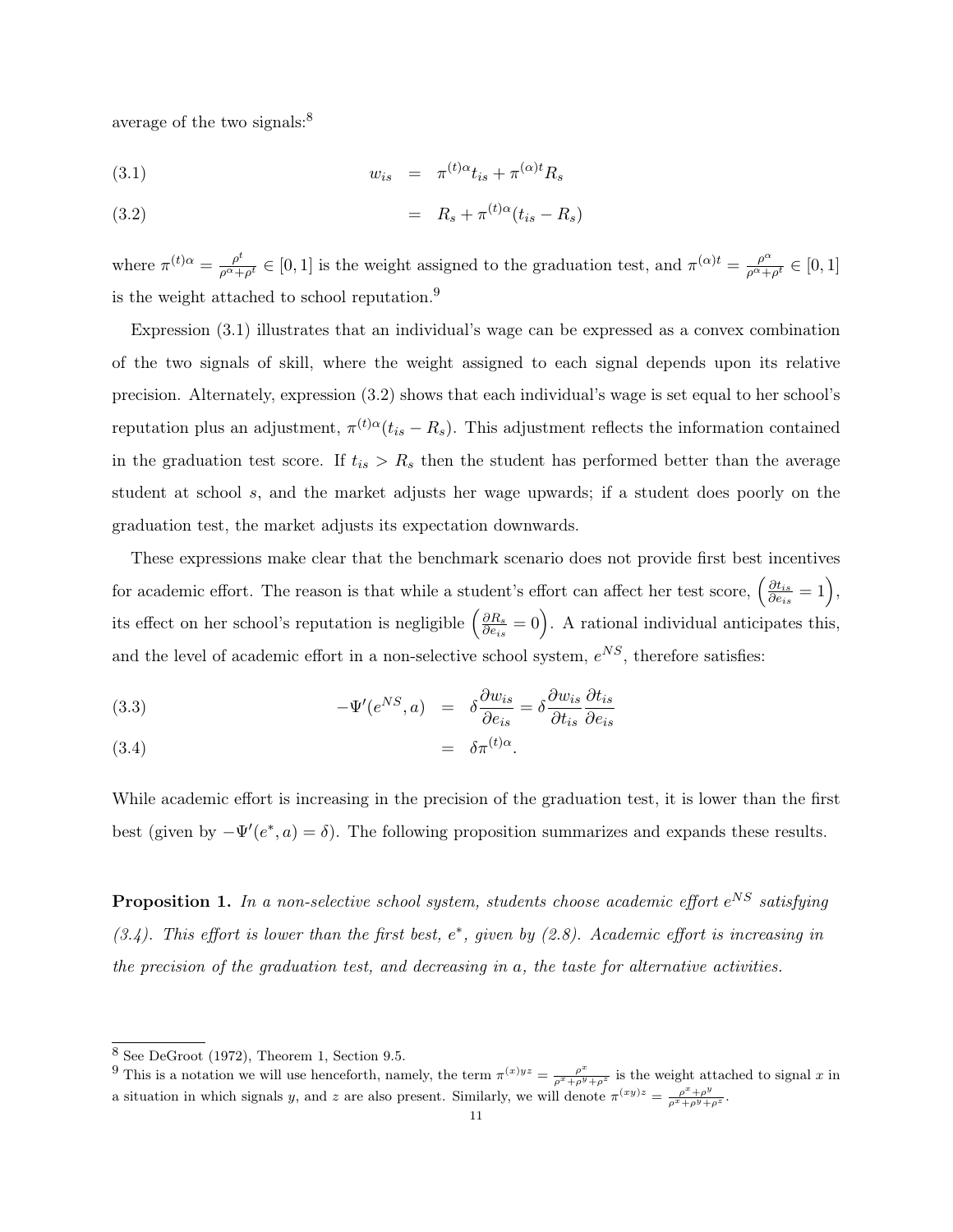average of the two signals:[8]

$$w_{is} = \pi^{(t)\alpha} t_{is} + \pi^{(\alpha)t} R_s \tag{3.1}$$

$$= R_s + \pi^{(t)\alpha}(t_{is} - R_s) \tag{3.2}$$

where $\pi^{(t)\alpha} = \frac{\rho^t}{\rho^\alpha + \rho^t} \in [0,1]$ is the weight assigned to the graduation test, and $\pi^{(\alpha)t} = \frac{\rho^\alpha}{\rho^\alpha + \rho^t} \in [0,1]$ is the weight attached to school reputation.[9]

Expression (3.1) illustrates that an individual's wage can be expressed as a convex combination of the two signals of skill, where the weight assigned to each signal depends upon its relative precision. Alternately, expression (3.2) shows that each individual's wage is set equal to her school's reputation plus an adjustment, $\pi^{(t)\alpha}(t_{is} - R_s)$. This adjustment reflects the information contained in the graduation test score. If $t_{is} > R_s$ then the student has performed better than the average student at school $s$, and the market adjusts her wage upwards; if a student does poorly on the graduation test, the market adjusts its expectation downwards.

These expressions make clear that the benchmark scenario does not provide first best incentives for academic effort. The reason is that while a student's effort can affect her test score, $\left(\frac{\partial t_{is}}{\partial e_{is}} = 1\right)$, its effect on her school's reputation is negligible $\left(\frac{\partial R_s}{\partial e_{is}} = 0\right)$. A rational individual anticipates this, and the level of academic effort in a non-selective school system, $e^{NS}$, therefore satisfies:

$$-\Psi'(e^{NS}, a) = \delta \frac{\partial w_{is}}{\partial e_{is}} = \delta \frac{\partial w_{is}}{\partial t_{is}} \frac{\partial t_{is}}{\partial e_{is}} \tag{3.3}$$

$$= \delta \pi^{(t)\alpha}. \tag{3.4}$$

While academic effort is increasing in the precision of the graduation test, it is lower than the first best (given by $-\Psi'(e^*, a) = \delta$). The following proposition summarizes and expands these results.

**Proposition 1.** *In a non-selective school system, students choose academic effort $e^{NS}$ satisfying (3.4). This effort is lower than the first best, $e^*$, given by (2.8). Academic effort is increasing in the precision of the graduation test, and decreasing in $a$, the taste for alternative activities.*

---

[8] See DeGroot (1972), Theorem 1, Section 9.5.

[9] This is a notation we will use henceforth, namely, the term $\pi^{(x)yz} = \frac{\rho^x}{\rho^x + \rho^y + \rho^z}$ is the weight attached to signal $x$ in a situation in which signals $y$, and $z$ are also present. Similarly, we will denote $\pi^{(xy)z} = \frac{\rho^x + \rho^y}{\rho^x + \rho^y + \rho^z}$.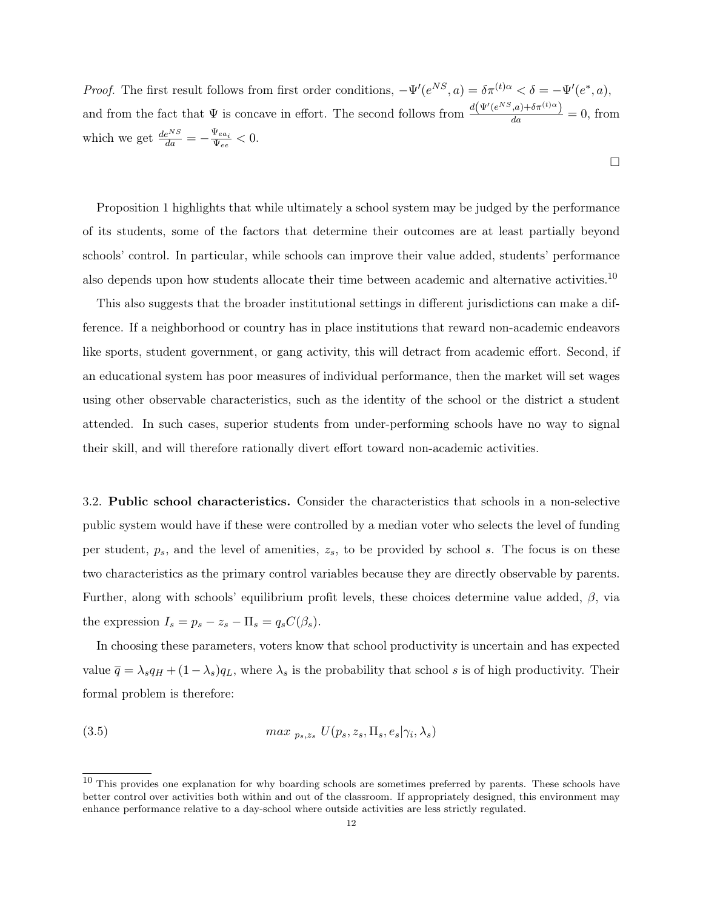*Proof.* The first result follows from first order conditions, $-\Psi'(e^{NS}, a) = \delta\pi^{(t)\alpha} < \delta = -\Psi'(e^*, a)$, and from the fact that $\Psi$ is concave in effort. The second follows from $\frac{d\left(\Psi'(e^{NS},a)+\delta\pi^{(t)\alpha}\right)}{da} = 0$, from which we get $\frac{de^{NS}}{da} = -\frac{\Psi_{ea_i}}{\Psi_{ee}} < 0$.

□

Proposition 1 highlights that while ultimately a school system may be judged by the performance of its students, some of the factors that determine their outcomes are at least partially beyond schools' control. In particular, while schools can improve their value added, students' performance also depends upon how students allocate their time between academic and alternative activities.[10]

This also suggests that the broader institutional settings in different jurisdictions can make a difference. If a neighborhood or country has in place institutions that reward non-academic endeavors like sports, student government, or gang activity, this will detract from academic effort. Second, if an educational system has poor measures of individual performance, then the market will set wages using other observable characteristics, such as the identity of the school or the district a student attended. In such cases, superior students from under-performing schools have no way to signal their skill, and will therefore rationally divert effort toward non-academic activities.

3.2. **Public school characteristics.** Consider the characteristics that schools in a non-selective public system would have if these were controlled by a median voter who selects the level of funding per student, $p_s$, and the level of amenities, $z_s$, to be provided by school $s$. The focus is on these two characteristics as the primary control variables because they are directly observable by parents. Further, along with schools' equilibrium profit levels, these choices determine value added, $\beta$, via the expression $I_s = p_s - z_s - \Pi_s = q_s C(\beta_s)$.

In choosing these parameters, voters know that school productivity is uncertain and has expected value $\overline{q} = \lambda_s q_H + (1 - \lambda_s) q_L$, where $\lambda_s$ is the probability that school $s$ is of high productivity. Their formal problem is therefore:

$$max_{\ p_s, z_s}\ U(p_s, z_s, \Pi_s, e_s | \gamma_i, \lambda_s) \tag{3.5}$$

[10] This provides one explanation for why boarding schools are sometimes preferred by parents. These schools have better control over activities both within and out of the classroom. If appropriately designed, this environment may enhance performance relative to a day-school where outside activities are less strictly regulated.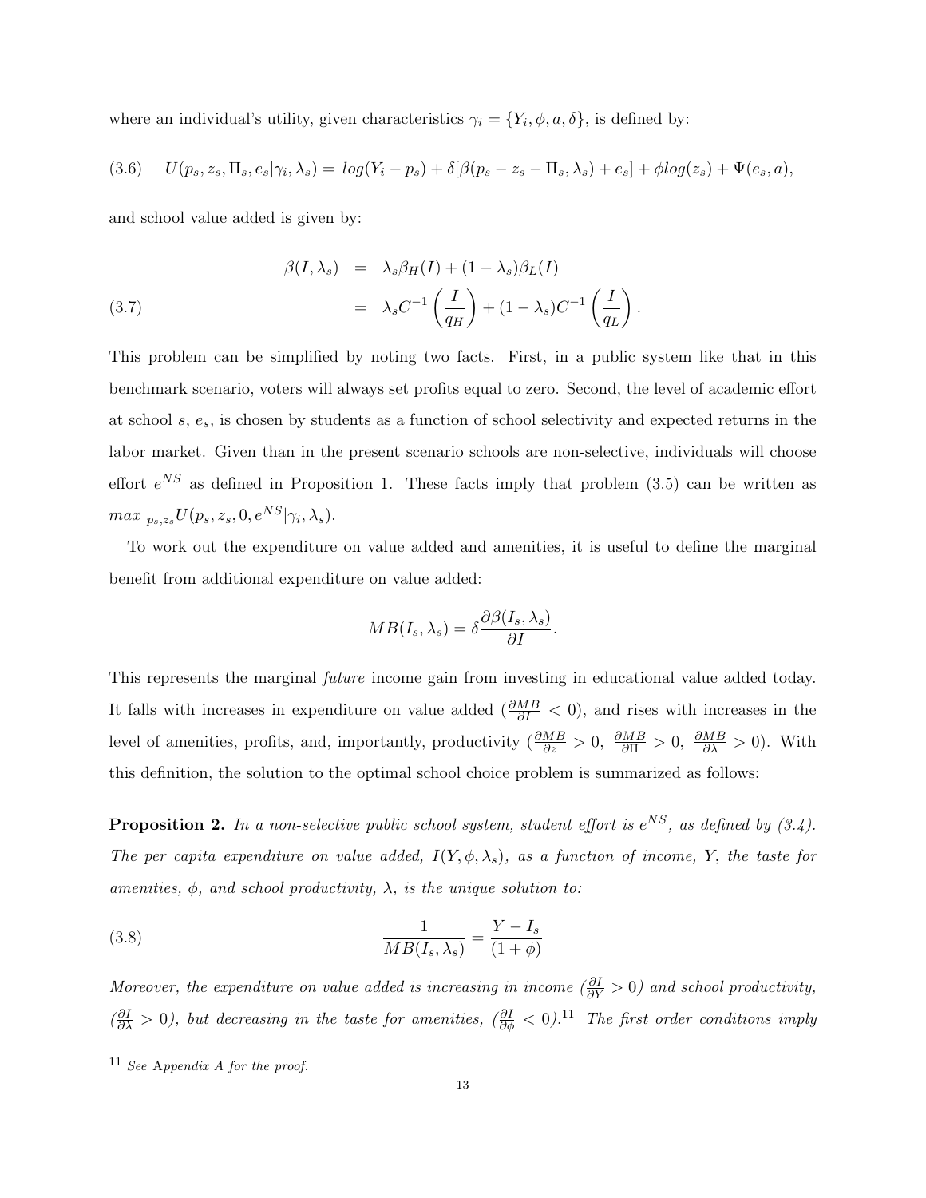where an individual's utility, given characteristics $\gamma_i = \{Y_i, \phi, a, \delta\}$, is defined by:

$$U(p_s, z_s, \Pi_s, e_s|\gamma_i, \lambda_s) = log(Y_i - p_s) + \delta[\beta(p_s - z_s - \Pi_s, \lambda_s) + e_s] + \phi log(z_s) + \Psi(e_s, a), \tag{3.6}$$

and school value added is given by:

$$\begin{aligned} \beta(I, \lambda_s) &= \lambda_s \beta_H(I) + (1 - \lambda_s)\beta_L(I) \\ &= \lambda_s C^{-1}\left(\frac{I}{q_H}\right) + (1 - \lambda_s)C^{-1}\left(\frac{I}{q_L}\right). \end{aligned} \tag{3.7}$$

This problem can be simplified by noting two facts. First, in a public system like that in this benchmark scenario, voters will always set profits equal to zero. Second, the level of academic effort at school $s$, $e_s$, is chosen by students as a function of school selectivity and expected returns in the labor market. Given than in the present scenario schools are non-selective, individuals will choose effort $e^{NS}$ as defined in Proposition 1. These facts imply that problem (3.5) can be written as $max_{\ p_s, z_s} U(p_s, z_s, 0, e^{NS}|\gamma_i, \lambda_s)$.

To work out the expenditure on value added and amenities, it is useful to define the marginal benefit from additional expenditure on value added:

$$MB(I_s, \lambda_s) = \delta \frac{\partial \beta(I_s, \lambda_s)}{\partial I}.$$

This represents the marginal *future* income gain from investing in educational value added today. It falls with increases in expenditure on value added ($\frac{\partial MB}{\partial I} < 0$), and rises with increases in the level of amenities, profits, and, importantly, productivity ($\frac{\partial MB}{\partial z} > 0$, $\frac{\partial MB}{\partial \Pi} > 0$, $\frac{\partial MB}{\partial \lambda} > 0$). With this definition, the solution to the optimal school choice problem is summarized as follows:

**Proposition 2.** *In a non-selective public school system, student effort is* $e^{NS}$*, as defined by (3.4). The per capita expenditure on value added,* $I(Y, \phi, \lambda_s)$*, as a function of income,* $Y$*, the taste for amenities,* $\phi$*, and school productivity,* $\lambda$*, is the unique solution to:*

$$\frac{1}{MB(I_s, \lambda_s)} = \frac{Y - I_s}{(1 + \phi)} \tag{3.8}$$

*Moreover, the expenditure on value added is increasing in income* ($\frac{\partial I}{\partial Y} > 0$) *and school productivity,* ($\frac{\partial I}{\partial \lambda} > 0$)*, but decreasing in the taste for amenities,* ($\frac{\partial I}{\partial \phi} < 0$)*.*[11] *The first order conditions imply*

[11] *See* Appendix A *for the proof.*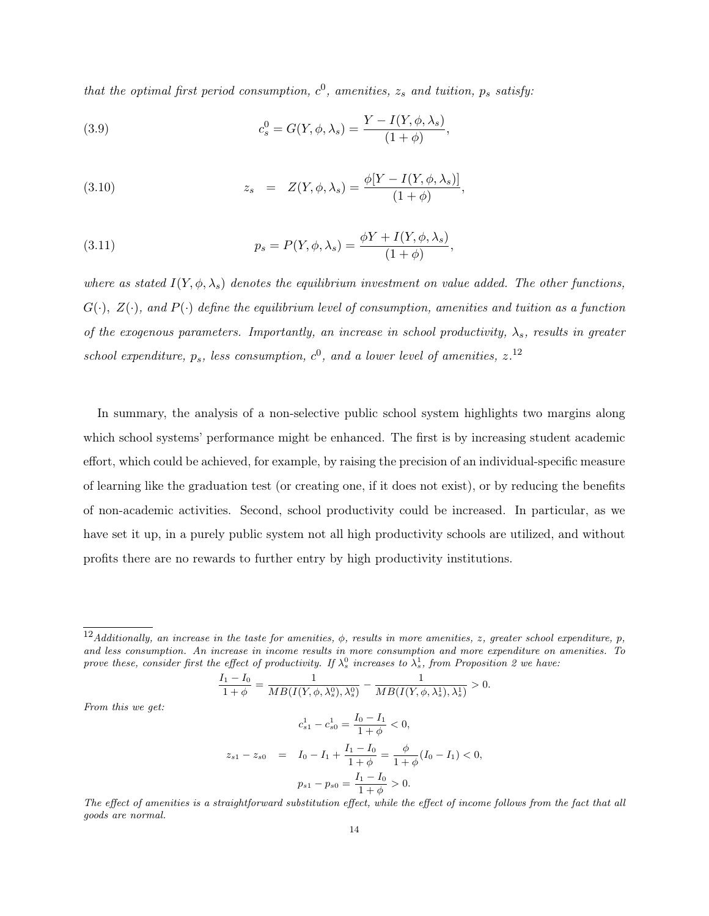*that the optimal first period consumption, $c^0$, amenities, $z_s$ and tuition, $p_s$ satisfy:*

$$c_s^0 = G(Y, \phi, \lambda_s) = \frac{Y - I(Y, \phi, \lambda_s)}{(1+\phi)}, \tag{3.9}$$

$$z_s \quad = \quad Z(Y, \phi, \lambda_s) = \frac{\phi[Y - I(Y, \phi, \lambda_s)]}{(1+\phi)}, \tag{3.10}$$

$$p_s = P(Y, \phi, \lambda_s) = \frac{\phi Y + I(Y, \phi, \lambda_s)}{(1+\phi)}, \tag{3.11}$$

*where as stated $I(Y, \phi, \lambda_s)$ denotes the equilibrium investment on value added. The other functions, $G(\cdot)$, $Z(\cdot)$, and $P(\cdot)$ define the equilibrium level of consumption, amenities and tuition as a function of the exogenous parameters. Importantly, an increase in school productivity, $\lambda_s$, results in greater school expenditure, $p_s$, less consumption, $c^0$, and a lower level of amenities, $z$.*[12]

In summary, the analysis of a non-selective public school system highlights two margins along which school systems' performance might be enhanced. The first is by increasing student academic effort, which could be achieved, for example, by raising the precision of an individual-specific measure of learning like the graduation test (or creating one, if it does not exist), or by reducing the benefits of non-academic activities. Second, school productivity could be increased. In particular, as we have set it up, in a purely public system not all high productivity schools are utilized, and without profits there are no rewards to further entry by high productivity institutions.

---

[12] *Additionally, an increase in the taste for amenities, $\phi$, results in more amenities, $z$, greater school expenditure, $p$, and less consumption. An increase in income results in more consumption and more expenditure on amenities. To prove these, consider first the effect of productivity. If $\lambda_s^0$ increases to $\lambda_s^1$, from Proposition 2 we have:*

$$\frac{I_1 - I_0}{1+\phi} = \frac{1}{MB(I(Y, \phi, \lambda_s^0), \lambda_s^0)} - \frac{1}{MB(I(Y, \phi, \lambda_s^1), \lambda_s^1)} > 0.$$

*From this we get:*

$$c_{s1}^1 - c_{s0}^1 = \frac{I_0 - I_1}{1+\phi} < 0,$$

$$z_{s1} - z_{s0} \quad = \quad I_0 - I_1 + \frac{I_1 - I_0}{1+\phi} = \frac{\phi}{1+\phi}(I_0 - I_1) < 0,$$

$$p_{s1} - p_{s0} = \frac{I_1 - I_0}{1+\phi} > 0.$$

*The effect of amenities is a straightforward substitution effect, while the effect of income follows from the fact that all goods are normal.*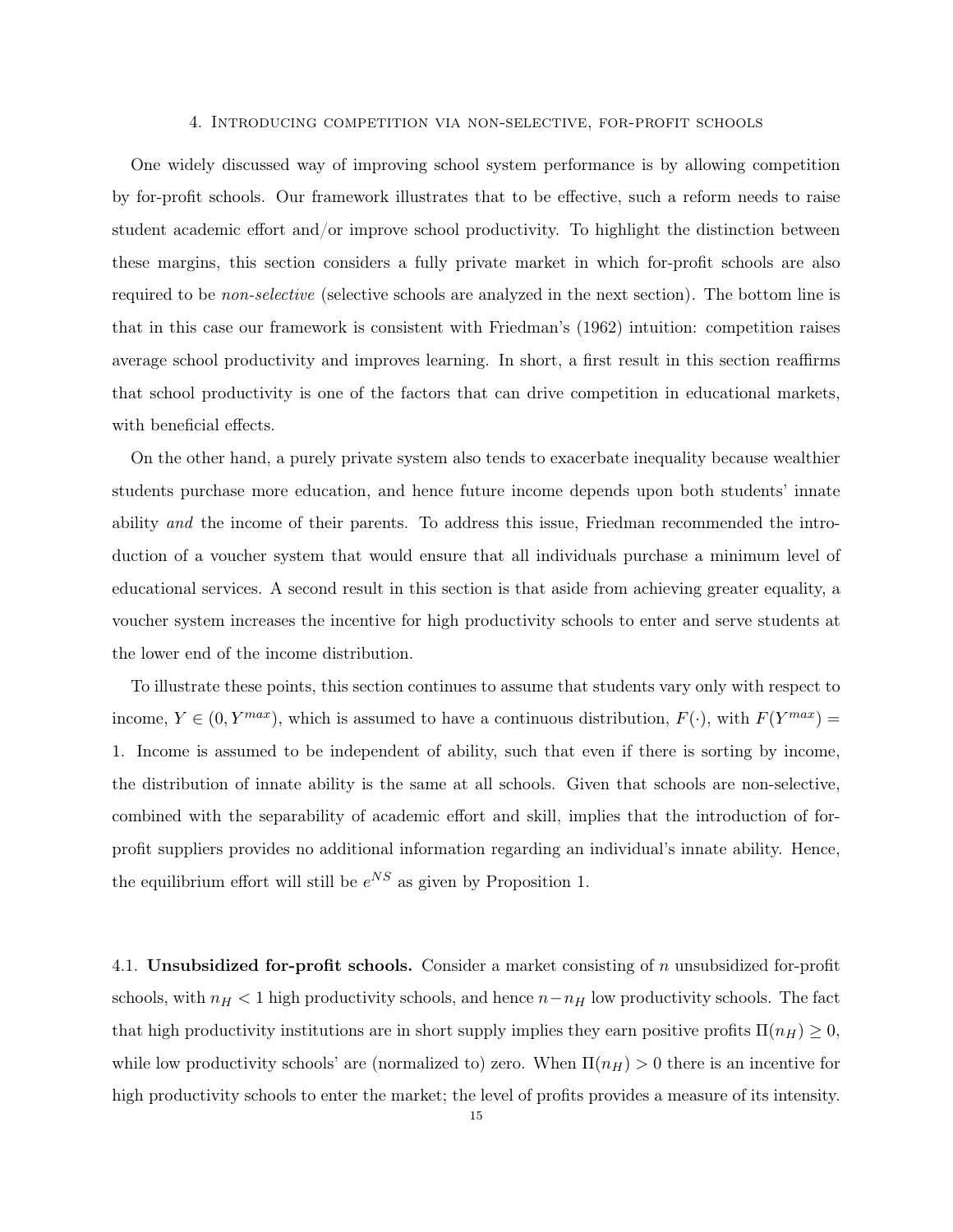## 4. Introducing competition via non-selective, for-profit schools

One widely discussed way of improving school system performance is by allowing competition by for-profit schools. Our framework illustrates that to be effective, such a reform needs to raise student academic effort and/or improve school productivity. To highlight the distinction between these margins, this section considers a fully private market in which for-profit schools are also required to be *non-selective* (selective schools are analyzed in the next section). The bottom line is that in this case our framework is consistent with Friedman's (1962) intuition: competition raises average school productivity and improves learning. In short, a first result in this section reaffirms that school productivity is one of the factors that can drive competition in educational markets, with beneficial effects.

On the other hand, a purely private system also tends to exacerbate inequality because wealthier students purchase more education, and hence future income depends upon both students' innate ability *and* the income of their parents. To address this issue, Friedman recommended the introduction of a voucher system that would ensure that all individuals purchase a minimum level of educational services. A second result in this section is that aside from achieving greater equality, a voucher system increases the incentive for high productivity schools to enter and serve students at the lower end of the income distribution.

To illustrate these points, this section continues to assume that students vary only with respect to income, $Y \in (0, Y^{max})$, which is assumed to have a continuous distribution, $F(\cdot)$, with $F(Y^{max}) = 1$. Income is assumed to be independent of ability, such that even if there is sorting by income, the distribution of innate ability is the same at all schools. Given that schools are non-selective, combined with the separability of academic effort and skill, implies that the introduction of for-profit suppliers provides no additional information regarding an individual's innate ability. Hence, the equilibrium effort will still be $e^{NS}$ as given by Proposition 1.

### 4.1. Unsubsidized for-profit schools.

Consider a market consisting of $n$ unsubsidized for-profit schools, with $n_H < 1$ high productivity schools, and hence $n - n_H$ low productivity schools. The fact that high productivity institutions are in short supply implies they earn positive profits $\Pi(n_H) \geq 0$, while low productivity schools' are (normalized to) zero. When $\Pi(n_H) > 0$ there is an incentive for high productivity schools to enter the market; the level of profits provides a measure of its intensity.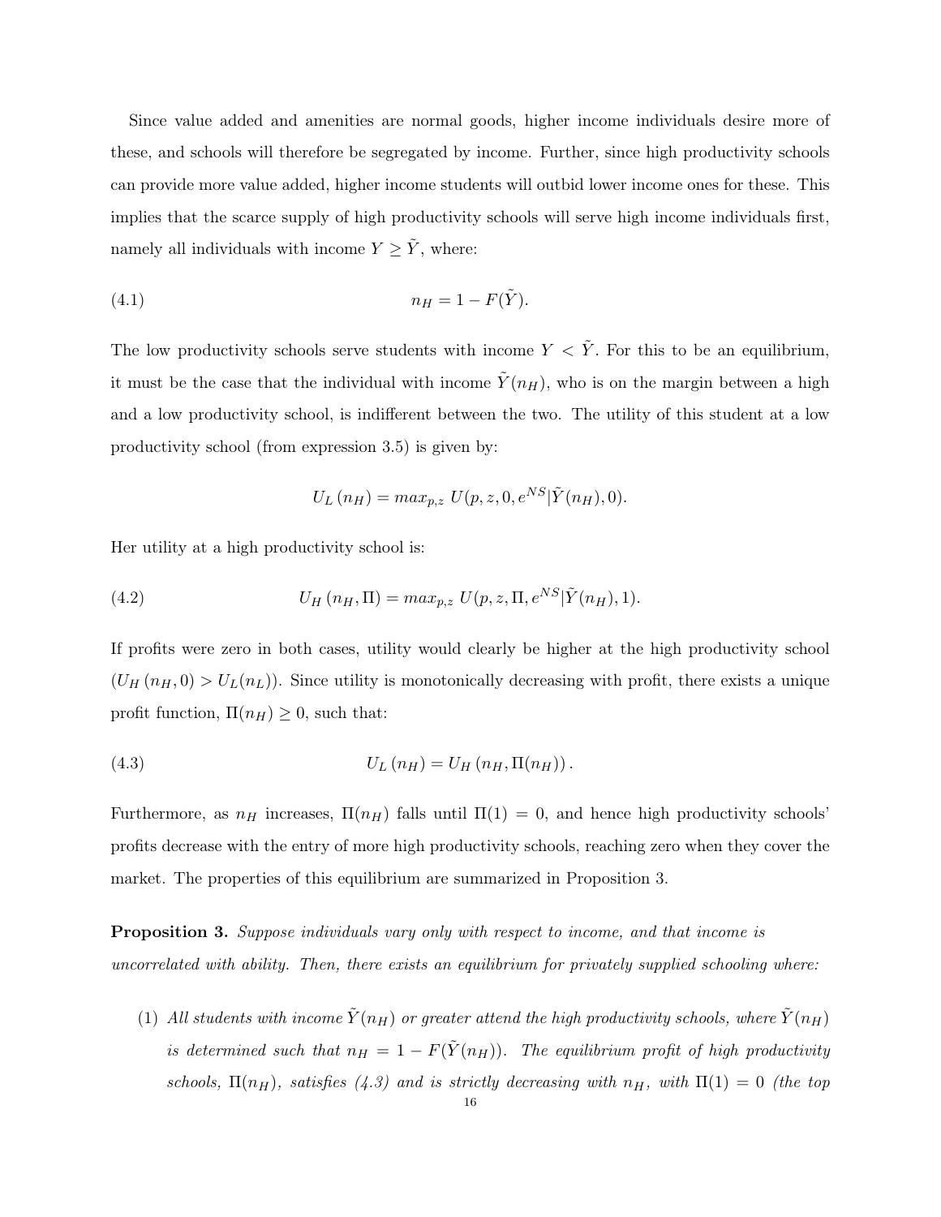Since value added and amenities are normal goods, higher income individuals desire more of these, and schools will therefore be segregated by income. Further, since high productivity schools can provide more value added, higher income students will outbid lower income ones for these. This implies that the scarce supply of high productivity schools will serve high income individuals first, namely all individuals with income $Y \geq \tilde{Y}$, where:

$$n_H = 1 - F(\tilde{Y}). \tag{4.1}$$

The low productivity schools serve students with income $Y < \tilde{Y}$. For this to be an equilibrium, it must be the case that the individual with income $\tilde{Y}(n_H)$, who is on the margin between a high and a low productivity school, is indifferent between the two. The utility of this student at a low productivity school (from expression 3.5) is given by:

$$U_L\left(n_H\right) = max_{p,z}\ U(p, z, 0, e^{NS}|\tilde{Y}(n_H), 0).$$

Her utility at a high productivity school is:

$$U_H\left(n_H, \Pi\right) = max_{p,z}\ U(p, z, \Pi, e^{NS}|\tilde{Y}(n_H), 1). \tag{4.2}$$

If profits were zero in both cases, utility would clearly be higher at the high productivity school ($U_H\left(n_H, 0\right) > U_L(n_L)$). Since utility is monotonically decreasing with profit, there exists a unique profit function, $\Pi(n_H) \geq 0$, such that:

$$U_L\left(n_H\right) = U_H\left(n_H, \Pi(n_H)\right). \tag{4.3}$$

Furthermore, as $n_H$ increases, $\Pi(n_H)$ falls until $\Pi(1) = 0$, and hence high productivity schools' profits decrease with the entry of more high productivity schools, reaching zero when they cover the market. The properties of this equilibrium are summarized in Proposition 3.

**Proposition 3.** *Suppose individuals vary only with respect to income, and that income is uncorrelated with ability. Then, there exists an equilibrium for privately supplied schooling where:*

(1) *All students with income $\tilde{Y}(n_H)$ or greater attend the high productivity schools, where $\tilde{Y}(n_H)$ is determined such that $n_H = 1 - F(\tilde{Y}(n_H))$. The equilibrium profit of high productivity schools, $\Pi(n_H)$, satisfies (4.3) and is strictly decreasing with $n_H$, with $\Pi(1) = 0$ (the top*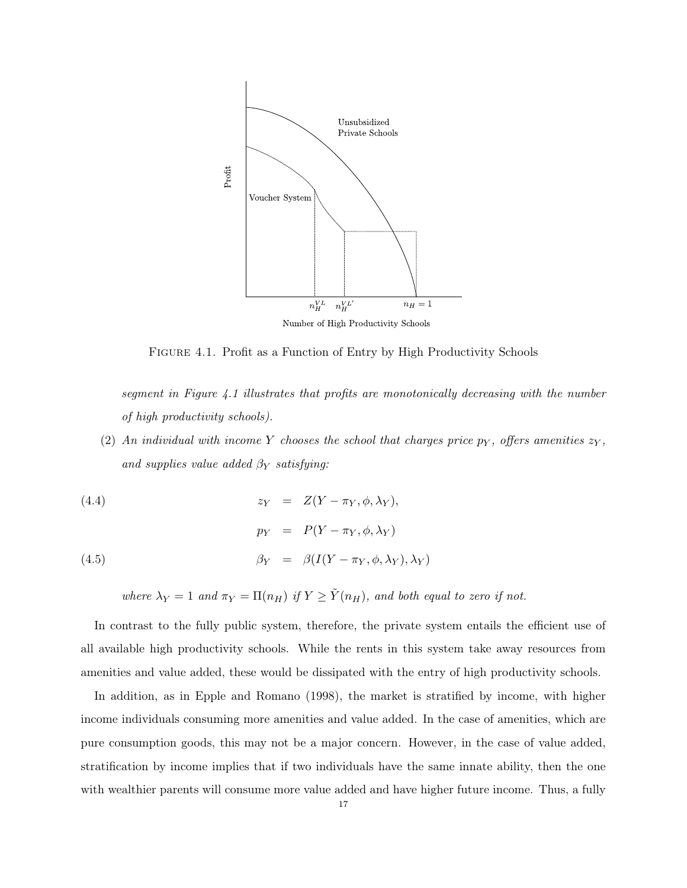FIGURE 4.1. Profit as a Function of Entry by High Productivity Schools

*segment in Figure 4.1 illustrates that profits are monotonically decreasing with the number of high productivity schools).*

(2) *An individual with income $Y$ chooses the school that charges price $p_Y$, offers amenities $z_Y$, and supplies value added $\beta_Y$ satisfying:*

$$z_Y = Z(Y - \pi_Y, \phi, \lambda_Y), \tag{4.4}$$

$$p_Y = P(Y - \pi_Y, \phi, \lambda_Y)$$

$$\beta_Y = \beta(I(Y - \pi_Y, \phi, \lambda_Y), \lambda_Y) \tag{4.5}$$

*where $\lambda_Y = 1$ and $\pi_Y = \Pi(n_H)$ if $Y \geq \tilde{Y}(n_H)$, and both equal to zero if not.*

In contrast to the fully public system, therefore, the private system entails the efficient use of all available high productivity schools. While the rents in this system take away resources from amenities and value added, these would be dissipated with the entry of high productivity schools.

In addition, as in Epple and Romano (1998), the market is stratified by income, with higher income individuals consuming more amenities and value added. In the case of amenities, which are pure consumption goods, this may not be a major concern. However, in the case of value added, stratification by income implies that if two individuals have the same innate ability, then the one with wealthier parents will consume more value added and have higher future income. Thus, a fully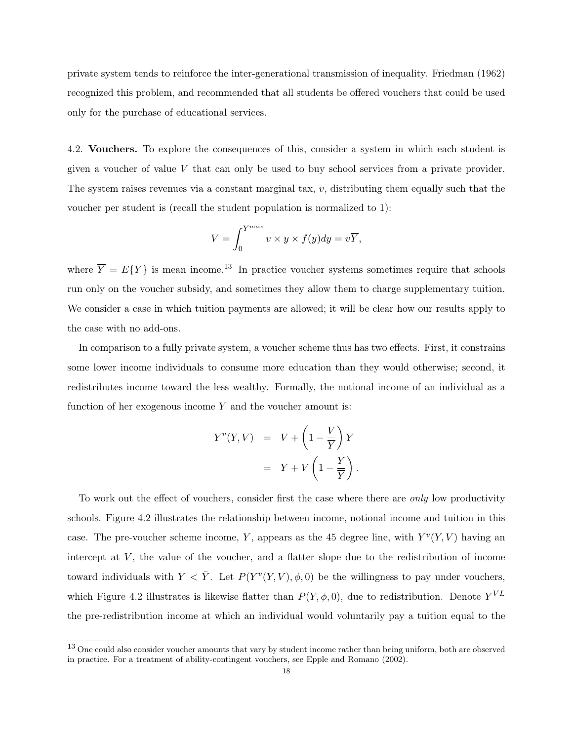private system tends to reinforce the inter-generational transmission of inequality. Friedman (1962) recognized this problem, and recommended that all students be offered vouchers that could be used only for the purchase of educational services.

4.2. **Vouchers.** To explore the consequences of this, consider a system in which each student is given a voucher of value $V$ that can only be used to buy school services from a private provider. The system raises revenues via a constant marginal tax, $v$, distributing them equally such that the voucher per student is (recall the student population is normalized to 1):

$$V = \int_0^{Y^{max}} v \times y \times f(y)dy = v\overline{Y},$$

where $\overline{Y} = E\{Y\}$ is mean income.[13] In practice voucher systems sometimes require that schools run only on the voucher subsidy, and sometimes they allow them to charge supplementary tuition. We consider a case in which tuition payments are allowed; it will be clear how our results apply to the case with no add-ons.

In comparison to a fully private system, a voucher scheme thus has two effects. First, it constrains some lower income individuals to consume more education than they would otherwise; second, it redistributes income toward the less wealthy. Formally, the notional income of an individual as a function of her exogenous income $Y$ and the voucher amount is:

$$\begin{aligned} Y^v(Y,V) &= V + \left(1 - \frac{V}{\overline{Y}}\right)Y \\ &= Y + V\left(1 - \frac{Y}{\overline{Y}}\right). \end{aligned}$$

To work out the effect of vouchers, consider first the case where there are *only* low productivity schools. Figure 4.2 illustrates the relationship between income, notional income and tuition in this case. The pre-voucher scheme income, $Y$, appears as the 45 degree line, with $Y^v(Y,V)$ having an intercept at $V$, the value of the voucher, and a flatter slope due to the redistribution of income toward individuals with $Y < \bar{Y}$. Let $P(Y^v(Y,V), \phi, 0)$ be the willingness to pay under vouchers, which Figure 4.2 illustrates is likewise flatter than $P(Y, \phi, 0)$, due to redistribution. Denote $Y^{VL}$ the pre-redistribution income at which an individual would voluntarily pay a tuition equal to the

[13] One could also consider voucher amounts that vary by student income rather than being uniform, both are observed in practice. For a treatment of ability-contingent vouchers, see Epple and Romano (2002).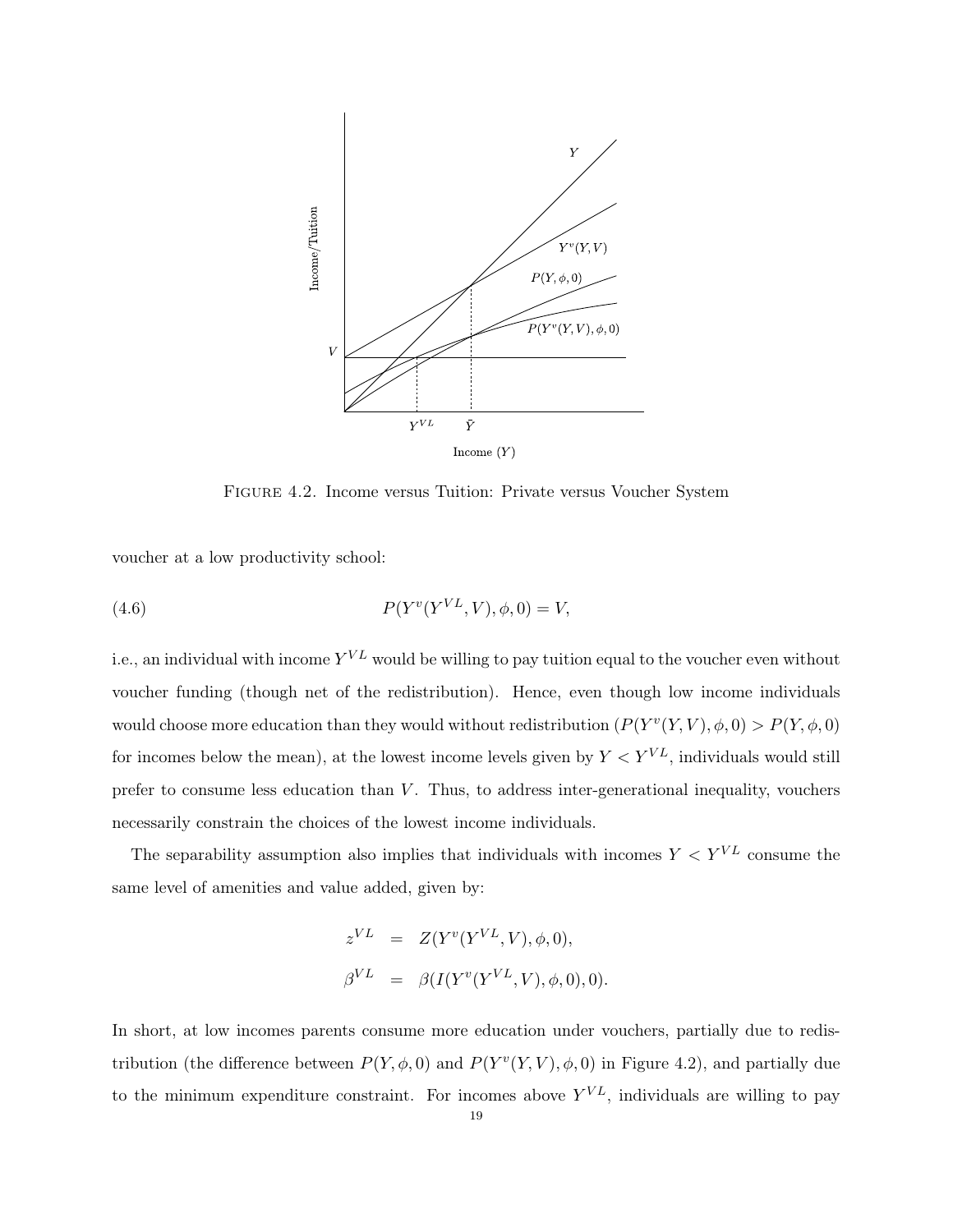FIGURE 4.2. Income versus Tuition: Private versus Voucher System

voucher at a low productivity school:

$$P(Y^v(Y^{VL}, V), \phi, 0) = V, \tag{4.6}$$

i.e., an individual with income $Y^{VL}$ would be willing to pay tuition equal to the voucher even without voucher funding (though net of the redistribution). Hence, even though low income individuals would choose more education than they would without redistribution ($P(Y^v(Y, V), \phi, 0) > P(Y, \phi, 0)$ for incomes below the mean), at the lowest income levels given by $Y < Y^{VL}$, individuals would still prefer to consume less education than $V$. Thus, to address inter-generational inequality, vouchers necessarily constrain the choices of the lowest income individuals.

The separability assumption also implies that individuals with incomes $Y < Y^{VL}$ consume the same level of amenities and value added, given by:

$$
\begin{aligned}
z^{VL} &= Z(Y^v(Y^{VL}, V), \phi, 0), \\
\beta^{VL} &= \beta(I(Y^v(Y^{VL}, V), \phi, 0), 0).
\end{aligned}
$$

In short, at low incomes parents consume more education under vouchers, partially due to redistribution (the difference between $P(Y, \phi, 0)$ and $P(Y^v(Y, V), \phi, 0)$ in Figure 4.2), and partially due to the minimum expenditure constraint. For incomes above $Y^{VL}$, individuals are willing to pay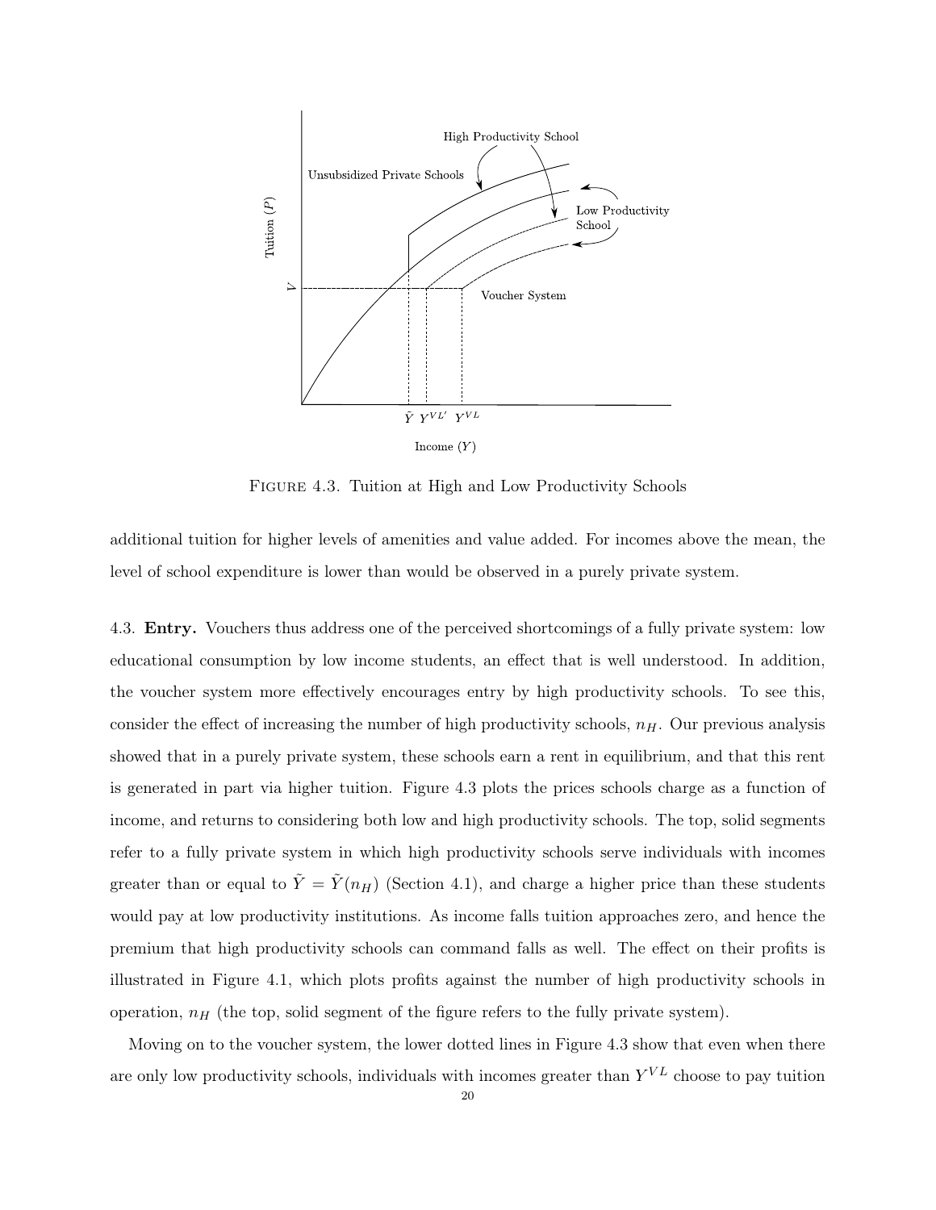FIGURE 4.3. Tuition at High and Low Productivity Schools

additional tuition for higher levels of amenities and value added. For incomes above the mean, the level of school expenditure is lower than would be observed in a purely private system.

4.3. **Entry.** Vouchers thus address one of the perceived shortcomings of a fully private system: low educational consumption by low income students, an effect that is well understood. In addition, the voucher system more effectively encourages entry by high productivity schools. To see this, consider the effect of increasing the number of high productivity schools, $n_H$. Our previous analysis showed that in a purely private system, these schools earn a rent in equilibrium, and that this rent is generated in part via higher tuition. Figure 4.3 plots the prices schools charge as a function of income, and returns to considering both low and high productivity schools. The top, solid segments refer to a fully private system in which high productivity schools serve individuals with incomes greater than or equal to $\tilde{Y} = \tilde{Y}(n_H)$ (Section 4.1), and charge a higher price than these students would pay at low productivity institutions. As income falls tuition approaches zero, and hence the premium that high productivity schools can command falls as well. The effect on their profits is illustrated in Figure 4.1, which plots profits against the number of high productivity schools in operation, $n_H$ (the top, solid segment of the figure refers to the fully private system).

Moving on to the voucher system, the lower dotted lines in Figure 4.3 show that even when there are only low productivity schools, individuals with incomes greater than $Y^{VL}$ choose to pay tuition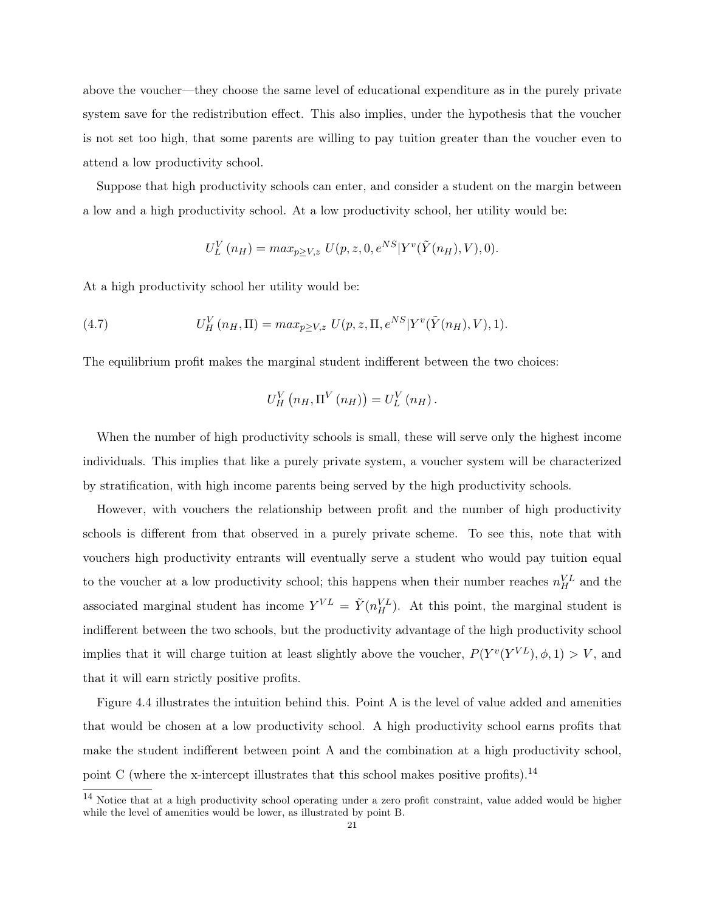above the voucher—they choose the same level of educational expenditure as in the purely private system save for the redistribution effect. This also implies, under the hypothesis that the voucher is not set too high, that some parents are willing to pay tuition greater than the voucher even to attend a low productivity school.

Suppose that high productivity schools can enter, and consider a student on the margin between a low and a high productivity school. At a low productivity school, her utility would be:

$$U_L^V(n_H) = max_{p \geq V, z}\; U(p, z, 0, e^{NS} | Y^v(\tilde{Y}(n_H), V), 0).$$

At a high productivity school her utility would be:

$$U_H^V(n_H, \Pi) = max_{p \geq V, z}\; U(p, z, \Pi, e^{NS} | Y^v(\tilde{Y}(n_H), V), 1). \tag{4.7}$$

The equilibrium profit makes the marginal student indifferent between the two choices:

$$U_H^V\left(n_H, \Pi^V(n_H)\right) = U_L^V(n_H).$$

When the number of high productivity schools is small, these will serve only the highest income individuals. This implies that like a purely private system, a voucher system will be characterized by stratification, with high income parents being served by the high productivity schools.

However, with vouchers the relationship between profit and the number of high productivity schools is different from that observed in a purely private scheme. To see this, note that with vouchers high productivity entrants will eventually serve a student who would pay tuition equal to the voucher at a low productivity school; this happens when their number reaches $n_H^{VL}$ and the associated marginal student has income $Y^{VL} = \tilde{Y}(n_H^{VL})$. At this point, the marginal student is indifferent between the two schools, but the productivity advantage of the high productivity school implies that it will charge tuition at least slightly above the voucher, $P(Y^v(Y^{VL}), \phi, 1) > V$, and that it will earn strictly positive profits.

Figure 4.4 illustrates the intuition behind this. Point A is the level of value added and amenities that would be chosen at a low productivity school. A high productivity school earns profits that make the student indifferent between point A and the combination at a high productivity school, point C (where the x-intercept illustrates that this school makes positive profits).[14]

[14] Notice that at a high productivity school operating under a zero profit constraint, value added would be higher while the level of amenities would be lower, as illustrated by point B.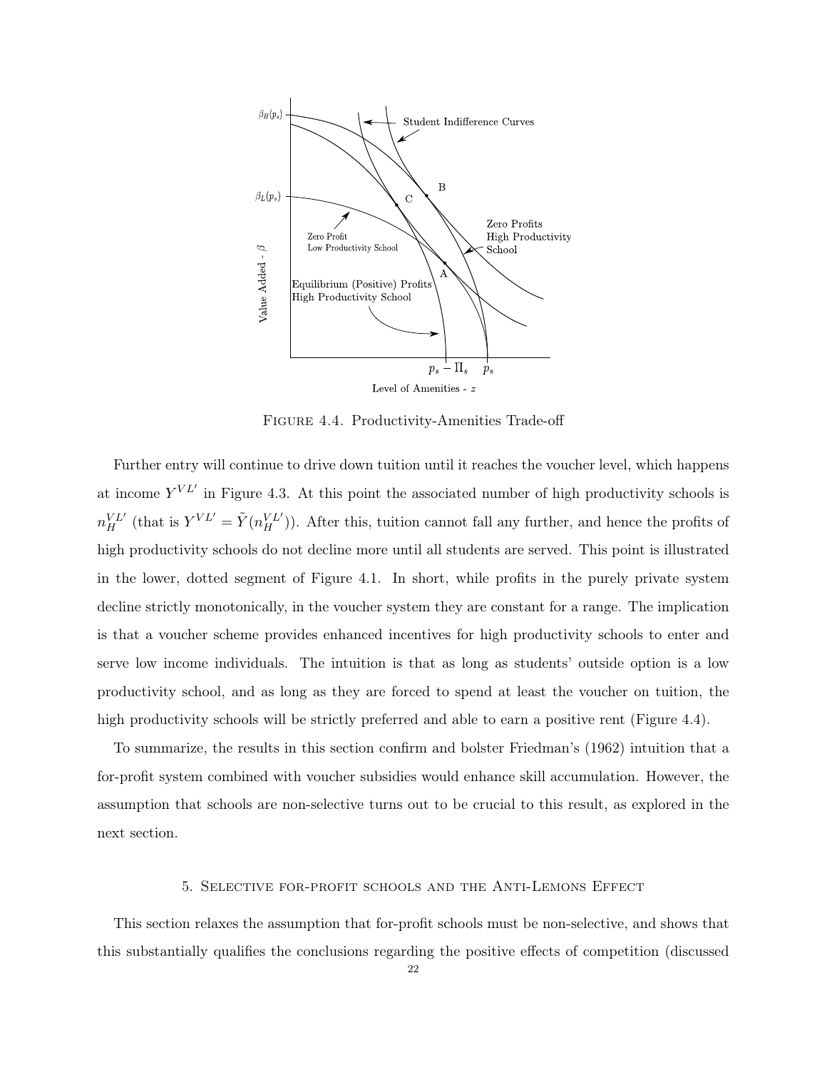FIGURE 4.4. Productivity-Amenities Trade-off

Further entry will continue to drive down tuition until it reaches the voucher level, which happens at income $Y^{VL'}$ in Figure 4.3. At this point the associated number of high productivity schools is $n_H^{VL'}$ (that is $Y^{VL'} = \tilde{Y}(n_H^{VL'})$). After this, tuition cannot fall any further, and hence the profits of high productivity schools do not decline more until all students are served. This point is illustrated in the lower, dotted segment of Figure 4.1. In short, while profits in the purely private system decline strictly monotonically, in the voucher system they are constant for a range. The implication is that a voucher scheme provides enhanced incentives for high productivity schools to enter and serve low income individuals. The intuition is that as long as students' outside option is a low productivity school, and as long as they are forced to spend at least the voucher on tuition, the high productivity schools will be strictly preferred and able to earn a positive rent (Figure 4.4).

To summarize, the results in this section confirm and bolster Friedman's (1962) intuition that a for-profit system combined with voucher subsidies would enhance skill accumulation. However, the assumption that schools are non-selective turns out to be crucial to this result, as explored in the next section.

## 5. Selective for-profit schools and the Anti-Lemons Effect

This section relaxes the assumption that for-profit schools must be non-selective, and shows that this substantially qualifies the conclusions regarding the positive effects of competition (discussed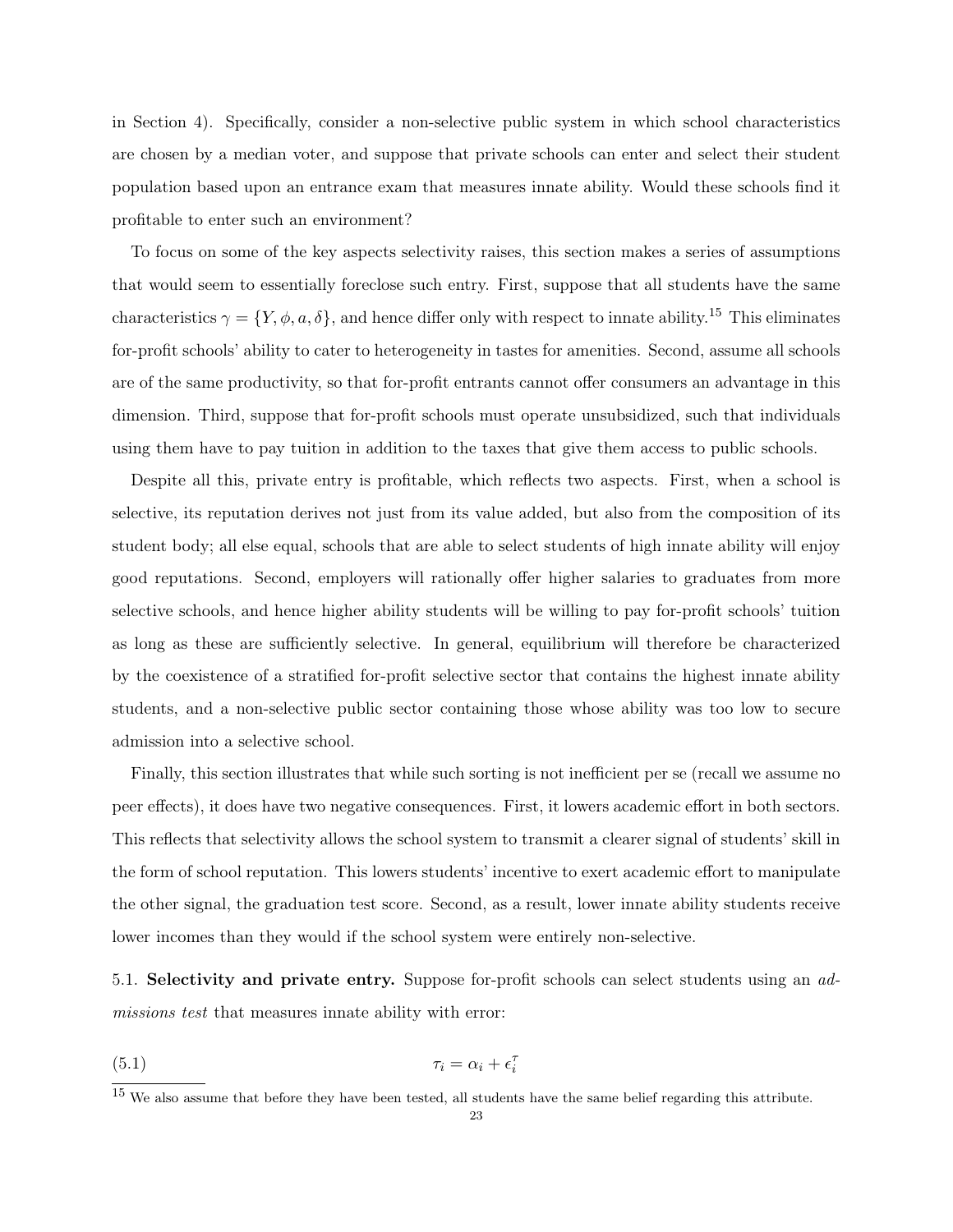in Section 4). Specifically, consider a non-selective public system in which school characteristics are chosen by a median voter, and suppose that private schools can enter and select their student population based upon an entrance exam that measures innate ability. Would these schools find it profitable to enter such an environment?

To focus on some of the key aspects selectivity raises, this section makes a series of assumptions that would seem to essentially foreclose such entry. First, suppose that all students have the same characteristics $\gamma = \{Y, \phi, a, \delta\}$, and hence differ only with respect to innate ability.[15] This eliminates for-profit schools' ability to cater to heterogeneity in tastes for amenities. Second, assume all schools are of the same productivity, so that for-profit entrants cannot offer consumers an advantage in this dimension. Third, suppose that for-profit schools must operate unsubsidized, such that individuals using them have to pay tuition in addition to the taxes that give them access to public schools.

Despite all this, private entry is profitable, which reflects two aspects. First, when a school is selective, its reputation derives not just from its value added, but also from the composition of its student body; all else equal, schools that are able to select students of high innate ability will enjoy good reputations. Second, employers will rationally offer higher salaries to graduates from more selective schools, and hence higher ability students will be willing to pay for-profit schools' tuition as long as these are sufficiently selective. In general, equilibrium will therefore be characterized by the coexistence of a stratified for-profit selective sector that contains the highest innate ability students, and a non-selective public sector containing those whose ability was too low to secure admission into a selective school.

Finally, this section illustrates that while such sorting is not inefficient per se (recall we assume no peer effects), it does have two negative consequences. First, it lowers academic effort in both sectors. This reflects that selectivity allows the school system to transmit a clearer signal of students' skill in the form of school reputation. This lowers students' incentive to exert academic effort to manipulate the other signal, the graduation test score. Second, as a result, lower innate ability students receive lower incomes than they would if the school system were entirely non-selective.

5.1. **Selectivity and private entry.** Suppose for-profit schools can select students using an *admissions test* that measures innate ability with error:

$$\tau_i = \alpha_i + \epsilon_i^{\tau} \tag{5.1}$$

[15] We also assume that before they have been tested, all students have the same belief regarding this attribute.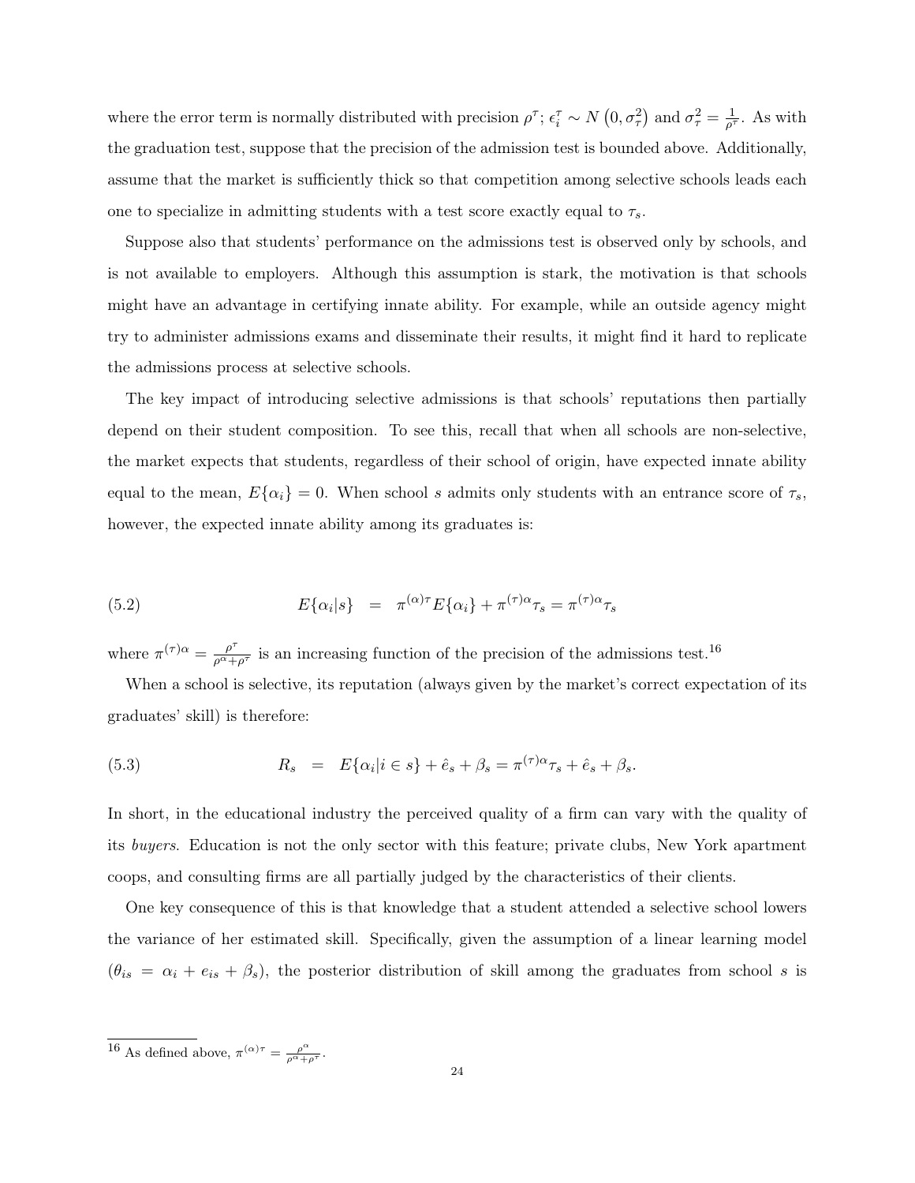where the error term is normally distributed with precision $\rho^{\tau}$; $\epsilon_i^{\tau} \sim N\left(0, \sigma_{\tau}^2\right)$ and $\sigma_{\tau}^2 = \frac{1}{\rho^{\tau}}$. As with the graduation test, suppose that the precision of the admission test is bounded above. Additionally, assume that the market is sufficiently thick so that competition among selective schools leads each one to specialize in admitting students with a test score exactly equal to $\tau_s$.

Suppose also that students' performance on the admissions test is observed only by schools, and is not available to employers. Although this assumption is stark, the motivation is that schools might have an advantage in certifying innate ability. For example, while an outside agency might try to administer admissions exams and disseminate their results, it might find it hard to replicate the admissions process at selective schools.

The key impact of introducing selective admissions is that schools' reputations then partially depend on their student composition. To see this, recall that when all schools are non-selective, the market expects that students, regardless of their school of origin, have expected innate ability equal to the mean, $E\{\alpha_i\} = 0$. When school $s$ admits only students with an entrance score of $\tau_s$, however, the expected innate ability among its graduates is:

$$E\{\alpha_i|s\} = \pi^{(\alpha)\tau} E\{\alpha_i\} + \pi^{(\tau)\alpha}\tau_s = \pi^{(\tau)\alpha}\tau_s \tag{5.2}$$

where $\pi^{(\tau)\alpha} = \frac{\rho^{\tau}}{\rho^{\alpha}+\rho^{\tau}}$ is an increasing function of the precision of the admissions test.[16]

When a school is selective, its reputation (always given by the market's correct expectation of its graduates' skill) is therefore:

$$R_s = E\{\alpha_i | i \in s\} + \hat{e}_s + \beta_s = \pi^{(\tau)\alpha}\tau_s + \hat{e}_s + \beta_s. \tag{5.3}$$

In short, in the educational industry the perceived quality of a firm can vary with the quality of its *buyers*. Education is not the only sector with this feature; private clubs, New York apartment coops, and consulting firms are all partially judged by the characteristics of their clients.

One key consequence of this is that knowledge that a student attended a selective school lowers the variance of her estimated skill. Specifically, given the assumption of a linear learning model ($\theta_{is} = \alpha_i + e_{is} + \beta_s$), the posterior distribution of skill among the graduates from school $s$ is

[16] As defined above, $\pi^{(\alpha)\tau} = \frac{\rho^{\alpha}}{\rho^{\alpha}+\rho^{\tau}}$.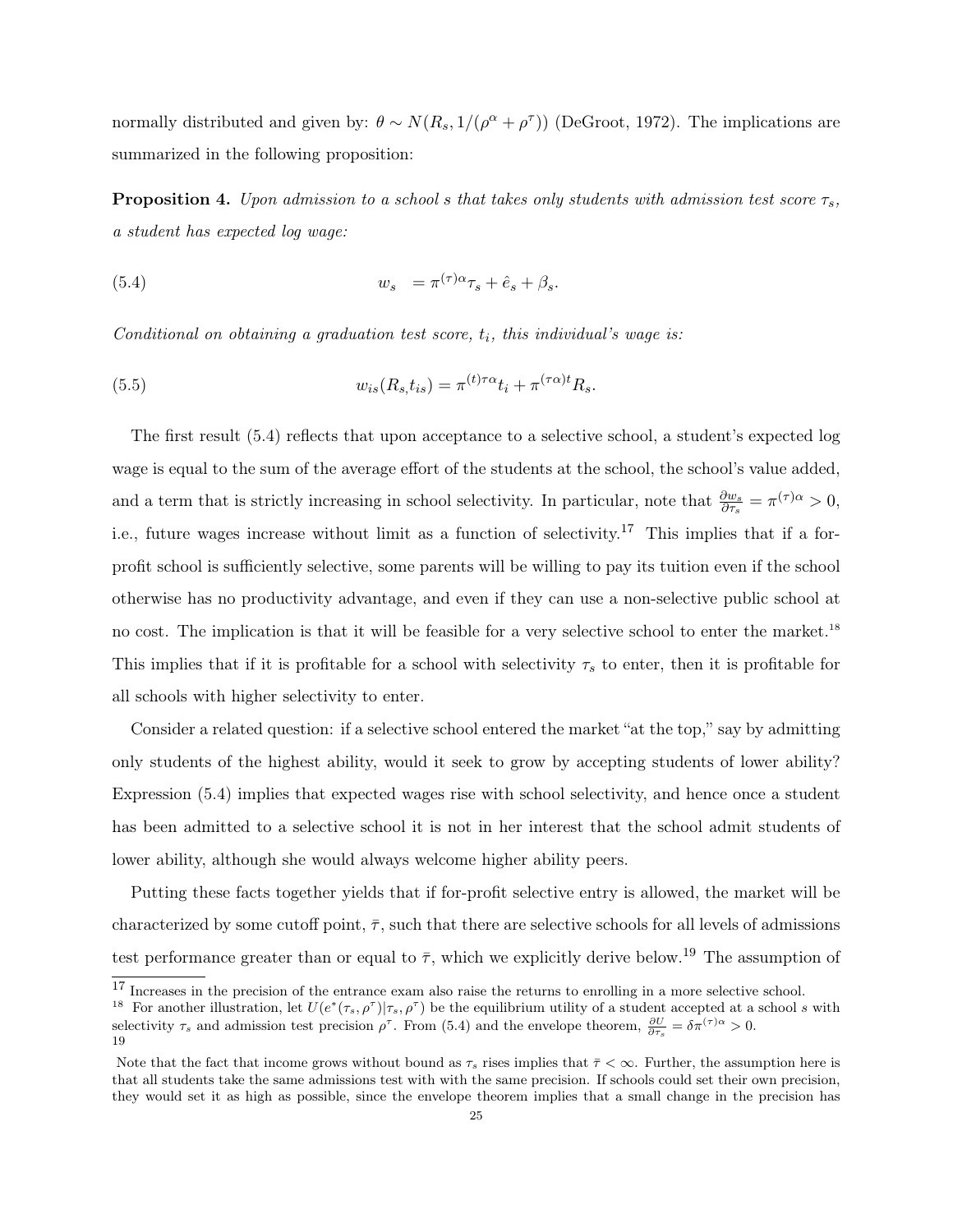normally distributed and given by: $\theta \sim N(R_s, 1/(\rho^{\alpha} + \rho^{\tau}))$ (DeGroot, 1972). The implications are summarized in the following proposition:

**Proposition 4.** *Upon admission to a school $s$ that takes only students with admission test score $\tau_s$, a student has expected log wage:*

$$w_s \quad = \pi^{(\tau)\alpha}\tau_s + \hat{e}_s + \beta_s. \tag{5.4}$$

*Conditional on obtaining a graduation test score, $t_i$, this individual's wage is:*

$$w_{is}(R_s, t_{is}) = \pi^{(t)\tau\alpha} t_i + \pi^{(\tau\alpha)t} R_s. \tag{5.5}$$

The first result (5.4) reflects that upon acceptance to a selective school, a student's expected log wage is equal to the sum of the average effort of the students at the school, the school's value added, and a term that is strictly increasing in school selectivity. In particular, note that $\frac{\partial w_s}{\partial \tau_s} = \pi^{(\tau)\alpha} > 0$, i.e., future wages increase without limit as a function of selectivity.[17] This implies that if a for-profit school is sufficiently selective, some parents will be willing to pay its tuition even if the school otherwise has no productivity advantage, and even if they can use a non-selective public school at no cost. The implication is that it will be feasible for a very selective school to enter the market.[18] This implies that if it is profitable for a school with selectivity $\tau_s$ to enter, then it is profitable for all schools with higher selectivity to enter.

Consider a related question: if a selective school entered the market "at the top," say by admitting only students of the highest ability, would it seek to grow by accepting students of lower ability? Expression (5.4) implies that expected wages rise with school selectivity, and hence once a student has been admitted to a selective school it is not in her interest that the school admit students of lower ability, although she would always welcome higher ability peers.

Putting these facts together yields that if for-profit selective entry is allowed, the market will be characterized by some cutoff point, $\bar{\tau}$, such that there are selective schools for all levels of admissions test performance greater than or equal to $\bar{\tau}$, which we explicitly derive below.[19] The assumption of

[17] Increases in the precision of the entrance exam also raise the returns to enrolling in a more selective school.

[18] For another illustration, let $U(e^*(\tau_s, \rho^{\tau})|\tau_s, \rho^{\tau})$ be the equilibrium utility of a student accepted at a school $s$ with selectivity $\tau_s$ and admission test precision $\rho^{\tau}$. From (5.4) and the envelope theorem, $\frac{\partial U}{\partial \tau_s} = \delta\pi^{(\tau)\alpha} > 0$.

[19] Note that the fact that income grows without bound as $\tau_s$ rises implies that $\bar{\tau} < \infty$. Further, the assumption here is that all students take the same admissions test with with the same precision. If schools could set their own precision, they would set it as high as possible, since the envelope theorem implies that a small change in the precision has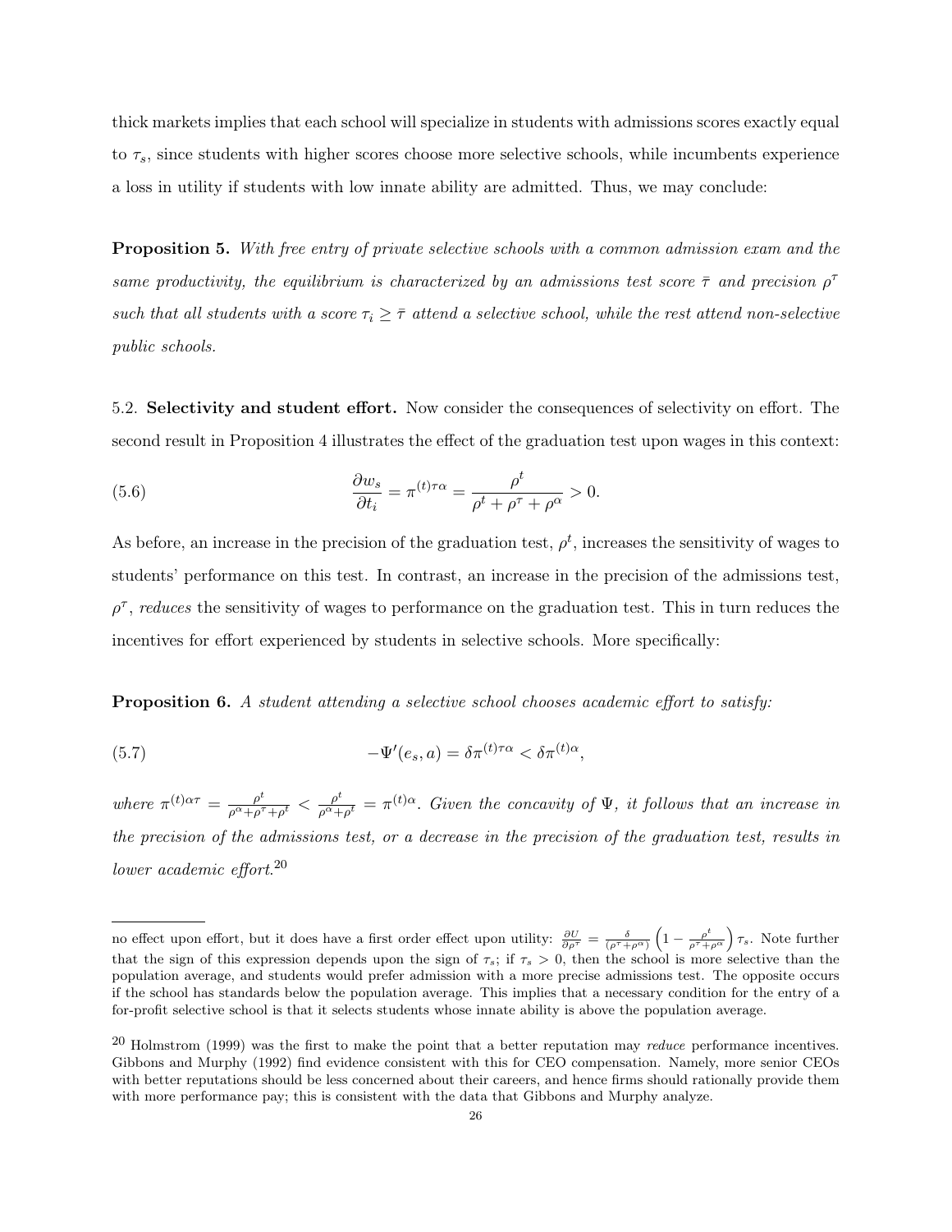thick markets implies that each school will specialize in students with admissions scores exactly equal to $\tau_s$, since students with higher scores choose more selective schools, while incumbents experience a loss in utility if students with low innate ability are admitted. Thus, we may conclude:

**Proposition 5.** *With free entry of private selective schools with a common admission exam and the same productivity, the equilibrium is characterized by an admissions test score $\bar{\tau}$ and precision $\rho^\tau$ such that all students with a score $\tau_i \geq \bar{\tau}$ attend a selective school, while the rest attend non-selective public schools.*

5.2. **Selectivity and student effort.** Now consider the consequences of selectivity on effort. The second result in Proposition 4 illustrates the effect of the graduation test upon wages in this context:

$$\frac{\partial w_s}{\partial t_i} = \pi^{(t)\tau\alpha} = \frac{\rho^t}{\rho^t + \rho^\tau + \rho^\alpha} > 0. \tag{5.6}$$

As before, an increase in the precision of the graduation test, $\rho^t$, increases the sensitivity of wages to students' performance on this test. In contrast, an increase in the precision of the admissions test, $\rho^\tau$, *reduces* the sensitivity of wages to performance on the graduation test. This in turn reduces the incentives for effort experienced by students in selective schools. More specifically:

**Proposition 6.** *A student attending a selective school chooses academic effort to satisfy:*

$$-\Psi'(e_s, a) = \delta\pi^{(t)\tau\alpha} < \delta\pi^{(t)\alpha}, \tag{5.7}$$

*where $\pi^{(t)\alpha\tau} = \frac{\rho^t}{\rho^\alpha + \rho^\tau + \rho^t} < \frac{\rho^t}{\rho^\alpha + \rho^t} = \pi^{(t)\alpha}$. Given the concavity of $\Psi$, it follows that an increase in the precision of the admissions test, or a decrease in the precision of the graduation test, results in lower academic effort.*[20]

---

no effect upon effort, but it does have a first order effect upon utility: $\frac{\partial U}{\partial \rho^\tau} = \frac{\delta}{(\rho^\tau + \rho^\alpha)}\left(1 - \frac{\rho^t}{\rho^\tau + \rho^\alpha}\right)\tau_s$. Note further that the sign of this expression depends upon the sign of $\tau_s$; if $\tau_s > 0$, then the school is more selective than the population average, and students would prefer admission with a more precise admissions test. The opposite occurs if the school has standards below the population average. This implies that a necessary condition for the entry of a for-profit selective school is that it selects students whose innate ability is above the population average.

[20] Holmstrom (1999) was the first to make the point that a better reputation may *reduce* performance incentives. Gibbons and Murphy (1992) find evidence consistent with this for CEO compensation. Namely, more senior CEOs with better reputations should be less concerned about their careers, and hence firms should rationally provide them with more performance pay; this is consistent with the data that Gibbons and Murphy analyze.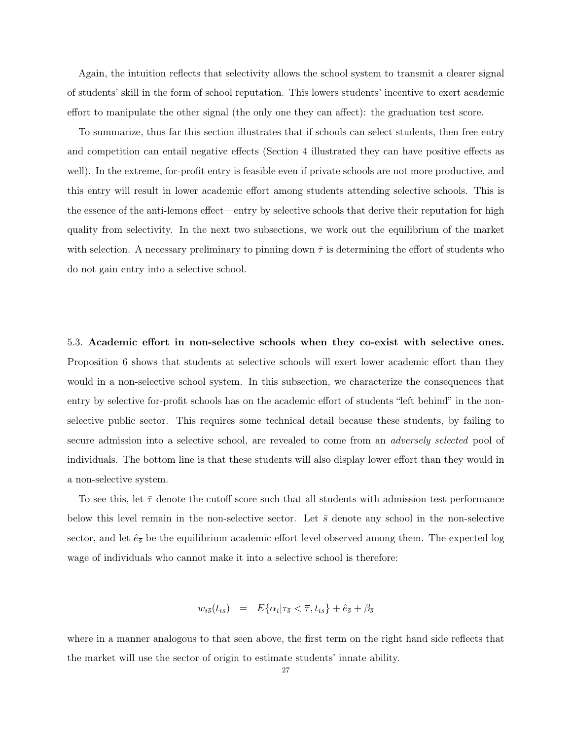Again, the intuition reflects that selectivity allows the school system to transmit a clearer signal of students' skill in the form of school reputation. This lowers students' incentive to exert academic effort to manipulate the other signal (the only one they can affect): the graduation test score.

To summarize, thus far this section illustrates that if schools can select students, then free entry and competition can entail negative effects (Section 4 illustrated they can have positive effects as well). In the extreme, for-profit entry is feasible even if private schools are not more productive, and this entry will result in lower academic effort among students attending selective schools. This is the essence of the anti-lemons effect—entry by selective schools that derive their reputation for high quality from selectivity. In the next two subsections, we work out the equilibrium of the market with selection. A necessary preliminary to pinning down $\bar{\tau}$ is determining the effort of students who do not gain entry into a selective school.

5.3. **Academic effort in non-selective schools when they co-exist with selective ones.** Proposition 6 shows that students at selective schools will exert lower academic effort than they would in a non-selective school system. In this subsection, we characterize the consequences that entry by selective for-profit schools has on the academic effort of students "left behind" in the non-selective public sector. This requires some technical detail because these students, by failing to secure admission into a selective school, are revealed to come from an *adversely selected* pool of individuals. The bottom line is that these students will also display lower effort than they would in a non-selective system.

To see this, let $\bar{\tau}$ denote the cutoff score such that all students with admission test performance below this level remain in the non-selective sector. Let $\bar{s}$ denote any school in the non-selective sector, and let $\hat{e}_{\bar{s}}$ be the equilibrium academic effort level observed among them. The expected log wage of individuals who cannot make it into a selective school is therefore:

$$w_{i\bar{s}}(t_{is}) \quad = \quad E\{\alpha_i | \tau_{\bar{s}} < \overline{\tau}, t_{is}\} + \hat{e}_{\bar{s}} + \beta_{\bar{s}}$$

where in a manner analogous to that seen above, the first term on the right hand side reflects that the market will use the sector of origin to estimate students' innate ability.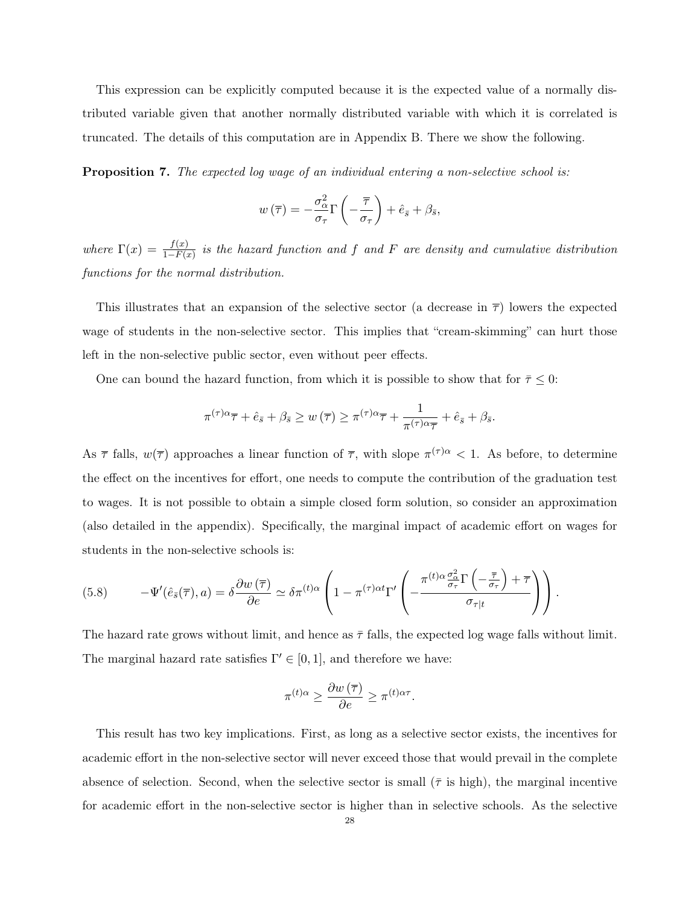This expression can be explicitly computed because it is the expected value of a normally distributed variable given that another normally distributed variable with which it is correlated is truncated. The details of this computation are in Appendix B. There we show the following.

**Proposition 7.** *The expected log wage of an individual entering a non-selective school is:*

$$w\left(\overline{\tau}\right)=-\frac{\sigma_{\alpha}^{2}}{\sigma_{\tau}}\Gamma\left(-\frac{\overline{\tau}}{\sigma_{\tau}}\right)+\hat{e}_{\bar{s}}+\beta_{\bar{s}},$$

*where $\Gamma(x)=\frac{f(x)}{1-F(x)}$ is the hazard function and $f$ and $F$ are density and cumulative distribution functions for the normal distribution.*

This illustrates that an expansion of the selective sector (a decrease in $\overline{\tau}$) lowers the expected wage of students in the non-selective sector. This implies that "cream-skimming" can hurt those left in the non-selective public sector, even without peer effects.

One can bound the hazard function, from which it is possible to show that for $\bar{\tau}\leq 0$:

$$\pi^{(\tau)\alpha}\overline{\tau}+\hat{e}_{\bar{s}}+\beta_{\bar{s}}\geq w\left(\overline{\tau}\right)\geq\pi^{(\tau)\alpha}\overline{\tau}+\frac{1}{\pi^{(\tau)\alpha}\overline{\tau}}+\hat{e}_{\bar{s}}+\beta_{\bar{s}}.$$

As $\overline{\tau}$ falls, $w(\overline{\tau})$ approaches a linear function of $\overline{\tau}$, with slope $\pi^{(\tau)\alpha}<1$. As before, to determine the effect on the incentives for effort, one needs to compute the contribution of the graduation test to wages. It is not possible to obtain a simple closed form solution, so consider an approximation (also detailed in the appendix). Specifically, the marginal impact of academic effort on wages for students in the non-selective schools is:

$$-\Psi'(\hat{e}_{\bar{s}}(\overline{\tau}),a)=\delta\frac{\partial w\left(\overline{\tau}\right)}{\partial e}\simeq\delta\pi^{(t)\alpha}\left(1-\pi^{(\tau)\alpha t}\Gamma'\left(-\frac{\pi^{(t)\alpha}\frac{\sigma_{\alpha}^{2}}{\sigma_{\tau}}\Gamma\left(-\frac{\overline{\tau}}{\sigma_{\tau}}\right)+\overline{\tau}}{\sigma_{\tau|t}}\right)\right).\tag{5.8}$$

The hazard rate grows without limit, and hence as $\bar{\tau}$ falls, the expected log wage falls without limit. The marginal hazard rate satisfies $\Gamma'\in[0,1]$, and therefore we have:

$$\pi^{(t)\alpha}\geq\frac{\partial w\left(\overline{\tau}\right)}{\partial e}\geq\pi^{(t)\alpha\tau}.$$

This result has two key implications. First, as long as a selective sector exists, the incentives for academic effort in the non-selective sector will never exceed those that would prevail in the complete absence of selection. Second, when the selective sector is small ($\bar{\tau}$ is high), the marginal incentive for academic effort in the non-selective sector is higher than in selective schools. As the selective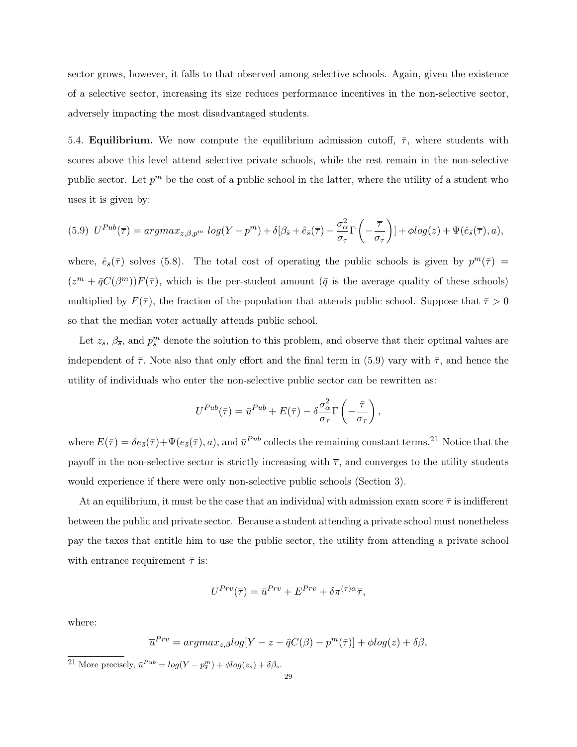sector grows, however, it falls to that observed among selective schools. Again, given the existence of a selective sector, increasing its size reduces performance incentives in the non-selective sector, adversely impacting the most disadvantaged students.

5.4. **Equilibrium.** We now compute the equilibrium admission cutoff, $\bar{\tau}$, where students with scores above this level attend selective private schools, while the rest remain in the non-selective public sector. Let $p^m$ be the cost of a public school in the latter, where the utility of a student who uses it is given by:

$$(5.9)\quad U^{Pub}(\bar{\tau}) = argmax_{z,\beta,p^m}\ log(Y - p^m) + \delta[\beta_{\bar{s}} + \hat{e}_{\bar{s}}(\bar{\tau}) - \frac{\sigma_\alpha^2}{\sigma_\tau}\Gamma\left(-\frac{\overline{\tau}}{\sigma_\tau}\right)] + \phi log(z) + \Psi(\hat{e}_{\bar{s}}(\overline{\tau}), a),$$

where, $\hat{e}_{\bar{s}}(\bar{\tau})$ solves (5.8). The total cost of operating the public schools is given by $p^m(\bar{\tau}) = (z^m + \bar{q}C(\beta^m))F(\bar{\tau})$, which is the per-student amount ($\bar{q}$ is the average quality of these schools) multiplied by $F(\bar{\tau})$, the fraction of the population that attends public school. Suppose that $\bar{\tau} > 0$ so that the median voter actually attends public school.

Let $z_{\bar{s}}$, $\beta_{\overline{s}}$, and $p^m_{\overline{s}}$ denote the solution to this problem, and observe that their optimal values are independent of $\bar{\tau}$. Note also that only effort and the final term in (5.9) vary with $\bar{\tau}$, and hence the utility of individuals who enter the non-selective public sector can be rewritten as:

$$U^{Pub}(\bar{\tau}) = \bar{u}^{Pub} + E(\bar{\tau}) - \delta\frac{\sigma_\alpha^2}{\sigma_\tau}\Gamma\left(-\frac{\bar{\tau}}{\sigma_\tau}\right),$$

where $E(\bar{\tau}) = \delta e_{\bar{s}}(\bar{\tau}) + \Psi(e_{\bar{s}}(\overline{\tau}), a)$, and $\bar{u}^{Pub}$ collects the remaining constant terms.[21] Notice that the payoff in the non-selective sector is strictly increasing with $\overline{\tau}$, and converges to the utility students would experience if there were only non-selective public schools (Section 3).

At an equilibrium, it must be the case that an individual with admission exam score $\bar{\tau}$ is indifferent between the public and private sector. Because a student attending a private school must nonetheless pay the taxes that entitle him to use the public sector, the utility from attending a private school with entrance requirement $\bar{\tau}$ is:

$$U^{Prv}(\overline{\tau}) = \bar{u}^{Prv} + E^{Prv} + \delta\pi^{(\tau)\alpha}\overline{\tau},$$

where:

$$\overline{u}^{Prv} = argmax_{z,\beta} log[Y - z - \bar{q}C(\beta) - p^m(\bar{\tau})] + \phi log(z) + \delta\beta,$$

[21] More precisely, $\bar{u}^{Pub} = log(Y - p^m_{\bar{s}}) + \phi log(z_{\bar{s}}) + \delta\beta_{\bar{s}}$.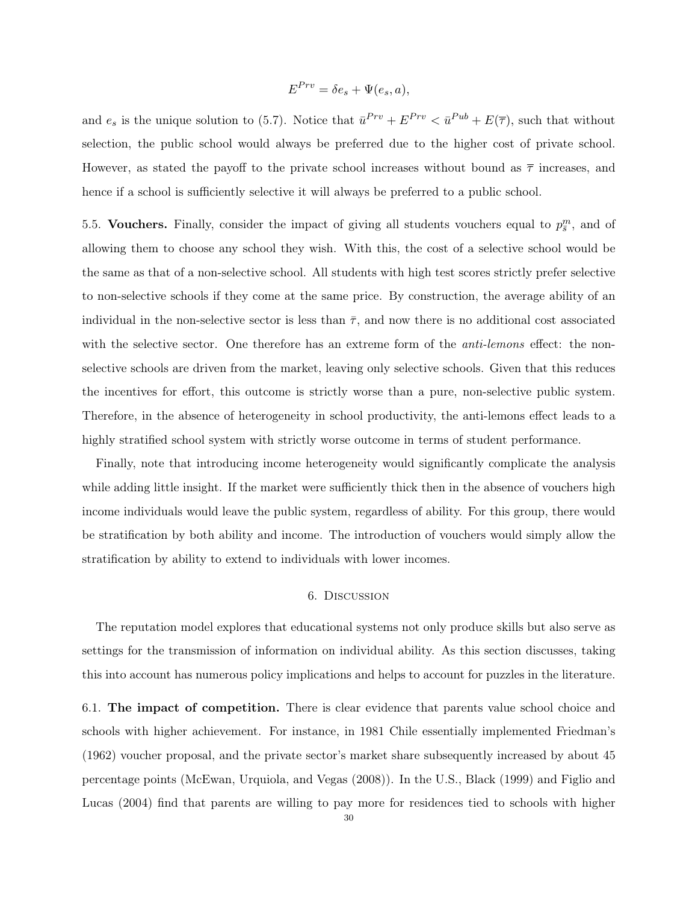$$E^{Prv} = \delta e_s + \Psi(e_s, a),$$

and $e_s$ is the unique solution to (5.7). Notice that $\bar{u}^{Prv} + E^{Prv} < \bar{u}^{Pub} + E(\overline{\tau})$, such that without selection, the public school would always be preferred due to the higher cost of private school. However, as stated the payoff to the private school increases without bound as $\overline{\tau}$ increases, and hence if a school is sufficiently selective it will always be preferred to a public school.

5.5. **Vouchers.** Finally, consider the impact of giving all students vouchers equal to $p_s^m$, and of allowing them to choose any school they wish. With this, the cost of a selective school would be the same as that of a non-selective school. All students with high test scores strictly prefer selective to non-selective schools if they come at the same price. By construction, the average ability of an individual in the non-selective sector is less than $\bar{\tau}$, and now there is no additional cost associated with the selective sector. One therefore has an extreme form of the *anti-lemons* effect: the non-selective schools are driven from the market, leaving only selective schools. Given that this reduces the incentives for effort, this outcome is strictly worse than a pure, non-selective public system. Therefore, in the absence of heterogeneity in school productivity, the anti-lemons effect leads to a highly stratified school system with strictly worse outcome in terms of student performance.

Finally, note that introducing income heterogeneity would significantly complicate the analysis while adding little insight. If the market were sufficiently thick then in the absence of vouchers high income individuals would leave the public system, regardless of ability. For this group, there would be stratification by both ability and income. The introduction of vouchers would simply allow the stratification by ability to extend to individuals with lower incomes.

## 6. Discussion

The reputation model explores that educational systems not only produce skills but also serve as settings for the transmission of information on individual ability. As this section discusses, taking this into account has numerous policy implications and helps to account for puzzles in the literature.

6.1. **The impact of competition.** There is clear evidence that parents value school choice and schools with higher achievement. For instance, in 1981 Chile essentially implemented Friedman's (1962) voucher proposal, and the private sector's market share subsequently increased by about 45 percentage points (McEwan, Urquiola, and Vegas (2008)). In the U.S., Black (1999) and Figlio and Lucas (2004) find that parents are willing to pay more for residences tied to schools with higher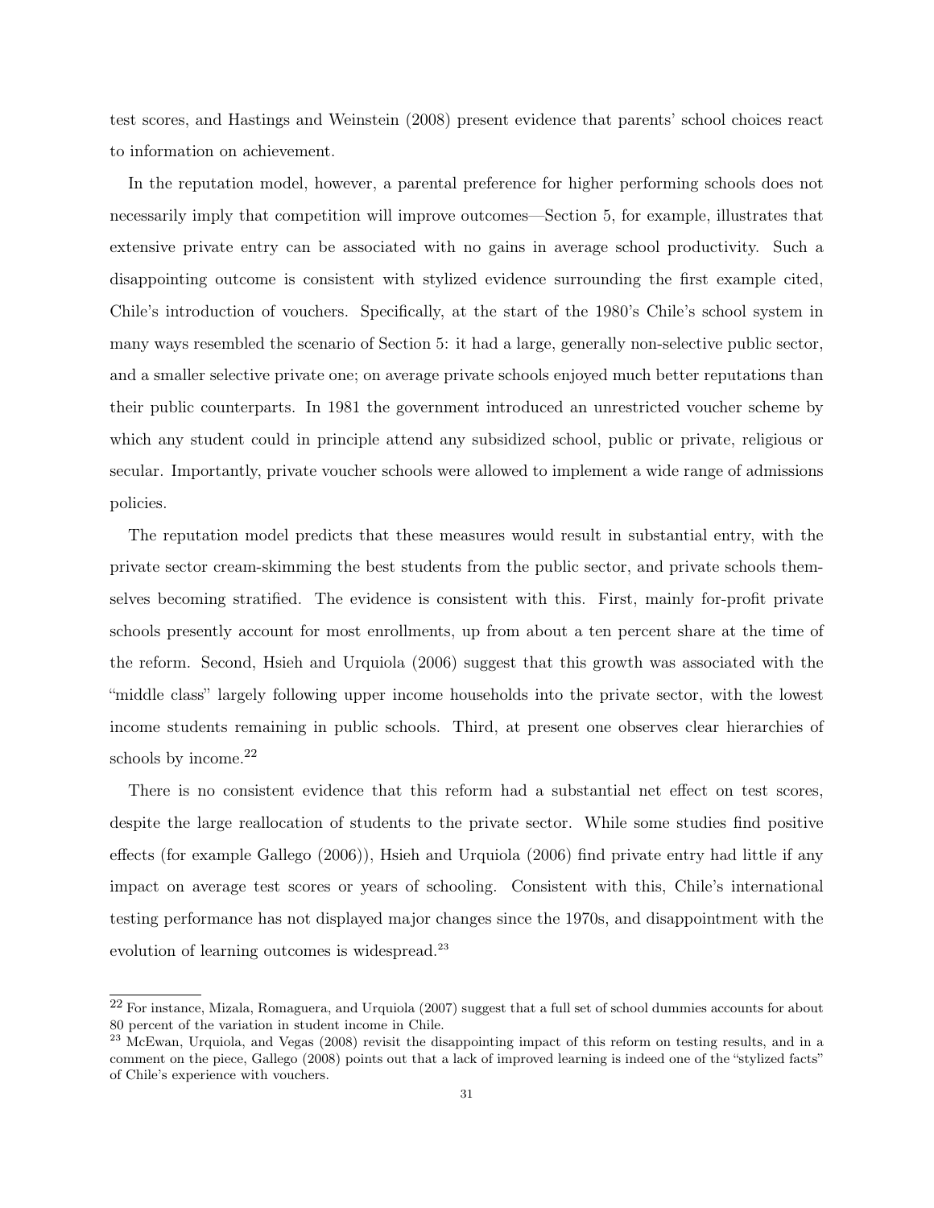test scores, and Hastings and Weinstein (2008) present evidence that parents' school choices react to information on achievement.

In the reputation model, however, a parental preference for higher performing schools does not necessarily imply that competition will improve outcomes—Section 5, for example, illustrates that extensive private entry can be associated with no gains in average school productivity. Such a disappointing outcome is consistent with stylized evidence surrounding the first example cited, Chile's introduction of vouchers. Specifically, at the start of the 1980's Chile's school system in many ways resembled the scenario of Section 5: it had a large, generally non-selective public sector, and a smaller selective private one; on average private schools enjoyed much better reputations than their public counterparts. In 1981 the government introduced an unrestricted voucher scheme by which any student could in principle attend any subsidized school, public or private, religious or secular. Importantly, private voucher schools were allowed to implement a wide range of admissions policies.

The reputation model predicts that these measures would result in substantial entry, with the private sector cream-skimming the best students from the public sector, and private schools themselves becoming stratified. The evidence is consistent with this. First, mainly for-profit private schools presently account for most enrollments, up from about a ten percent share at the time of the reform. Second, Hsieh and Urquiola (2006) suggest that this growth was associated with the "middle class" largely following upper income households into the private sector, with the lowest income students remaining in public schools. Third, at present one observes clear hierarchies of schools by income.[22]

There is no consistent evidence that this reform had a substantial net effect on test scores, despite the large reallocation of students to the private sector. While some studies find positive effects (for example Gallego (2006)), Hsieh and Urquiola (2006) find private entry had little if any impact on average test scores or years of schooling. Consistent with this, Chile's international testing performance has not displayed major changes since the 1970s, and disappointment with the evolution of learning outcomes is widespread.[23]

---

[22] For instance, Mizala, Romaguera, and Urquiola (2007) suggest that a full set of school dummies accounts for about 80 percent of the variation in student income in Chile.

[23] McEwan, Urquiola, and Vegas (2008) revisit the disappointing impact of this reform on testing results, and in a comment on the piece, Gallego (2008) points out that a lack of improved learning is indeed one of the "stylized facts" of Chile's experience with vouchers.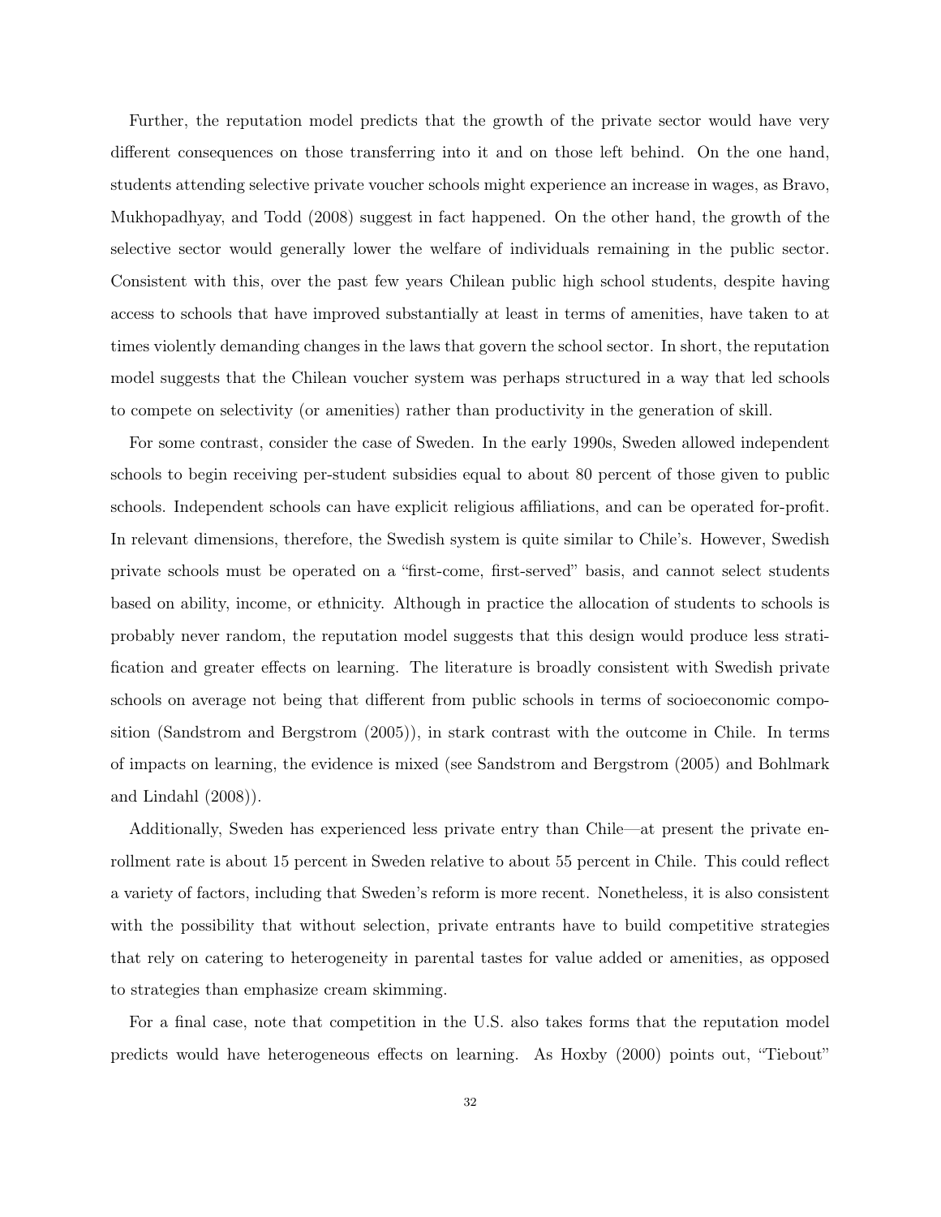Further, the reputation model predicts that the growth of the private sector would have very different consequences on those transferring into it and on those left behind. On the one hand, students attending selective private voucher schools might experience an increase in wages, as Bravo, Mukhopadhyay, and Todd (2008) suggest in fact happened. On the other hand, the growth of the selective sector would generally lower the welfare of individuals remaining in the public sector. Consistent with this, over the past few years Chilean public high school students, despite having access to schools that have improved substantially at least in terms of amenities, have taken to at times violently demanding changes in the laws that govern the school sector. In short, the reputation model suggests that the Chilean voucher system was perhaps structured in a way that led schools to compete on selectivity (or amenities) rather than productivity in the generation of skill.

For some contrast, consider the case of Sweden. In the early 1990s, Sweden allowed independent schools to begin receiving per-student subsidies equal to about 80 percent of those given to public schools. Independent schools can have explicit religious affiliations, and can be operated for-profit. In relevant dimensions, therefore, the Swedish system is quite similar to Chile's. However, Swedish private schools must be operated on a "first-come, first-served" basis, and cannot select students based on ability, income, or ethnicity. Although in practice the allocation of students to schools is probably never random, the reputation model suggests that this design would produce less stratification and greater effects on learning. The literature is broadly consistent with Swedish private schools on average not being that different from public schools in terms of socioeconomic composition (Sandstrom and Bergstrom (2005)), in stark contrast with the outcome in Chile. In terms of impacts on learning, the evidence is mixed (see Sandstrom and Bergstrom (2005) and Bohlmark and Lindahl (2008)).

Additionally, Sweden has experienced less private entry than Chile—at present the private enrollment rate is about 15 percent in Sweden relative to about 55 percent in Chile. This could reflect a variety of factors, including that Sweden's reform is more recent. Nonetheless, it is also consistent with the possibility that without selection, private entrants have to build competitive strategies that rely on catering to heterogeneity in parental tastes for value added or amenities, as opposed to strategies than emphasize cream skimming.

For a final case, note that competition in the U.S. also takes forms that the reputation model predicts would have heterogeneous effects on learning. As Hoxby (2000) points out, "Tiebout"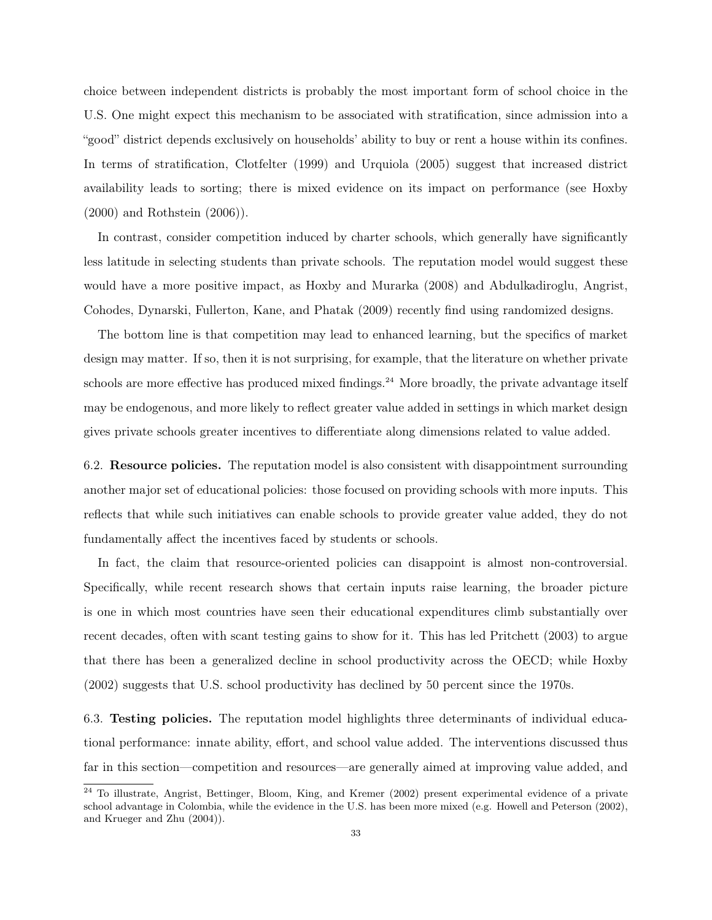choice between independent districts is probably the most important form of school choice in the U.S. One might expect this mechanism to be associated with stratification, since admission into a "good" district depends exclusively on households' ability to buy or rent a house within its confines. In terms of stratification, Clotfelter (1999) and Urquiola (2005) suggest that increased district availability leads to sorting; there is mixed evidence on its impact on performance (see Hoxby (2000) and Rothstein (2006)).

In contrast, consider competition induced by charter schools, which generally have significantly less latitude in selecting students than private schools. The reputation model would suggest these would have a more positive impact, as Hoxby and Murarka (2008) and Abdulkadiroglu, Angrist, Cohodes, Dynarski, Fullerton, Kane, and Phatak (2009) recently find using randomized designs.

The bottom line is that competition may lead to enhanced learning, but the specifics of market design may matter. If so, then it is not surprising, for example, that the literature on whether private schools are more effective has produced mixed findings.[24] More broadly, the private advantage itself may be endogenous, and more likely to reflect greater value added in settings in which market design gives private schools greater incentives to differentiate along dimensions related to value added.

6.2. **Resource policies.** The reputation model is also consistent with disappointment surrounding another major set of educational policies: those focused on providing schools with more inputs. This reflects that while such initiatives can enable schools to provide greater value added, they do not fundamentally affect the incentives faced by students or schools.

In fact, the claim that resource-oriented policies can disappoint is almost non-controversial. Specifically, while recent research shows that certain inputs raise learning, the broader picture is one in which most countries have seen their educational expenditures climb substantially over recent decades, often with scant testing gains to show for it. This has led Pritchett (2003) to argue that there has been a generalized decline in school productivity across the OECD; while Hoxby (2002) suggests that U.S. school productivity has declined by 50 percent since the 1970s.

6.3. **Testing policies.** The reputation model highlights three determinants of individual educational performance: innate ability, effort, and school value added. The interventions discussed thus far in this section—competition and resources—are generally aimed at improving value added, and

[24] To illustrate, Angrist, Bettinger, Bloom, King, and Kremer (2002) present experimental evidence of a private school advantage in Colombia, while the evidence in the U.S. has been more mixed (e.g. Howell and Peterson (2002), and Krueger and Zhu (2004)).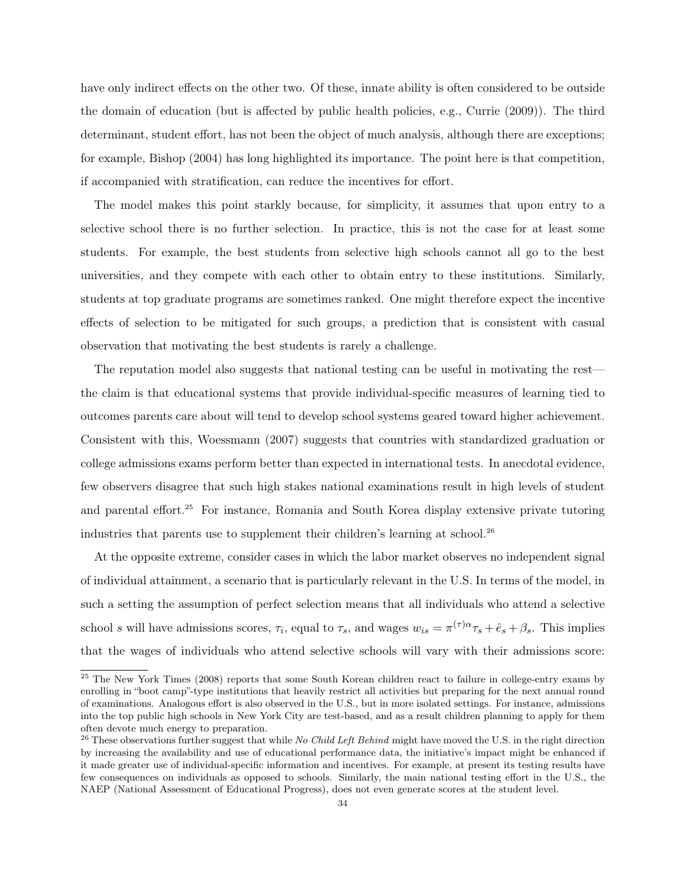have only indirect effects on the other two. Of these, innate ability is often considered to be outside the domain of education (but is affected by public health policies, e.g., Currie (2009)). The third determinant, student effort, has not been the object of much analysis, although there are exceptions; for example, Bishop (2004) has long highlighted its importance. The point here is that competition, if accompanied with stratification, can reduce the incentives for effort.

The model makes this point starkly because, for simplicity, it assumes that upon entry to a selective school there is no further selection. In practice, this is not the case for at least some students. For example, the best students from selective high schools cannot all go to the best universities, and they compete with each other to obtain entry to these institutions. Similarly, students at top graduate programs are sometimes ranked. One might therefore expect the incentive effects of selection to be mitigated for such groups, a prediction that is consistent with casual observation that motivating the best students is rarely a challenge.

The reputation model also suggests that national testing can be useful in motivating the rest—the claim is that educational systems that provide individual-specific measures of learning tied to outcomes parents care about will tend to develop school systems geared toward higher achievement. Consistent with this, Woessmann (2007) suggests that countries with standardized graduation or college admissions exams perform better than expected in international tests. In anecdotal evidence, few observers disagree that such high stakes national examinations result in high levels of student and parental effort.[25] For instance, Romania and South Korea display extensive private tutoring industries that parents use to supplement their children's learning at school.[26]

At the opposite extreme, consider cases in which the labor market observes no independent signal of individual attainment, a scenario that is particularly relevant in the U.S. In terms of the model, in such a setting the assumption of perfect selection means that all individuals who attend a selective school $s$ will have admissions scores, $\tau_i$, equal to $\tau_s$, and wages $w_{is} = \pi^{(\tau)\alpha}\tau_s + \hat{e}_s + \beta_s$. This implies that the wages of individuals who attend selective schools will vary with their admissions score:

[25] The New York Times (2008) reports that some South Korean children react to failure in college-entry exams by enrolling in "boot camp"-type institutions that heavily restrict all activities but preparing for the next annual round of examinations. Analogous effort is also observed in the U.S., but in more isolated settings. For instance, admissions into the top public high schools in New York City are test-based, and as a result children planning to apply for them often devote much energy to preparation.

[26] These observations further suggest that while *No Child Left Behind* might have moved the U.S. in the right direction by increasing the availability and use of educational performance data, the initiative's impact might be enhanced if it made greater use of individual-specific information and incentives. For example, at present its testing results have few consequences on individuals as opposed to schools. Similarly, the main national testing effort in the U.S., the NAEP (National Assessment of Educational Progress), does not even generate scores at the student level.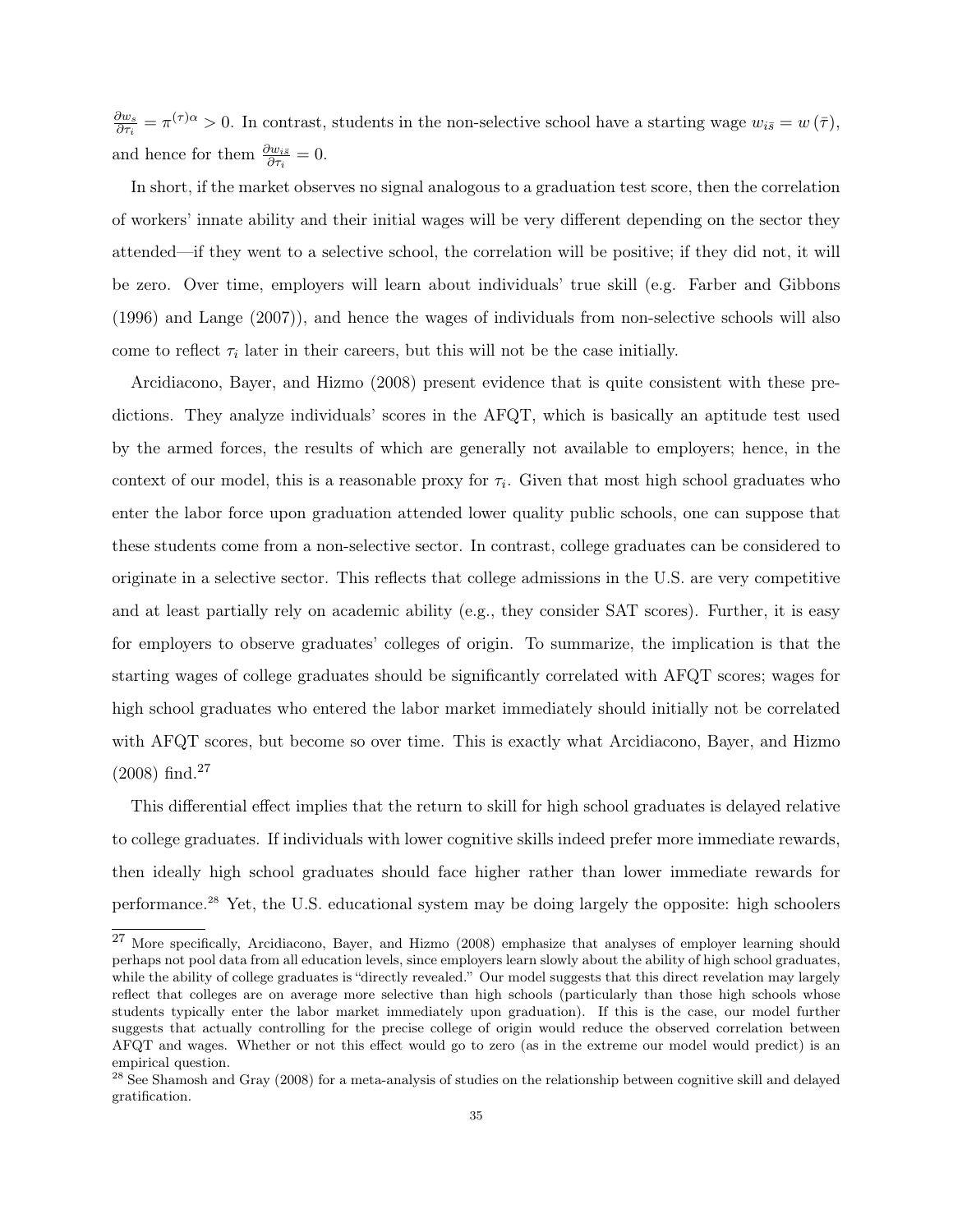$\frac{\partial w_s}{\partial \tau_i} = \pi^{(\tau)\alpha} > 0$. In contrast, students in the non-selective school have a starting wage $w_{i\bar{s}} = w(\bar{\tau})$, and hence for them $\frac{\partial w_{i\bar{s}}}{\partial \tau_i} = 0$.

In short, if the market observes no signal analogous to a graduation test score, then the correlation of workers' innate ability and their initial wages will be very different depending on the sector they attended—if they went to a selective school, the correlation will be positive; if they did not, it will be zero. Over time, employers will learn about individuals' true skill (e.g. Farber and Gibbons (1996) and Lange (2007)), and hence the wages of individuals from non-selective schools will also come to reflect $\tau_i$ later in their careers, but this will not be the case initially.

Arcidiacono, Bayer, and Hizmo (2008) present evidence that is quite consistent with these predictions. They analyze individuals' scores in the AFQT, which is basically an aptitude test used by the armed forces, the results of which are generally not available to employers; hence, in the context of our model, this is a reasonable proxy for $\tau_i$. Given that most high school graduates who enter the labor force upon graduation attended lower quality public schools, one can suppose that these students come from a non-selective sector. In contrast, college graduates can be considered to originate in a selective sector. This reflects that college admissions in the U.S. are very competitive and at least partially rely on academic ability (e.g., they consider SAT scores). Further, it is easy for employers to observe graduates' colleges of origin. To summarize, the implication is that the starting wages of college graduates should be significantly correlated with AFQT scores; wages for high school graduates who entered the labor market immediately should initially not be correlated with AFQT scores, but become so over time. This is exactly what Arcidiacono, Bayer, and Hizmo (2008) find.[27]

This differential effect implies that the return to skill for high school graduates is delayed relative to college graduates. If individuals with lower cognitive skills indeed prefer more immediate rewards, then ideally high school graduates should face higher rather than lower immediate rewards for performance.[28] Yet, the U.S. educational system may be doing largely the opposite: high schoolers

[27] More specifically, Arcidiacono, Bayer, and Hizmo (2008) emphasize that analyses of employer learning should perhaps not pool data from all education levels, since employers learn slowly about the ability of high school graduates, while the ability of college graduates is "directly revealed." Our model suggests that this direct revelation may largely reflect that colleges are on average more selective than high schools (particularly than those high schools whose students typically enter the labor market immediately upon graduation). If this is the case, our model further suggests that actually controlling for the precise college of origin would reduce the observed correlation between AFQT and wages. Whether or not this effect would go to zero (as in the extreme our model would predict) is an empirical question.

[28] See Shamosh and Gray (2008) for a meta-analysis of studies on the relationship between cognitive skill and delayed gratification.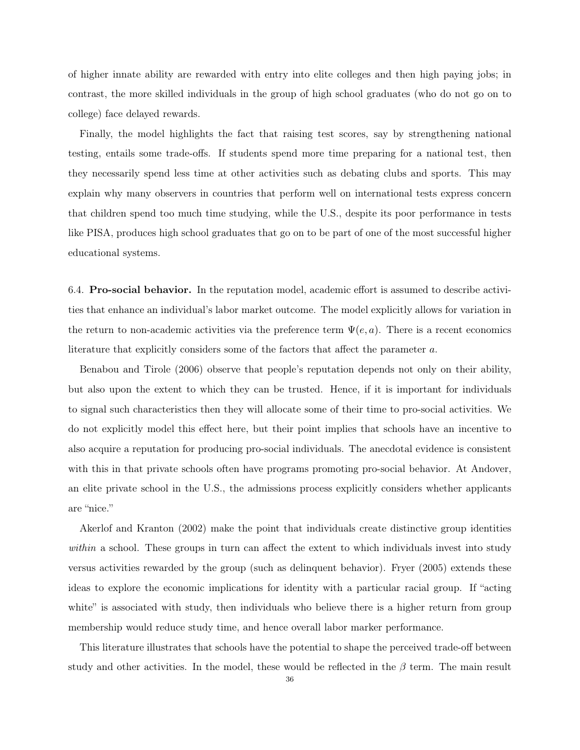of higher innate ability are rewarded with entry into elite colleges and then high paying jobs; in contrast, the more skilled individuals in the group of high school graduates (who do not go on to college) face delayed rewards.

Finally, the model highlights the fact that raising test scores, say by strengthening national testing, entails some trade-offs. If students spend more time preparing for a national test, then they necessarily spend less time at other activities such as debating clubs and sports. This may explain why many observers in countries that perform well on international tests express concern that children spend too much time studying, while the U.S., despite its poor performance in tests like PISA, produces high school graduates that go on to be part of one of the most successful higher educational systems.

6.4. **Pro-social behavior.** In the reputation model, academic effort is assumed to describe activities that enhance an individual's labor market outcome. The model explicitly allows for variation in the return to non-academic activities via the preference term $\Psi(e, a)$. There is a recent economics literature that explicitly considers some of the factors that affect the parameter $a$.

Benabou and Tirole (2006) observe that people's reputation depends not only on their ability, but also upon the extent to which they can be trusted. Hence, if it is important for individuals to signal such characteristics then they will allocate some of their time to pro-social activities. We do not explicitly model this effect here, but their point implies that schools have an incentive to also acquire a reputation for producing pro-social individuals. The anecdotal evidence is consistent with this in that private schools often have programs promoting pro-social behavior. At Andover, an elite private school in the U.S., the admissions process explicitly considers whether applicants are "nice."

Akerlof and Kranton (2002) make the point that individuals create distinctive group identities *within* a school. These groups in turn can affect the extent to which individuals invest into study versus activities rewarded by the group (such as delinquent behavior). Fryer (2005) extends these ideas to explore the economic implications for identity with a particular racial group. If "acting white" is associated with study, then individuals who believe there is a higher return from group membership would reduce study time, and hence overall labor marker performance.

This literature illustrates that schools have the potential to shape the perceived trade-off between study and other activities. In the model, these would be reflected in the $\beta$ term. The main result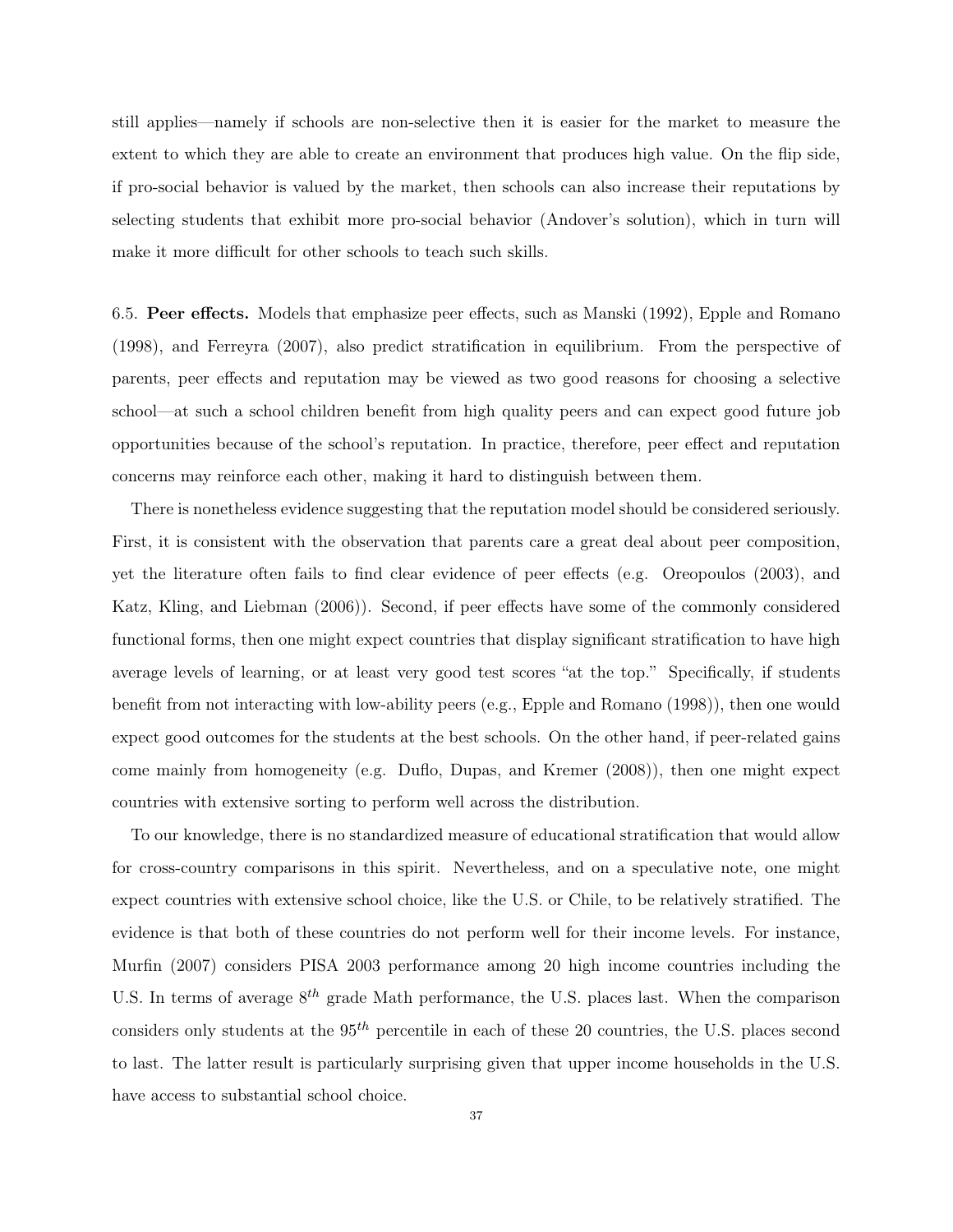still applies—namely if schools are non-selective then it is easier for the market to measure the extent to which they are able to create an environment that produces high value. On the flip side, if pro-social behavior is valued by the market, then schools can also increase their reputations by selecting students that exhibit more pro-social behavior (Andover's solution), which in turn will make it more difficult for other schools to teach such skills.

6.5. **Peer effects.** Models that emphasize peer effects, such as Manski (1992), Epple and Romano (1998), and Ferreyra (2007), also predict stratification in equilibrium. From the perspective of parents, peer effects and reputation may be viewed as two good reasons for choosing a selective school—at such a school children benefit from high quality peers and can expect good future job opportunities because of the school's reputation. In practice, therefore, peer effect and reputation concerns may reinforce each other, making it hard to distinguish between them.

There is nonetheless evidence suggesting that the reputation model should be considered seriously. First, it is consistent with the observation that parents care a great deal about peer composition, yet the literature often fails to find clear evidence of peer effects (e.g. Oreopoulos (2003), and Katz, Kling, and Liebman (2006)). Second, if peer effects have some of the commonly considered functional forms, then one might expect countries that display significant stratification to have high average levels of learning, or at least very good test scores "at the top." Specifically, if students benefit from not interacting with low-ability peers (e.g., Epple and Romano (1998)), then one would expect good outcomes for the students at the best schools. On the other hand, if peer-related gains come mainly from homogeneity (e.g. Duflo, Dupas, and Kremer (2008)), then one might expect countries with extensive sorting to perform well across the distribution.

To our knowledge, there is no standardized measure of educational stratification that would allow for cross-country comparisons in this spirit. Nevertheless, and on a speculative note, one might expect countries with extensive school choice, like the U.S. or Chile, to be relatively stratified. The evidence is that both of these countries do not perform well for their income levels. For instance, Murfin (2007) considers PISA 2003 performance among 20 high income countries including the U.S. In terms of average $8^{th}$ grade Math performance, the U.S. places last. When the comparison considers only students at the $95^{th}$ percentile in each of these 20 countries, the U.S. places second to last. The latter result is particularly surprising given that upper income households in the U.S. have access to substantial school choice.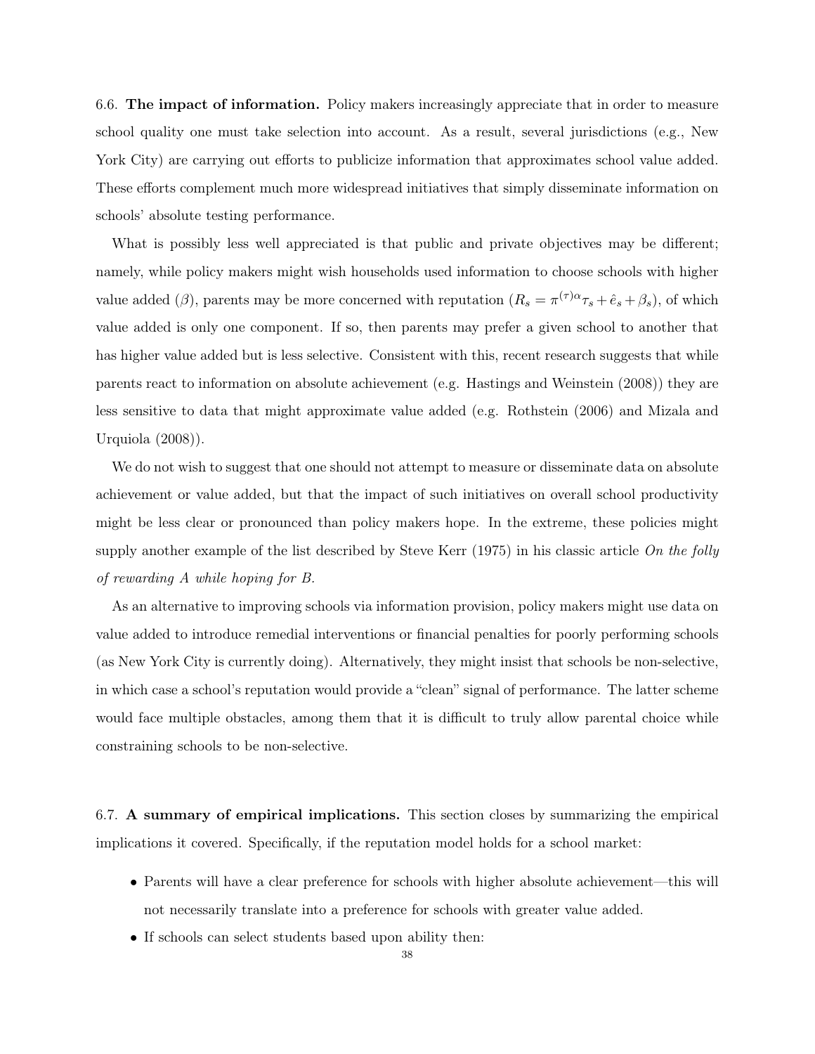6.6. **The impact of information.** Policy makers increasingly appreciate that in order to measure school quality one must take selection into account. As a result, several jurisdictions (e.g., New York City) are carrying out efforts to publicize information that approximates school value added. These efforts complement much more widespread initiatives that simply disseminate information on schools' absolute testing performance.

What is possibly less well appreciated is that public and private objectives may be different; namely, while policy makers might wish households used information to choose schools with higher value added ($\beta$), parents may be more concerned with reputation ($R_s = \pi^{(\tau)\alpha}\tau_s + \hat{e}_s + \beta_s$), of which value added is only one component. If so, then parents may prefer a given school to another that has higher value added but is less selective. Consistent with this, recent research suggests that while parents react to information on absolute achievement (e.g. Hastings and Weinstein (2008)) they are less sensitive to data that might approximate value added (e.g. Rothstein (2006) and Mizala and Urquiola (2008)).

We do not wish to suggest that one should not attempt to measure or disseminate data on absolute achievement or value added, but that the impact of such initiatives on overall school productivity might be less clear or pronounced than policy makers hope. In the extreme, these policies might supply another example of the list described by Steve Kerr (1975) in his classic article *On the folly of rewarding A while hoping for B.*

As an alternative to improving schools via information provision, policy makers might use data on value added to introduce remedial interventions or financial penalties for poorly performing schools (as New York City is currently doing). Alternatively, they might insist that schools be non-selective, in which case a school's reputation would provide a "clean" signal of performance. The latter scheme would face multiple obstacles, among them that it is difficult to truly allow parental choice while constraining schools to be non-selective.

6.7. **A summary of empirical implications.** This section closes by summarizing the empirical implications it covered. Specifically, if the reputation model holds for a school market:

- Parents will have a clear preference for schools with higher absolute achievement—this will not necessarily translate into a preference for schools with greater value added.
- If schools can select students based upon ability then: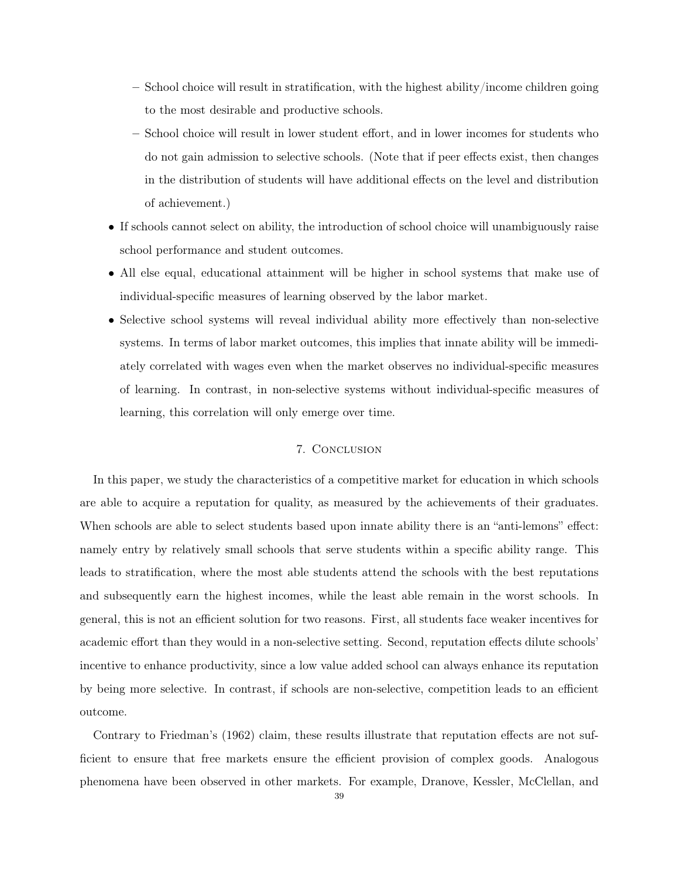- School choice will result in stratification, with the highest ability/income children going to the most desirable and productive schools.
  - School choice will result in lower student effort, and in lower incomes for students who do not gain admission to selective schools. (Note that if peer effects exist, then changes in the distribution of students will have additional effects on the level and distribution of achievement.)
- If schools cannot select on ability, the introduction of school choice will unambiguously raise school performance and student outcomes.
- All else equal, educational attainment will be higher in school systems that make use of individual-specific measures of learning observed by the labor market.
- Selective school systems will reveal individual ability more effectively than non-selective systems. In terms of labor market outcomes, this implies that innate ability will be immediately correlated with wages even when the market observes no individual-specific measures of learning. In contrast, in non-selective systems without individual-specific measures of learning, this correlation will only emerge over time.

## 7. Conclusion

In this paper, we study the characteristics of a competitive market for education in which schools are able to acquire a reputation for quality, as measured by the achievements of their graduates. When schools are able to select students based upon innate ability there is an "anti-lemons" effect: namely entry by relatively small schools that serve students within a specific ability range. This leads to stratification, where the most able students attend the schools with the best reputations and subsequently earn the highest incomes, while the least able remain in the worst schools. In general, this is not an efficient solution for two reasons. First, all students face weaker incentives for academic effort than they would in a non-selective setting. Second, reputation effects dilute schools' incentive to enhance productivity, since a low value added school can always enhance its reputation by being more selective. In contrast, if schools are non-selective, competition leads to an efficient outcome.

Contrary to Friedman's (1962) claim, these results illustrate that reputation effects are not sufficient to ensure that free markets ensure the efficient provision of complex goods. Analogous phenomena have been observed in other markets. For example, Dranove, Kessler, McClellan, and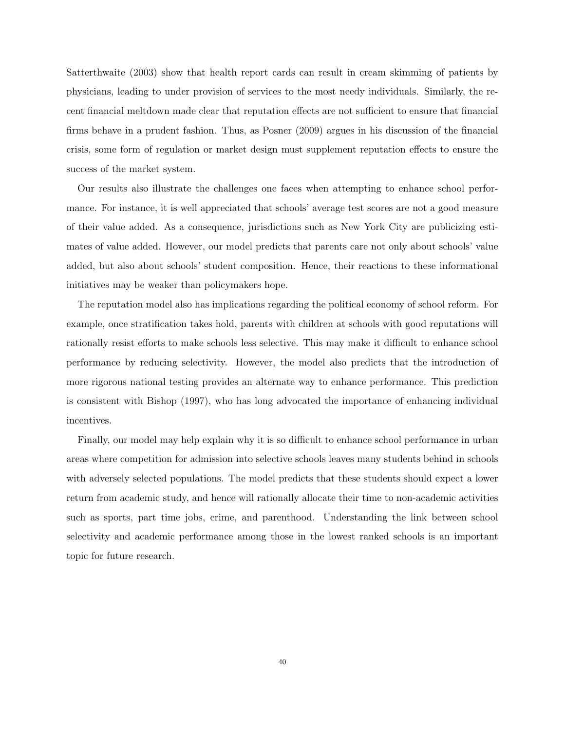Satterthwaite (2003) show that health report cards can result in cream skimming of patients by physicians, leading to under provision of services to the most needy individuals. Similarly, the recent financial meltdown made clear that reputation effects are not sufficient to ensure that financial firms behave in a prudent fashion. Thus, as Posner (2009) argues in his discussion of the financial crisis, some form of regulation or market design must supplement reputation effects to ensure the success of the market system.

Our results also illustrate the challenges one faces when attempting to enhance school performance. For instance, it is well appreciated that schools' average test scores are not a good measure of their value added. As a consequence, jurisdictions such as New York City are publicizing estimates of value added. However, our model predicts that parents care not only about schools' value added, but also about schools' student composition. Hence, their reactions to these informational initiatives may be weaker than policymakers hope.

The reputation model also has implications regarding the political economy of school reform. For example, once stratification takes hold, parents with children at schools with good reputations will rationally resist efforts to make schools less selective. This may make it difficult to enhance school performance by reducing selectivity. However, the model also predicts that the introduction of more rigorous national testing provides an alternate way to enhance performance. This prediction is consistent with Bishop (1997), who has long advocated the importance of enhancing individual incentives.

Finally, our model may help explain why it is so difficult to enhance school performance in urban areas where competition for admission into selective schools leaves many students behind in schools with adversely selected populations. The model predicts that these students should expect a lower return from academic study, and hence will rationally allocate their time to non-academic activities such as sports, part time jobs, crime, and parenthood. Understanding the link between school selectivity and academic performance among those in the lowest ranked schools is an important topic for future research.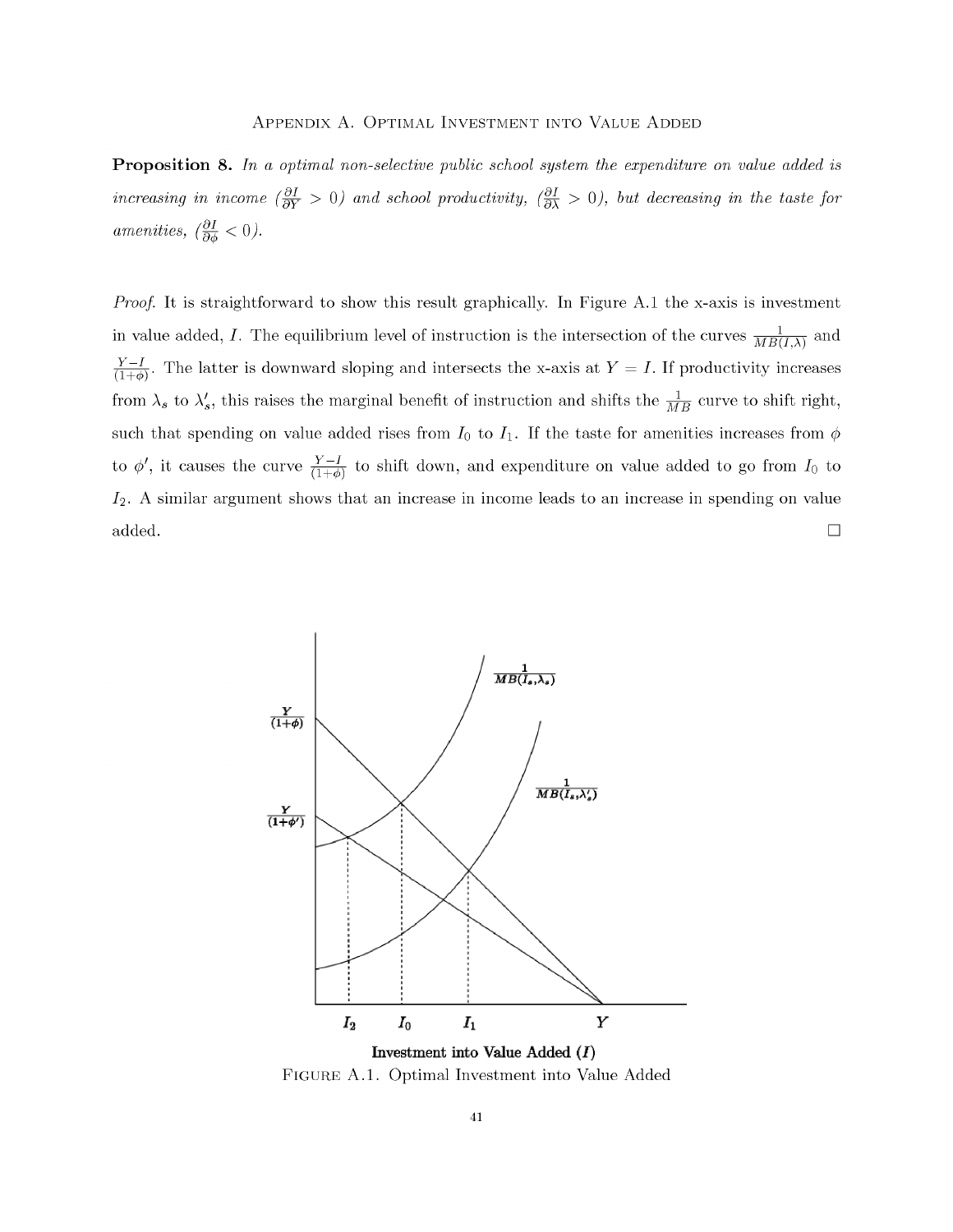## Appendix A. Optimal Investment into Value Added

**Proposition 8.** *In a optimal non-selective public school system the expenditure on value added is increasing in income* ($\frac{\partial I}{\partial Y} > 0$) *and school productivity,* ($\frac{\partial I}{\partial \lambda} > 0$)*, but decreasing in the taste for amenities,* ($\frac{\partial I}{\partial \phi} < 0$)*.*

*Proof.* It is straightforward to show this result graphically. In Figure A.1 the x-axis is investment in value added, $I$. The equilibrium level of instruction is the intersection of the curves $\frac{1}{MB(I,\lambda)}$ and $\frac{Y-I}{(1+\phi)}$. The latter is downward sloping and intersects the x-axis at $Y = I$. If productivity increases from $\lambda_s$ to $\lambda_s'$, this raises the marginal benefit of instruction and shifts the $\frac{1}{MB}$ curve to shift right, such that spending on value added rises from $I_0$ to $I_1$. If the taste for amenities increases from $\phi$ to $\phi'$, it causes the curve $\frac{Y-I}{(1+\phi)}$ to shift down, and expenditure on value added to go from $I_0$ to $I_2$. A similar argument shows that an increase in income leads to an increase in spending on value added. □

Figure A.1. Optimal Investment into Value Added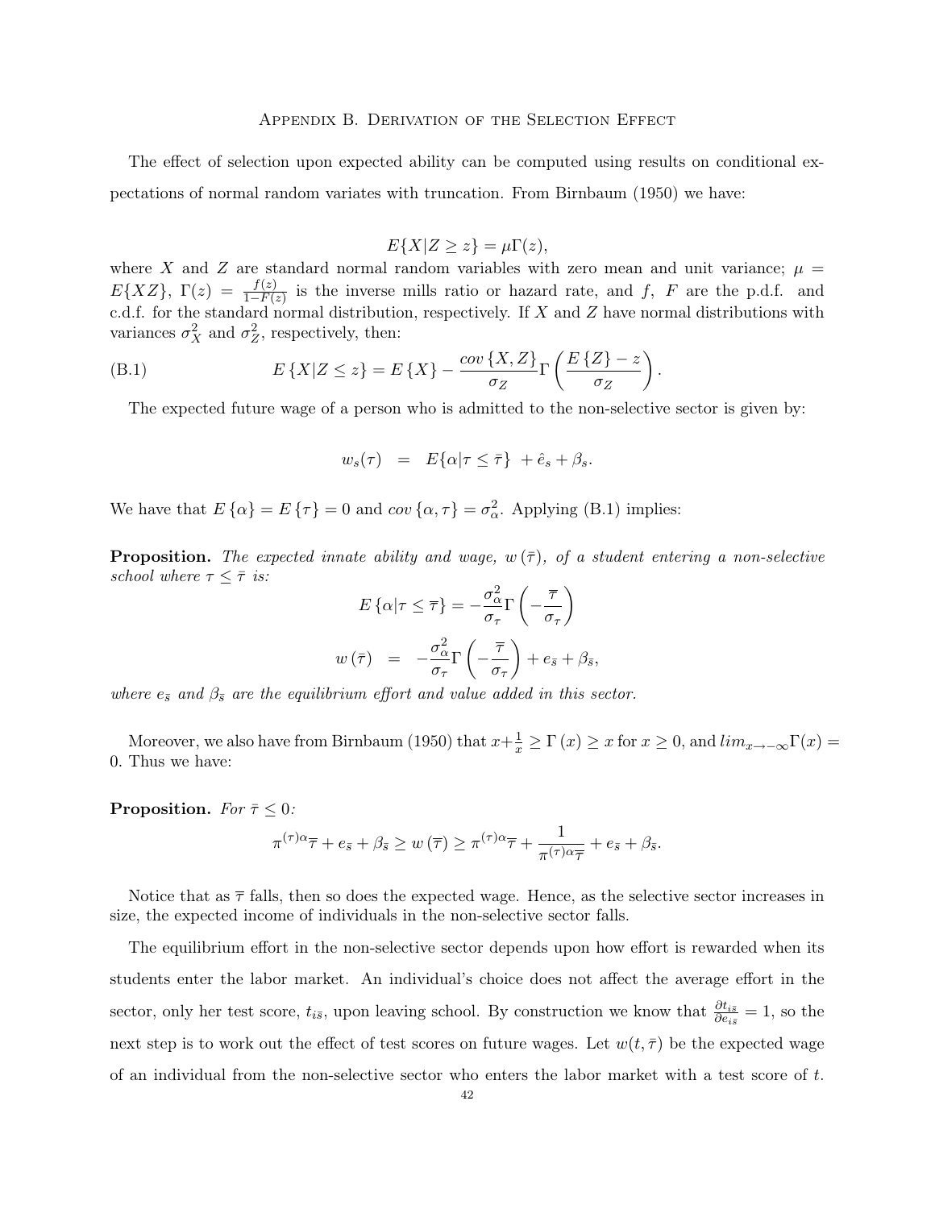## Appendix B. Derivation of the Selection Effect

The effect of selection upon expected ability can be computed using results on conditional expectations of normal random variates with truncation. From Birnbaum (1950) we have:

$$E\{X|Z \geq z\} = \mu\Gamma(z),$$

where $X$ and $Z$ are standard normal random variables with zero mean and unit variance; $\mu = E\{XZ\}$, $\Gamma(z) = \frac{f(z)}{1-F(z)}$ is the inverse mills ratio or hazard rate, and $f$, $F$ are the p.d.f. and c.d.f. for the standard normal distribution, respectively. If $X$ and $Z$ have normal distributions with variances $\sigma_X^2$ and $\sigma_Z^2$, respectively, then:

$$E\{X|Z \leq z\} = E\{X\} - \frac{cov\{X, Z\}}{\sigma_Z}\Gamma\left(\frac{E\{Z\} - z}{\sigma_Z}\right). \tag{B.1}$$

The expected future wage of a person who is admitted to the non-selective sector is given by:

$$w_s(\tau) \quad = \quad E\{\alpha|\tau \leq \bar{\tau}\} \ + \hat{e}_s + \beta_s.$$

We have that $E\{\alpha\} = E\{\tau\} = 0$ and $cov\{\alpha, \tau\} = \sigma_\alpha^2$. Applying (B.1) implies:

**Proposition.** *The expected innate ability and wage, $w(\bar{\tau})$, of a student entering a non-selective school where $\tau \leq \bar{\tau}$ is:*

$$E\{\alpha|\tau \leq \overline{\tau}\} = -\frac{\sigma_\alpha^2}{\sigma_\tau}\Gamma\left(-\frac{\overline{\tau}}{\sigma_\tau}\right)$$

$$w(\bar{\tau}) \quad = \quad -\frac{\sigma_\alpha^2}{\sigma_\tau}\Gamma\left(-\frac{\overline{\tau}}{\sigma_\tau}\right) + e_{\bar{s}} + \beta_{\bar{s}},$$

*where $e_{\bar{s}}$ and $\beta_{\bar{s}}$ are the equilibrium effort and value added in this sector.*

Moreover, we also have from Birnbaum (1950) that $x + \frac{1}{x} \geq \Gamma(x) \geq x$ for $x \geq 0$, and $lim_{x \to -\infty}\Gamma(x) = 0$. Thus we have:

**Proposition.** *For $\bar{\tau} \leq 0$:*

$$\pi^{(\tau)\alpha}\overline{\tau} + e_{\bar{s}} + \beta_{\bar{s}} \geq w(\overline{\tau}) \geq \pi^{(\tau)\alpha}\overline{\tau} + \frac{1}{\pi^{(\tau)\alpha}\overline{\tau}} + e_{\bar{s}} + \beta_{\bar{s}}.$$

Notice that as $\overline{\tau}$ falls, then so does the expected wage. Hence, as the selective sector increases in size, the expected income of individuals in the non-selective sector falls.

The equilibrium effort in the non-selective sector depends upon how effort is rewarded when its students enter the labor market. An individual's choice does not affect the average effort in the sector, only her test score, $t_{i\bar{s}}$, upon leaving school. By construction we know that $\frac{\partial t_{i\bar{s}}}{\partial e_{i\bar{s}}} = 1$, so the next step is to work out the effect of test scores on future wages. Let $w(t, \bar{\tau})$ be the expected wage of an individual from the non-selective sector who enters the labor market with a test score of $t$.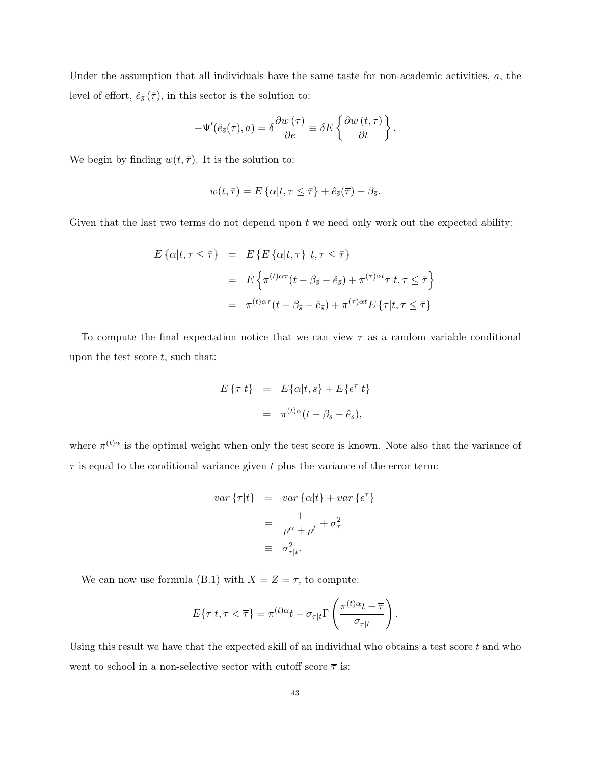Under the assumption that all individuals have the same taste for non-academic activities, $a$, the level of effort, $\hat{e}_{\bar{s}}(\bar{\tau})$, in this sector is the solution to:

$$-\Psi'(\hat{e}_{\bar{s}}(\bar{\tau}), a) = \delta \frac{\partial w(\bar{\tau})}{\partial e} \equiv \delta E\left\{\frac{\partial w(t, \bar{\tau})}{\partial t}\right\}.$$

We begin by finding $w(t, \bar{\tau})$. It is the solution to:

$$w(t, \bar{\tau}) = E\{\alpha | t, \tau \leq \bar{\tau}\} + \hat{e}_{\bar{s}}(\bar{\tau}) + \beta_{\bar{s}}.$$

Given that the last two terms do not depend upon $t$ we need only work out the expected ability:

$$\begin{aligned}
E\{\alpha | t, \tau \leq \bar{\tau}\} &= E\{E\{\alpha | t, \tau\} | t, \tau \leq \bar{\tau}\} \\
&= E\left\{\pi^{(t)\alpha\tau}(t - \beta_{\bar{s}} - \hat{e}_{\bar{s}}) + \pi^{(\tau)\alpha t}\tau | t, \tau \leq \bar{\tau}\right\} \\
&= \pi^{(t)\alpha\tau}(t - \beta_{\bar{s}} - \hat{e}_{\bar{s}}) + \pi^{(\tau)\alpha t} E\{\tau | t, \tau \leq \bar{\tau}\}
\end{aligned}$$

To compute the final expectation notice that we can view $\tau$ as a random variable conditional upon the test score $t$, such that:

$$\begin{aligned}
E\{\tau | t\} &= E\{\alpha | t, s\} + E\{\epsilon^{\tau} | t\} \\
&= \pi^{(t)\alpha}(t - \beta_s - \hat{e}_s),
\end{aligned}$$

where $\pi^{(t)\alpha}$ is the optimal weight when only the test score is known. Note also that the variance of $\tau$ is equal to the conditional variance given $t$ plus the variance of the error term:

$$\begin{aligned}
var\{\tau | t\} &= var\{\alpha | t\} + var\{\epsilon^{\tau}\} \\
&= \frac{1}{\rho^{\alpha} + \rho^{t}} + \sigma_{\tau}^{2} \\
&\equiv \sigma_{\tau|t}^{2}.
\end{aligned}$$

We can now use formula (B.1) with $X = Z = \tau$, to compute:

$$E\{\tau | t, \tau < \bar{\tau}\} = \pi^{(t)\alpha} t - \sigma_{\tau|t} \Gamma\left(\frac{\pi^{(t)\alpha} t - \bar{\tau}}{\sigma_{\tau|t}}\right).$$

Using this result we have that the expected skill of an individual who obtains a test score $t$ and who went to school in a non-selective sector with cutoff score $\bar{\tau}$ is: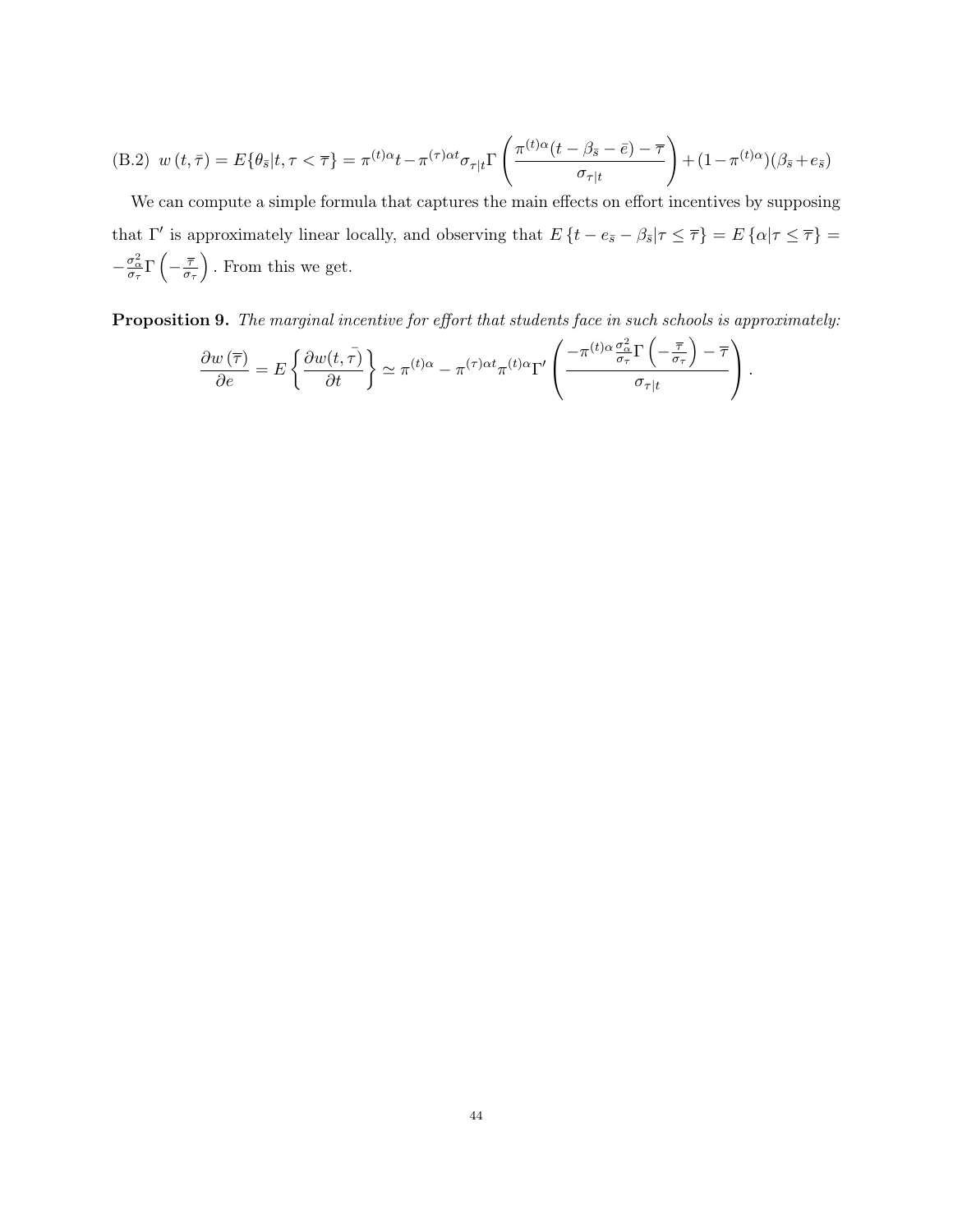(B.2) $w(t, \bar{\tau}) = E\{\theta_{\bar{s}} | t, \tau < \overline{\tau}\} = \pi^{(t)\alpha} t - \pi^{(\tau)\alpha t} \sigma_{\tau|t} \Gamma\left(\dfrac{\pi^{(t)\alpha}(t - \beta_{\bar{s}} - \bar{e}) - \overline{\tau}}{\sigma_{\tau|t}}\right) + (1 - \pi^{(t)\alpha})(\beta_{\bar{s}} + e_{\bar{s}})$

We can compute a simple formula that captures the main effects on effort incentives by supposing that $\Gamma'$ is approximately linear locally, and observing that $E\{t - e_{\bar{s}} - \beta_{\bar{s}} | \tau \leq \overline{\tau}\} = E\{\alpha | \tau \leq \overline{\tau}\} = -\frac{\sigma_\alpha^2}{\sigma_\tau} \Gamma\left(-\frac{\overline{\tau}}{\sigma_\tau}\right)$. From this we get.

**Proposition 9.** *The marginal incentive for effort that students face in such schools is approximately:*

$$\frac{\partial w(\overline{\tau})}{\partial e} = E\left\{\frac{\partial w(t, \bar{\tau})}{\partial t}\right\} \simeq \pi^{(t)\alpha} - \pi^{(\tau)\alpha t} \pi^{(t)\alpha} \Gamma' \left(\frac{-\pi^{(t)\alpha} \frac{\sigma_\alpha^2}{\sigma_\tau} \Gamma\left(-\frac{\overline{\tau}}{\sigma_\tau}\right) - \overline{\tau}}{\sigma_{\tau|t}}\right).$$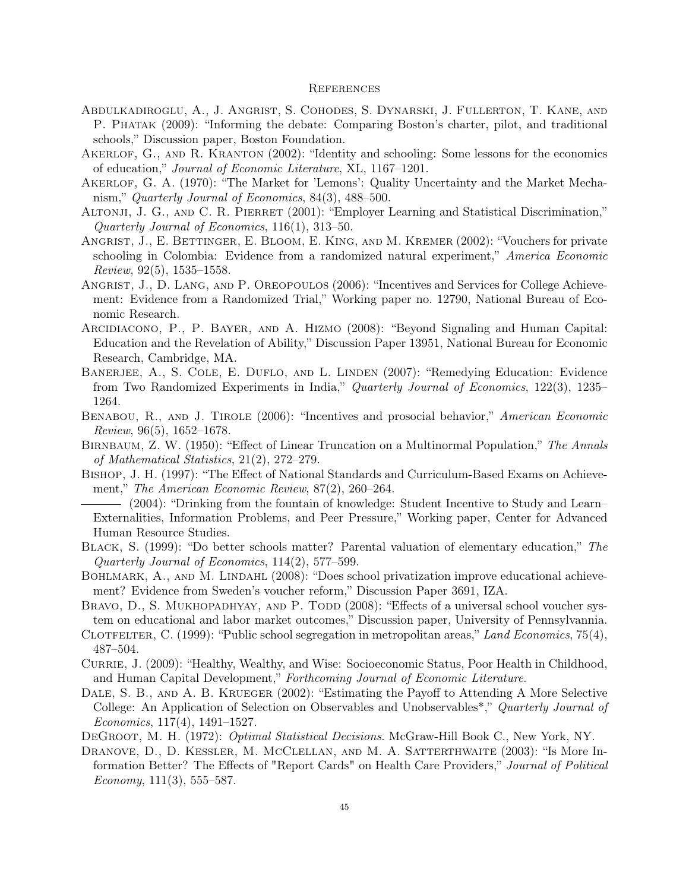## References

Abdulkadiroglu, A., J. Angrist, S. Cohodes, S. Dynarski, J. Fullerton, T. Kane, and P. Phatak (2009): "Informing the debate: Comparing Boston's charter, pilot, and traditional schools," Discussion paper, Boston Foundation.

Akerlof, G., and R. Kranton (2002): "Identity and schooling: Some lessons for the economics of education," *Journal of Economic Literature*, XL, 1167–1201.

Akerlof, G. A. (1970): "The Market for 'Lemons': Quality Uncertainty and the Market Mechanism," *Quarterly Journal of Economics*, 84(3), 488–500.

Altonji, J. G., and C. R. Pierret (2001): "Employer Learning and Statistical Discrimination," *Quarterly Journal of Economics*, 116(1), 313–50.

Angrist, J., E. Bettinger, E. Bloom, E. King, and M. Kremer (2002): "Vouchers for private schooling in Colombia: Evidence from a randomized natural experiment," *America Economic Review*, 92(5), 1535–1558.

Angrist, J., D. Lang, and P. Oreopoulos (2006): "Incentives and Services for College Achievement: Evidence from a Randomized Trial," Working paper no. 12790, National Bureau of Economic Research.

Arcidiacono, P., P. Bayer, and A. Hizmo (2008): "Beyond Signaling and Human Capital: Education and the Revelation of Ability," Discussion Paper 13951, National Bureau for Economic Research, Cambridge, MA.

Banerjee, A., S. Cole, E. Duflo, and L. Linden (2007): "Remedying Education: Evidence from Two Randomized Experiments in India," *Quarterly Journal of Economics*, 122(3), 1235–1264.

Benabou, R., and J. Tirole (2006): "Incentives and prosocial behavior," *American Economic Review*, 96(5), 1652–1678.

Birnbaum, Z. W. (1950): "Effect of Linear Truncation on a Multinormal Population," *The Annals of Mathematical Statistics*, 21(2), 272–279.

Bishop, J. H. (1997): "The Effect of National Standards and Curriculum-Based Exams on Achievement," *The American Economic Review*, 87(2), 260–264.

——— (2004): "Drinking from the fountain of knowledge: Student Incentive to Study and Learn–Externalities, Information Problems, and Peer Pressure," Working paper, Center for Advanced Human Resource Studies.

Black, S. (1999): "Do better schools matter? Parental valuation of elementary education," *The Quarterly Journal of Economics*, 114(2), 577–599.

Bohlmark, A., and M. Lindahl (2008): "Does school privatization improve educational achievement? Evidence from Sweden's voucher reform," Discussion Paper 3691, IZA.

Bravo, D., S. Mukhopadhyay, and P. Todd (2008): "Effects of a universal school voucher system on educational and labor market outcomes," Discussion paper, University of Pennsylvannia.

Clotfelter, C. (1999): "Public school segregation in metropolitan areas," *Land Economics*, 75(4), 487–504.

Currie, J. (2009): "Healthy, Wealthy, and Wise: Socioeconomic Status, Poor Health in Childhood, and Human Capital Development," *Forthcoming Journal of Economic Literature*.

Dale, S. B., and A. B. Krueger (2002): "Estimating the Payoff to Attending A More Selective College: An Application of Selection on Observables and Unobservables*," *Quarterly Journal of Economics*, 117(4), 1491–1527.

DeGroot, M. H. (1972): *Optimal Statistical Decisions*. McGraw-Hill Book C., New York, NY.

Dranove, D., D. Kessler, M. McClellan, and M. A. Satterthwaite (2003): "Is More Information Better? The Effects of "Report Cards" on Health Care Providers," *Journal of Political Economy*, 111(3), 555–587.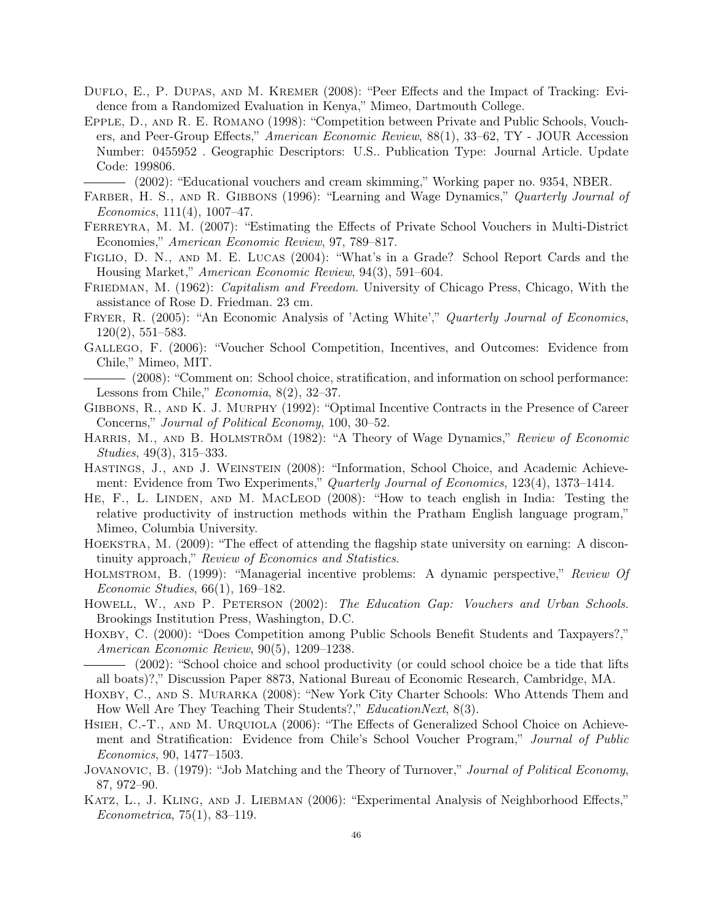Duflo, E., P. Dupas, and M. Kremer (2008): "Peer Effects and the Impact of Tracking: Evidence from a Randomized Evaluation in Kenya," Mimeo, Dartmouth College.

Epple, D., and R. E. Romano (1998): "Competition between Private and Public Schools, Vouchers, and Peer-Group Effects," *American Economic Review*, 88(1), 33–62, TY - JOUR Accession Number: 0455952 . Geographic Descriptors: U.S.. Publication Type: Journal Article. Update Code: 199806.

——— (2002): "Educational vouchers and cream skimming," Working paper no. 9354, NBER.

Farber, H. S., and R. Gibbons (1996): "Learning and Wage Dynamics," *Quarterly Journal of Economics*, 111(4), 1007–47.

Ferreyra, M. M. (2007): "Estimating the Effects of Private School Vouchers in Multi-District Economies," *American Economic Review*, 97, 789–817.

Figlio, D. N., and M. E. Lucas (2004): "What's in a Grade? School Report Cards and the Housing Market," *American Economic Review*, 94(3), 591–604.

Friedman, M. (1962): *Capitalism and Freedom*. University of Chicago Press, Chicago, With the assistance of Rose D. Friedman. 23 cm.

Fryer, R. (2005): "An Economic Analysis of 'Acting White'," *Quarterly Journal of Economics*, 120(2), 551–583.

Gallego, F. (2006): "Voucher School Competition, Incentives, and Outcomes: Evidence from Chile," Mimeo, MIT.

——— (2008): "Comment on: School choice, stratification, and information on school performance: Lessons from Chile," *Economia*, 8(2), 32–37.

Gibbons, R., and K. J. Murphy (1992): "Optimal Incentive Contracts in the Presence of Career Concerns," *Journal of Political Economy*, 100, 30–52.

Harris, M., and B. Holmström (1982): "A Theory of Wage Dynamics," *Review of Economic Studies*, 49(3), 315–333.

Hastings, J., and J. Weinstein (2008): "Information, School Choice, and Academic Achievement: Evidence from Two Experiments," *Quarterly Journal of Economics*, 123(4), 1373–1414.

He, F., L. Linden, and M. MacLeod (2008): "How to teach english in India: Testing the relative productivity of instruction methods within the Pratham English language program," Mimeo, Columbia University.

Hoekstra, M. (2009): "The effect of attending the flagship state university on earning: A discontinuity approach," *Review of Economics and Statistics*.

Holmstrom, B. (1999): "Managerial incentive problems: A dynamic perspective," *Review Of Economic Studies*, 66(1), 169–182.

Howell, W., and P. Peterson (2002): *The Education Gap: Vouchers and Urban Schools*. Brookings Institution Press, Washington, D.C.

Hoxby, C. (2000): "Does Competition among Public Schools Benefit Students and Taxpayers?," *American Economic Review*, 90(5), 1209–1238.

——— (2002): "School choice and school productivity (or could school choice be a tide that lifts all boats)?," Discussion Paper 8873, National Bureau of Economic Research, Cambridge, MA.

Hoxby, C., and S. Murarka (2008): "New York City Charter Schools: Who Attends Them and How Well Are They Teaching Their Students?," *EducationNext*, 8(3).

Hsieh, C.-T., and M. Urquiola (2006): "The Effects of Generalized School Choice on Achievement and Stratification: Evidence from Chile's School Voucher Program," *Journal of Public Economics*, 90, 1477–1503.

Jovanovic, B. (1979): "Job Matching and the Theory of Turnover," *Journal of Political Economy*, 87, 972–90.

Katz, L., J. Kling, and J. Liebman (2006): "Experimental Analysis of Neighborhood Effects," *Econometrica*, 75(1), 83–119.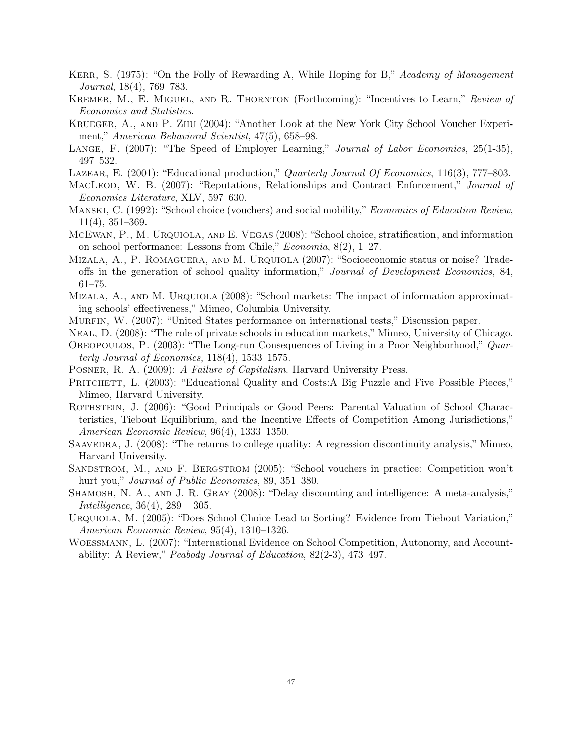Kerr, S. (1975): "On the Folly of Rewarding A, While Hoping for B," *Academy of Management Journal*, 18(4), 769–783.

Kremer, M., E. Miguel, and R. Thornton (Forthcoming): "Incentives to Learn," *Review of Economics and Statistics*.

Krueger, A., and P. Zhu (2004): "Another Look at the New York City School Voucher Experiment," *American Behavioral Scientist*, 47(5), 658–98.

Lange, F. (2007): "The Speed of Employer Learning," *Journal of Labor Economics*, 25(1-35), 497–532.

Lazear, E. (2001): "Educational production," *Quarterly Journal Of Economics*, 116(3), 777–803.

MacLeod, W. B. (2007): "Reputations, Relationships and Contract Enforcement," *Journal of Economics Literature*, XLV, 597–630.

Manski, C. (1992): "School choice (vouchers) and social mobility," *Economics of Education Review*, 11(4), 351–369.

McEwan, P., M. Urquiola, and E. Vegas (2008): "School choice, stratification, and information on school performance: Lessons from Chile," *Economia*, 8(2), 1–27.

Mizala, A., P. Romaguera, and M. Urquiola (2007): "Socioeconomic status or noise? Tradeoffs in the generation of school quality information," *Journal of Development Economics*, 84, 61–75.

Mizala, A., and M. Urquiola (2008): "School markets: The impact of information approximating schools' effectiveness," Mimeo, Columbia University.

Murfin, W. (2007): "United States performance on international tests," Discussion paper.

Neal, D. (2008): "The role of private schools in education markets," Mimeo, University of Chicago.

Oreopoulos, P. (2003): "The Long-run Consequences of Living in a Poor Neighborhood," *Quarterly Journal of Economics*, 118(4), 1533–1575.

Posner, R. A. (2009): *A Failure of Capitalism*. Harvard University Press.

Pritchett, L. (2003): "Educational Quality and Costs:A Big Puzzle and Five Possible Pieces," Mimeo, Harvard University.

Rothstein, J. (2006): "Good Principals or Good Peers: Parental Valuation of School Characteristics, Tiebout Equilibrium, and the Incentive Effects of Competition Among Jurisdictions," *American Economic Review*, 96(4), 1333–1350.

Saavedra, J. (2008): "The returns to college quality: A regression discontinuity analysis," Mimeo, Harvard University.

Sandstrom, M., and F. Bergstrom (2005): "School vouchers in practice: Competition won't hurt you," *Journal of Public Economics*, 89, 351–380.

Shamosh, N. A., and J. R. Gray (2008): "Delay discounting and intelligence: A meta-analysis," *Intelligence*, 36(4), 289 – 305.

Urquiola, M. (2005): "Does School Choice Lead to Sorting? Evidence from Tiebout Variation," *American Economic Review*, 95(4), 1310–1326.

Woessmann, L. (2007): "International Evidence on School Competition, Autonomy, and Accountability: A Review," *Peabody Journal of Education*, 82(2-3), 473–497.